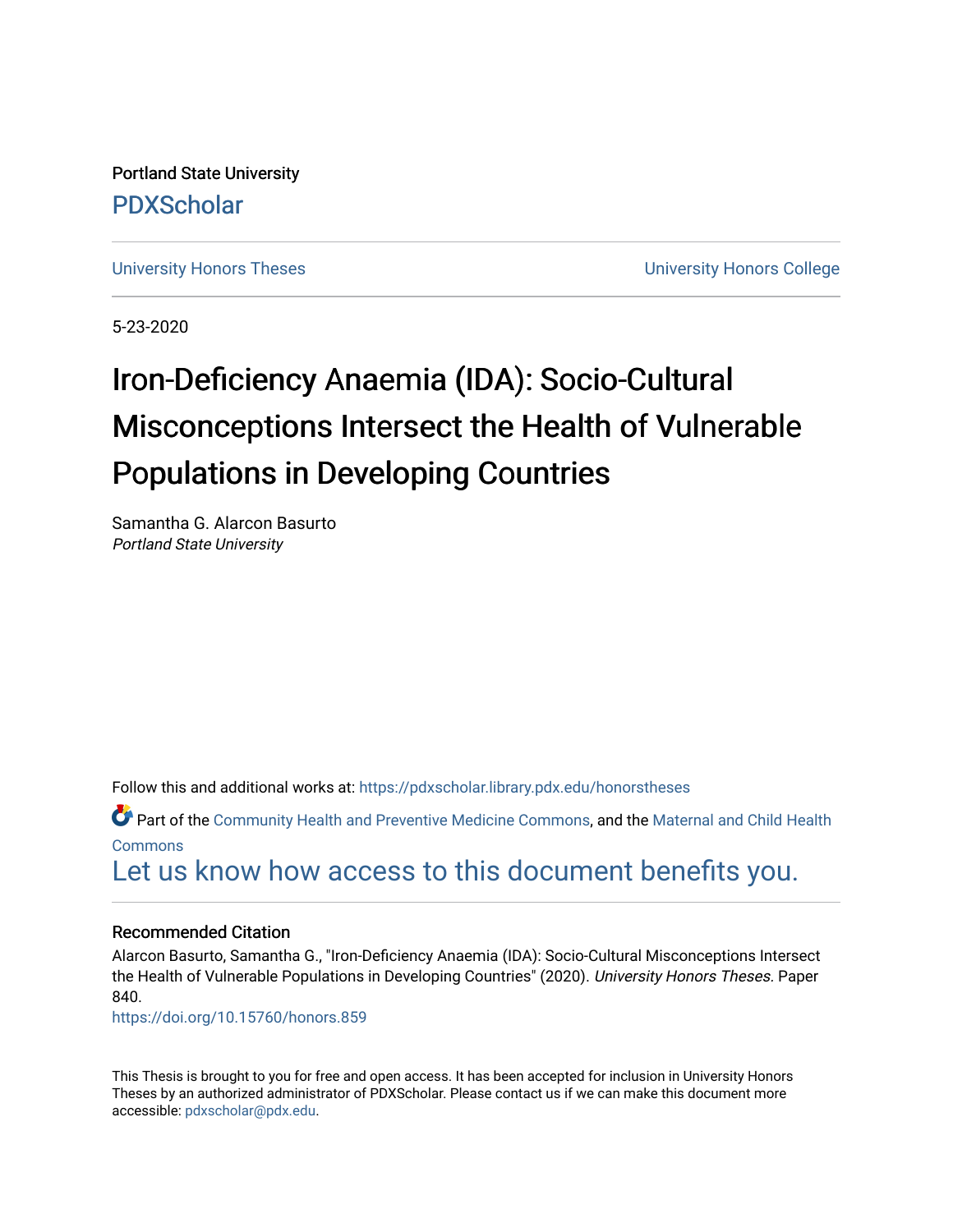Portland State University

PDXScholar

University Honors Theses | University Honors College

5-23-2020

# Iron-Deficiency Anaemia (IDA): Socio-Cultural Misconceptions Intersect the Health of Vulnerable Populations in Developing Countries

Samantha G. Alarcon Basurto
*Portland State University*

Follow this and additional works at: https://pdxscholar.library.pdx.edu/honorstheses

Part of the Community Health and Preventive Medicine Commons, and the Maternal and Child Health Commons

Let us know how access to this document benefits you.

### Recommended Citation

Alarcon Basurto, Samantha G., "Iron-Deficiency Anaemia (IDA): Socio-Cultural Misconceptions Intersect the Health of Vulnerable Populations in Developing Countries" (2020). *University Honors Theses*. Paper 840.

https://doi.org/10.15760/honors.859

This Thesis is brought to you for free and open access. It has been accepted for inclusion in University Honors Theses by an authorized administrator of PDXScholar. Please contact us if we can make this document more accessible: pdxscholar@pdx.edu.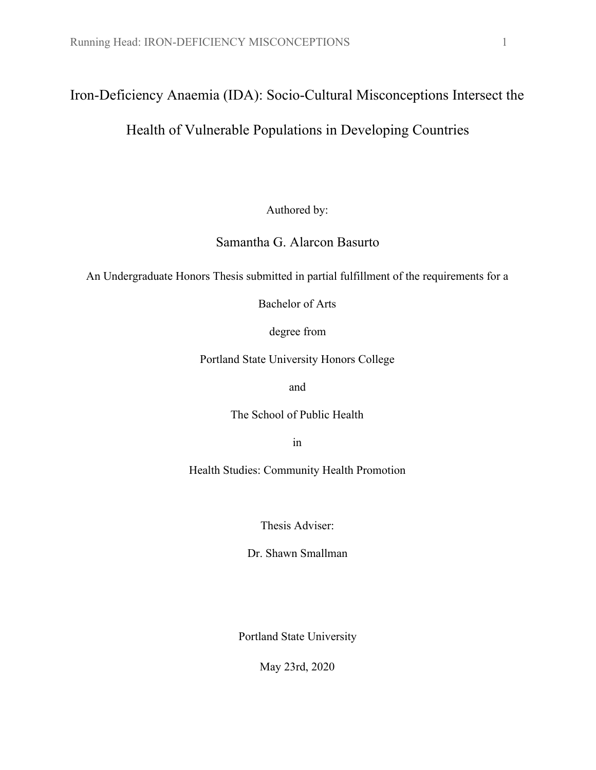# Iron-Deficiency Anaemia (IDA): Socio-Cultural Misconceptions Intersect the Health of Vulnerable Populations in Developing Countries

Authored by:

Samantha G. Alarcon Basurto

An Undergraduate Honors Thesis submitted in partial fulfillment of the requirements for a

Bachelor of Arts

degree from

Portland State University Honors College

and

The School of Public Health

in

Health Studies: Community Health Promotion

Thesis Adviser:

Dr. Shawn Smallman

Portland State University

May 23rd, 2020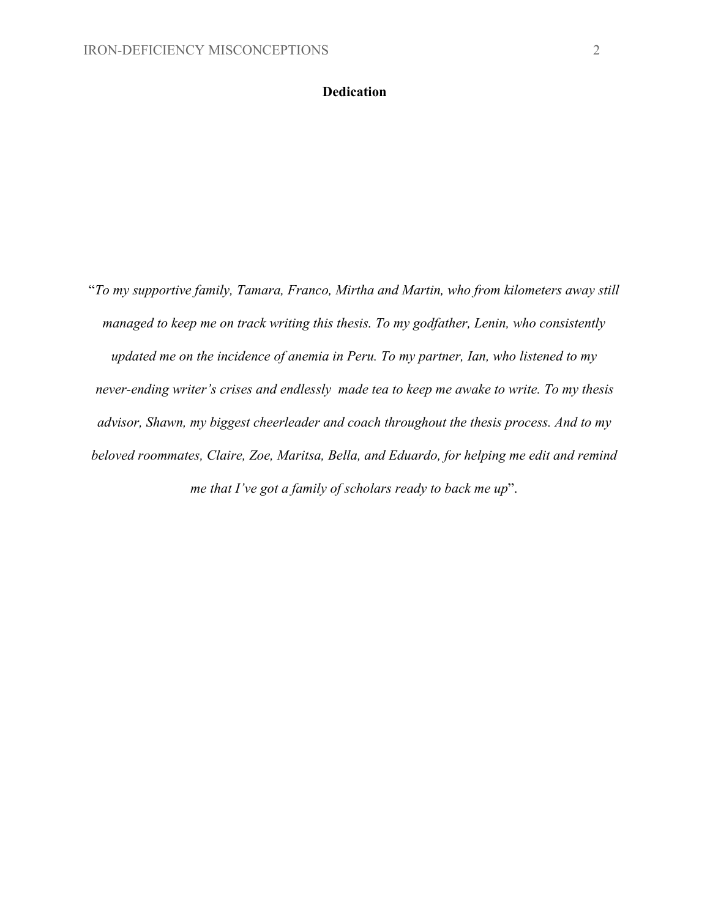# Dedication

"*To my supportive family, Tamara, Franco, Mirtha and Martin, who from kilometers away still managed to keep me on track writing this thesis. To my godfather, Lenin, who consistently updated me on the incidence of anemia in Peru. To my partner, Ian, who listened to my never-ending writer's crises and endlessly made tea to keep me awake to write. To my thesis advisor, Shawn, my biggest cheerleader and coach throughout the thesis process. And to my beloved roommates, Claire, Zoe, Maritsa, Bella, and Eduardo, for helping me edit and remind me that I've got a family of scholars ready to back me up*".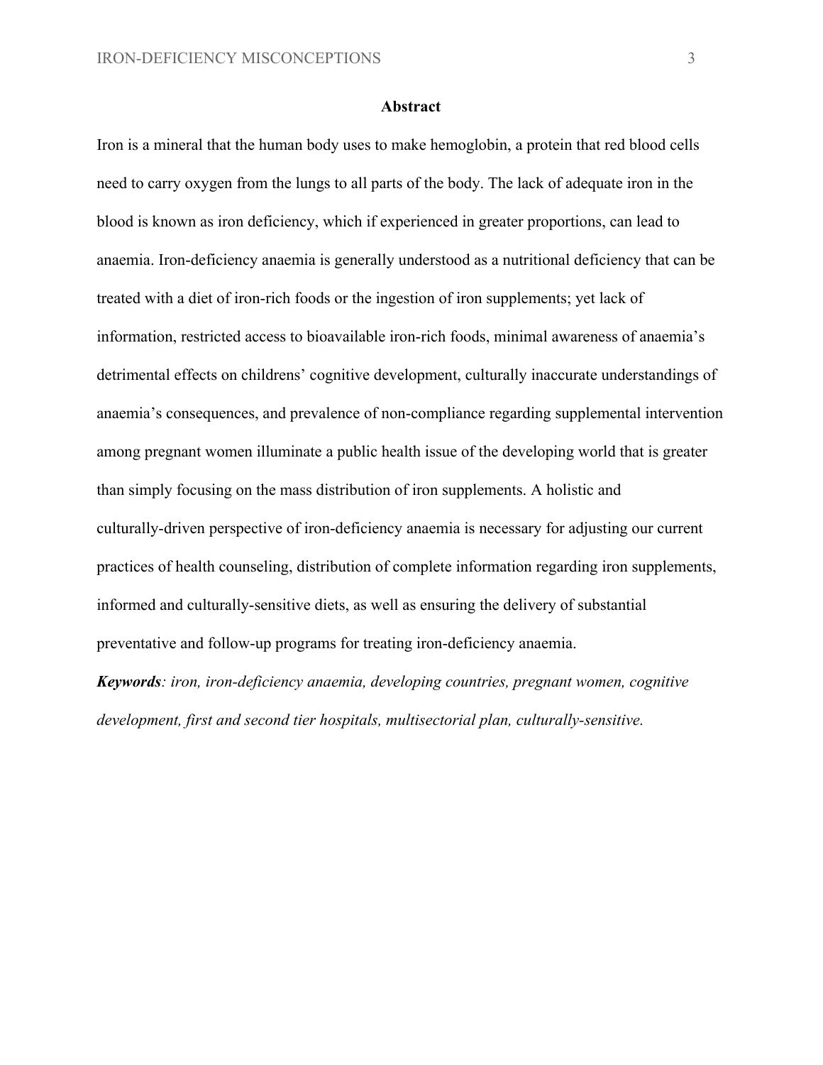## Abstract

Iron is a mineral that the human body uses to make hemoglobin, a protein that red blood cells need to carry oxygen from the lungs to all parts of the body. The lack of adequate iron in the blood is known as iron deficiency, which if experienced in greater proportions, can lead to anaemia. Iron-deficiency anaemia is generally understood as a nutritional deficiency that can be treated with a diet of iron-rich foods or the ingestion of iron supplements; yet lack of information, restricted access to bioavailable iron-rich foods, minimal awareness of anaemia's detrimental effects on childrens' cognitive development, culturally inaccurate understandings of anaemia's consequences, and prevalence of non-compliance regarding supplemental intervention among pregnant women illuminate a public health issue of the developing world that is greater than simply focusing on the mass distribution of iron supplements. A holistic and culturally-driven perspective of iron-deficiency anaemia is necessary for adjusting our current practices of health counseling, distribution of complete information regarding iron supplements, informed and culturally-sensitive diets, as well as ensuring the delivery of substantial preventative and follow-up programs for treating iron-deficiency anaemia.

***Keywords****: iron, iron-deficiency anaemia, developing countries, pregnant women, cognitive development, first and second tier hospitals, multisectorial plan, culturally-sensitive.*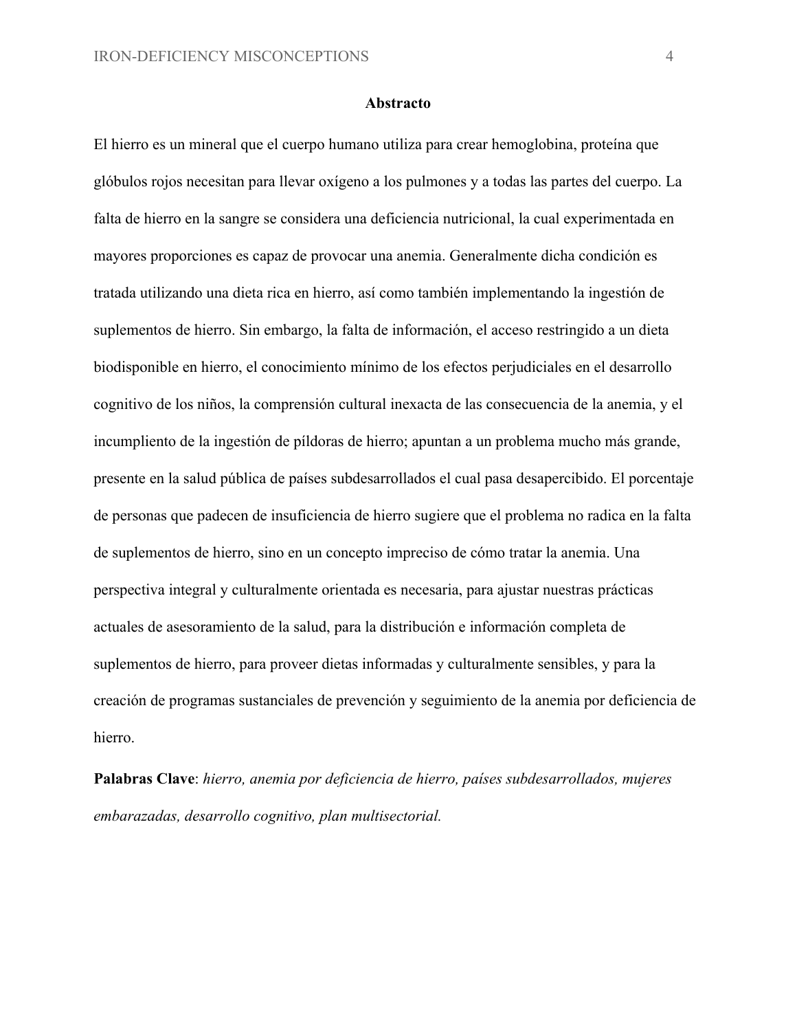## Abstracto

El hierro es un mineral que el cuerpo humano utiliza para crear hemoglobina, proteína que glóbulos rojos necesitan para llevar oxígeno a los pulmones y a todas las partes del cuerpo. La falta de hierro en la sangre se considera una deficiencia nutricional, la cual experimentada en mayores proporciones es capaz de provocar una anemia. Generalmente dicha condición es tratada utilizando una dieta rica en hierro, así como también implementando la ingestión de suplementos de hierro. Sin embargo, la falta de información, el acceso restringido a un dieta biodisponible en hierro, el conocimiento mínimo de los efectos perjudiciales en el desarrollo cognitivo de los niños, la comprensión cultural inexacta de las consecuencia de la anemia, y el incumplimiento de la ingestión de píldoras de hierro; apuntan a un problema mucho más grande, presente en la salud pública de países subdesarrollados el cual pasa desapercibido. El porcentaje de personas que padecen de insuficiencia de hierro sugiere que el problema no radica en la falta de suplementos de hierro, sino en un concepto impreciso de cómo tratar la anemia. Una perspectiva integral y culturalmente orientada es necesaria, para ajustar nuestras prácticas actuales de asesoramiento de la salud, para la distribución e información completa de suplementos de hierro, para proveer dietas informadas y culturalmente sensibles, y para la creación de programas sustanciales de prevención y seguimiento de la anemia por deficiencia de hierro.

**Palabras Clave**: *hierro, anemia por deficiencia de hierro, países subdesarrollados, mujeres embarazadas, desarrollo cognitivo, plan multisectorial.*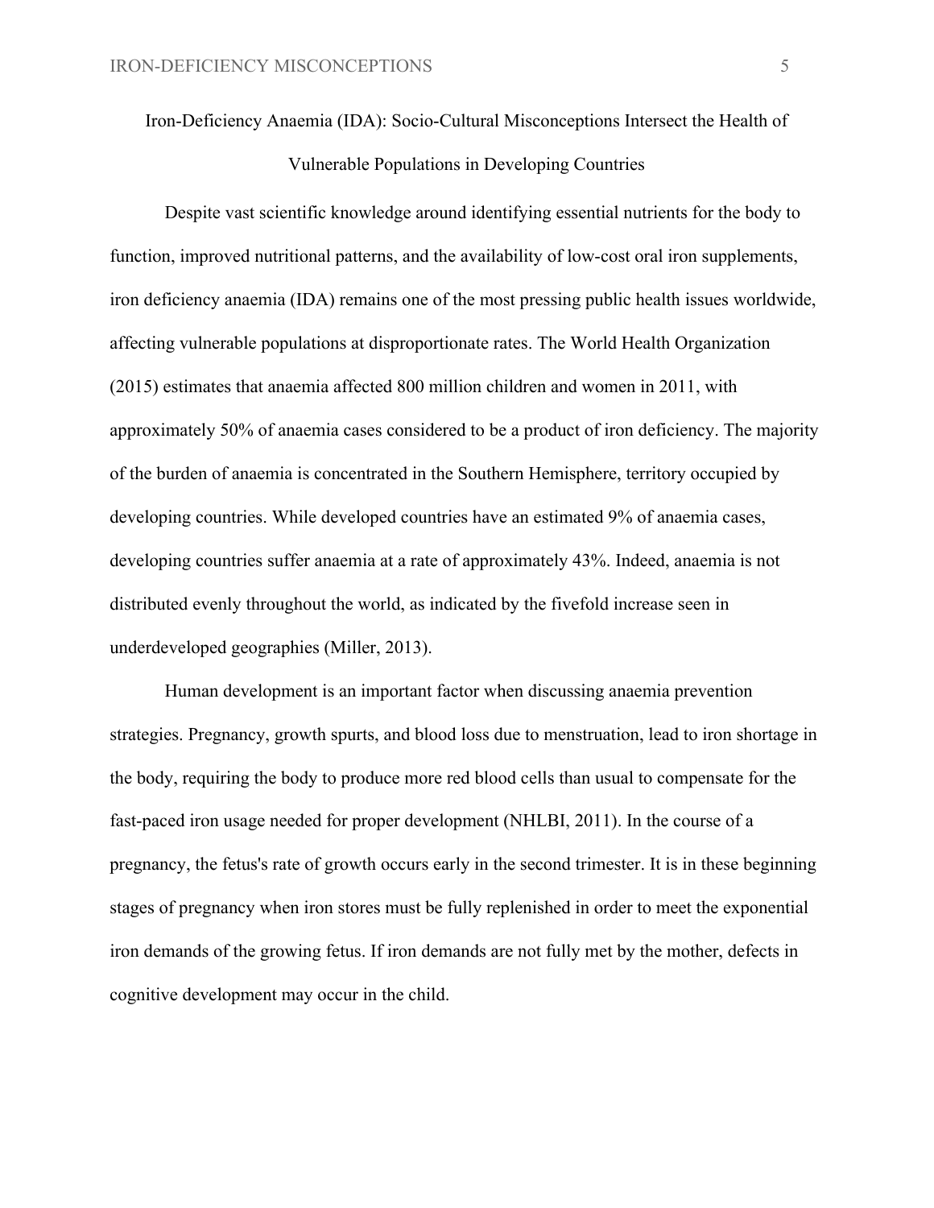# Iron-Deficiency Anaemia (IDA): Socio-Cultural Misconceptions Intersect the Health of Vulnerable Populations in Developing Countries

Despite vast scientific knowledge around identifying essential nutrients for the body to function, improved nutritional patterns, and the availability of low-cost oral iron supplements, iron deficiency anaemia (IDA) remains one of the most pressing public health issues worldwide, affecting vulnerable populations at disproportionate rates. The World Health Organization (2015) estimates that anaemia affected 800 million children and women in 2011, with approximately 50% of anaemia cases considered to be a product of iron deficiency. The majority of the burden of anaemia is concentrated in the Southern Hemisphere, territory occupied by developing countries. While developed countries have an estimated 9% of anaemia cases, developing countries suffer anaemia at a rate of approximately 43%. Indeed, anaemia is not distributed evenly throughout the world, as indicated by the fivefold increase seen in underdeveloped geographies (Miller, 2013).

Human development is an important factor when discussing anaemia prevention strategies. Pregnancy, growth spurts, and blood loss due to menstruation, lead to iron shortage in the body, requiring the body to produce more red blood cells than usual to compensate for the fast-paced iron usage needed for proper development (NHLBI, 2011). In the course of a pregnancy, the fetus's rate of growth occurs early in the second trimester. It is in these beginning stages of pregnancy when iron stores must be fully replenished in order to meet the exponential iron demands of the growing fetus. If iron demands are not fully met by the mother, defects in cognitive development may occur in the child.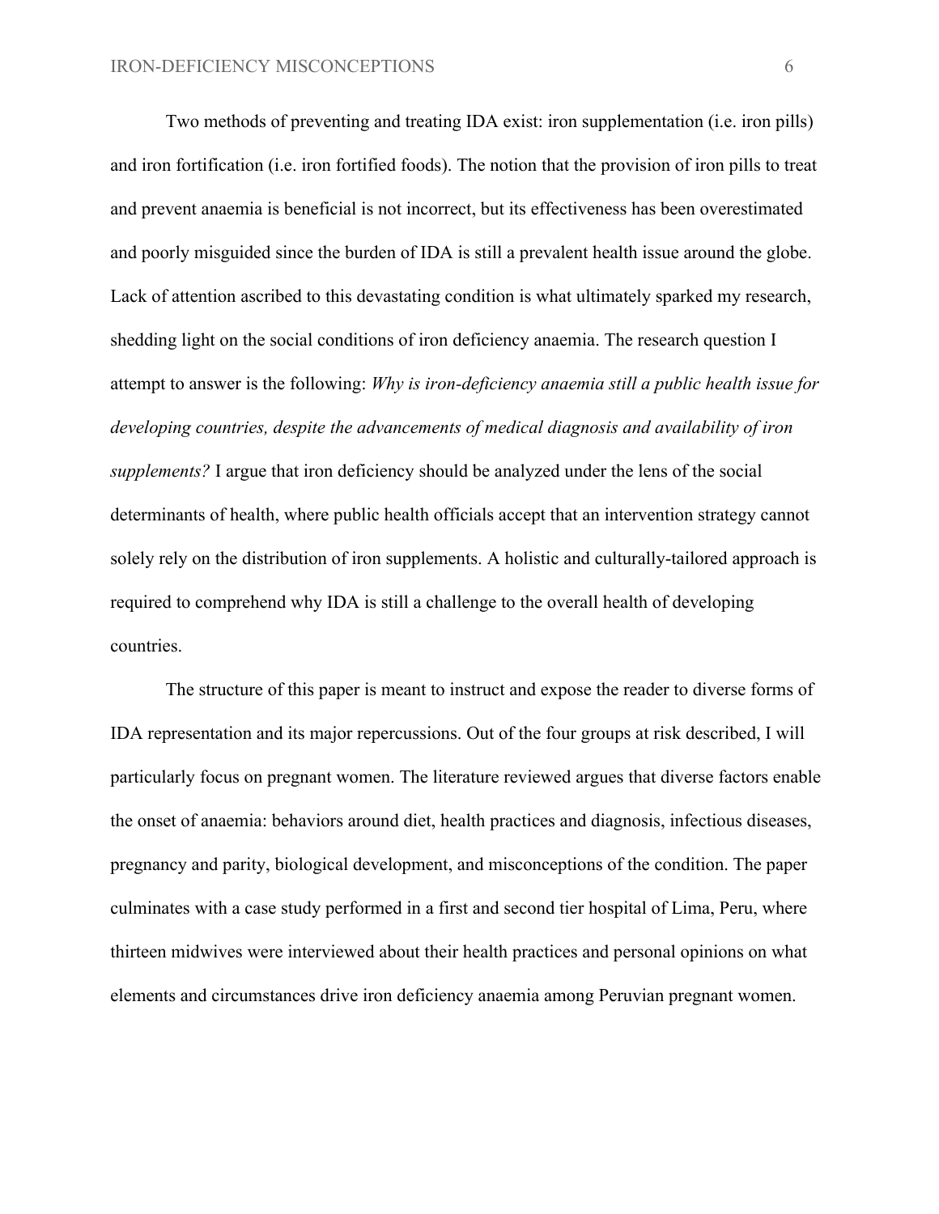Two methods of preventing and treating IDA exist: iron supplementation (i.e. iron pills) and iron fortification (i.e. iron fortified foods). The notion that the provision of iron pills to treat and prevent anaemia is beneficial is not incorrect, but its effectiveness has been overestimated and poorly misguided since the burden of IDA is still a prevalent health issue around the globe. Lack of attention ascribed to this devastating condition is what ultimately sparked my research, shedding light on the social conditions of iron deficiency anaemia. The research question I attempt to answer is the following: *Why is iron-deficiency anaemia still a public health issue for developing countries, despite the advancements of medical diagnosis and availability of iron supplements?* I argue that iron deficiency should be analyzed under the lens of the social determinants of health, where public health officials accept that an intervention strategy cannot solely rely on the distribution of iron supplements. A holistic and culturally-tailored approach is required to comprehend why IDA is still a challenge to the overall health of developing countries.

The structure of this paper is meant to instruct and expose the reader to diverse forms of IDA representation and its major repercussions. Out of the four groups at risk described, I will particularly focus on pregnant women. The literature reviewed argues that diverse factors enable the onset of anaemia: behaviors around diet, health practices and diagnosis, infectious diseases, pregnancy and parity, biological development, and misconceptions of the condition. The paper culminates with a case study performed in a first and second tier hospital of Lima, Peru, where thirteen midwives were interviewed about their health practices and personal opinions on what elements and circumstances drive iron deficiency anaemia among Peruvian pregnant women.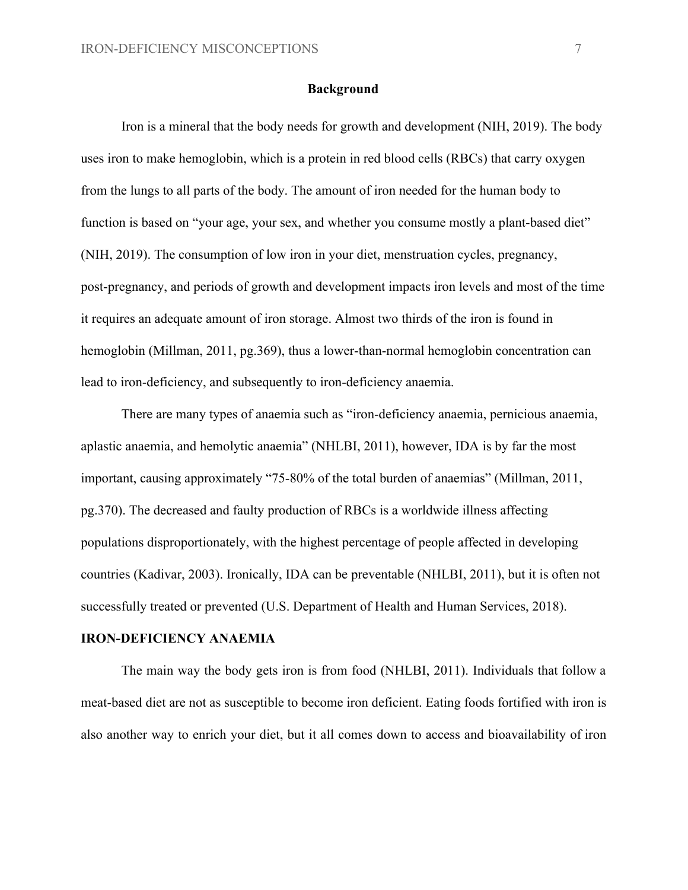## Background

Iron is a mineral that the body needs for growth and development (NIH, 2019). The body uses iron to make hemoglobin, which is a protein in red blood cells (RBCs) that carry oxygen from the lungs to all parts of the body. The amount of iron needed for the human body to function is based on "your age, your sex, and whether you consume mostly a plant-based diet" (NIH, 2019). The consumption of low iron in your diet, menstruation cycles, pregnancy, post-pregnancy, and periods of growth and development impacts iron levels and most of the time it requires an adequate amount of iron storage. Almost two thirds of the iron is found in hemoglobin (Millman, 2011, pg.369), thus a lower-than-normal hemoglobin concentration can lead to iron-deficiency, and subsequently to iron-deficiency anaemia.

There are many types of anaemia such as "iron-deficiency anaemia, pernicious anaemia, aplastic anaemia, and hemolytic anaemia" (NHLBI, 2011), however, IDA is by far the most important, causing approximately "75-80% of the total burden of anaemias" (Millman, 2011, pg.370). The decreased and faulty production of RBCs is a worldwide illness affecting populations disproportionately, with the highest percentage of people affected in developing countries (Kadivar, 2003). Ironically, IDA can be preventable (NHLBI, 2011), but it is often not successfully treated or prevented (U.S. Department of Health and Human Services, 2018).

### IRON-DEFICIENCY ANAEMIA

The main way the body gets iron is from food (NHLBI, 2011). Individuals that follow a meat-based diet are not as susceptible to become iron deficient. Eating foods fortified with iron is also another way to enrich your diet, but it all comes down to access and bioavailability of iron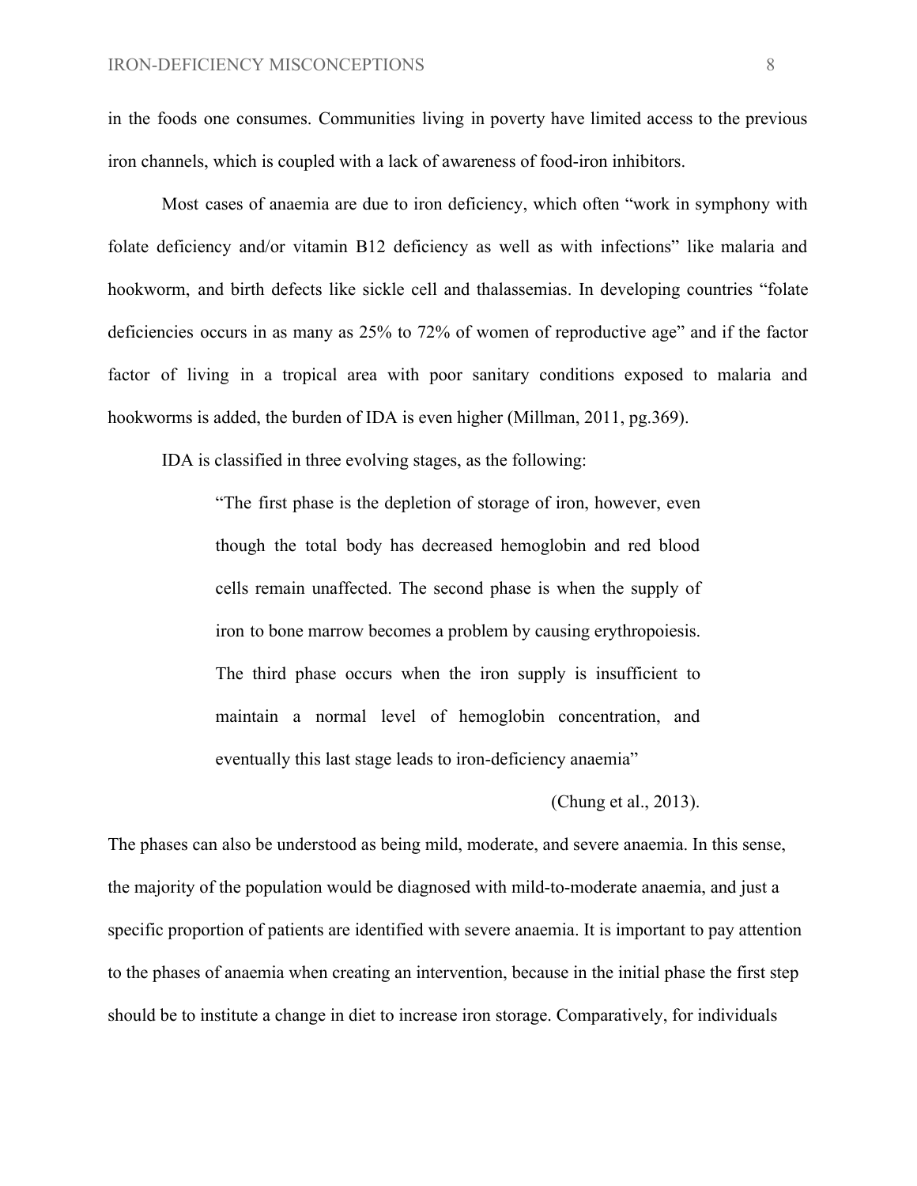in the foods one consumes. Communities living in poverty have limited access to the previous iron channels, which is coupled with a lack of awareness of food-iron inhibitors.

Most cases of anaemia are due to iron deficiency, which often "work in symphony with folate deficiency and/or vitamin B12 deficiency as well as with infections" like malaria and hookworm, and birth defects like sickle cell and thalassemias. In developing countries "folate deficiencies occurs in as many as 25% to 72% of women of reproductive age" and if the factor factor of living in a tropical area with poor sanitary conditions exposed to malaria and hookworms is added, the burden of IDA is even higher (Millman, 2011, pg.369).

IDA is classified in three evolving stages, as the following:

> "The first phase is the depletion of storage of iron, however, even though the total body has decreased hemoglobin and red blood cells remain unaffected. The second phase is when the supply of iron to bone marrow becomes a problem by causing erythropoiesis. The third phase occurs when the iron supply is insufficient to maintain a normal level of hemoglobin concentration, and eventually this last stage leads to iron-deficiency anaemia"
>
> (Chung et al., 2013).

The phases can also be understood as being mild, moderate, and severe anaemia. In this sense, the majority of the population would be diagnosed with mild-to-moderate anaemia, and just a specific proportion of patients are identified with severe anaemia. It is important to pay attention to the phases of anaemia when creating an intervention, because in the initial phase the first step should be to institute a change in diet to increase iron storage. Comparatively, for individuals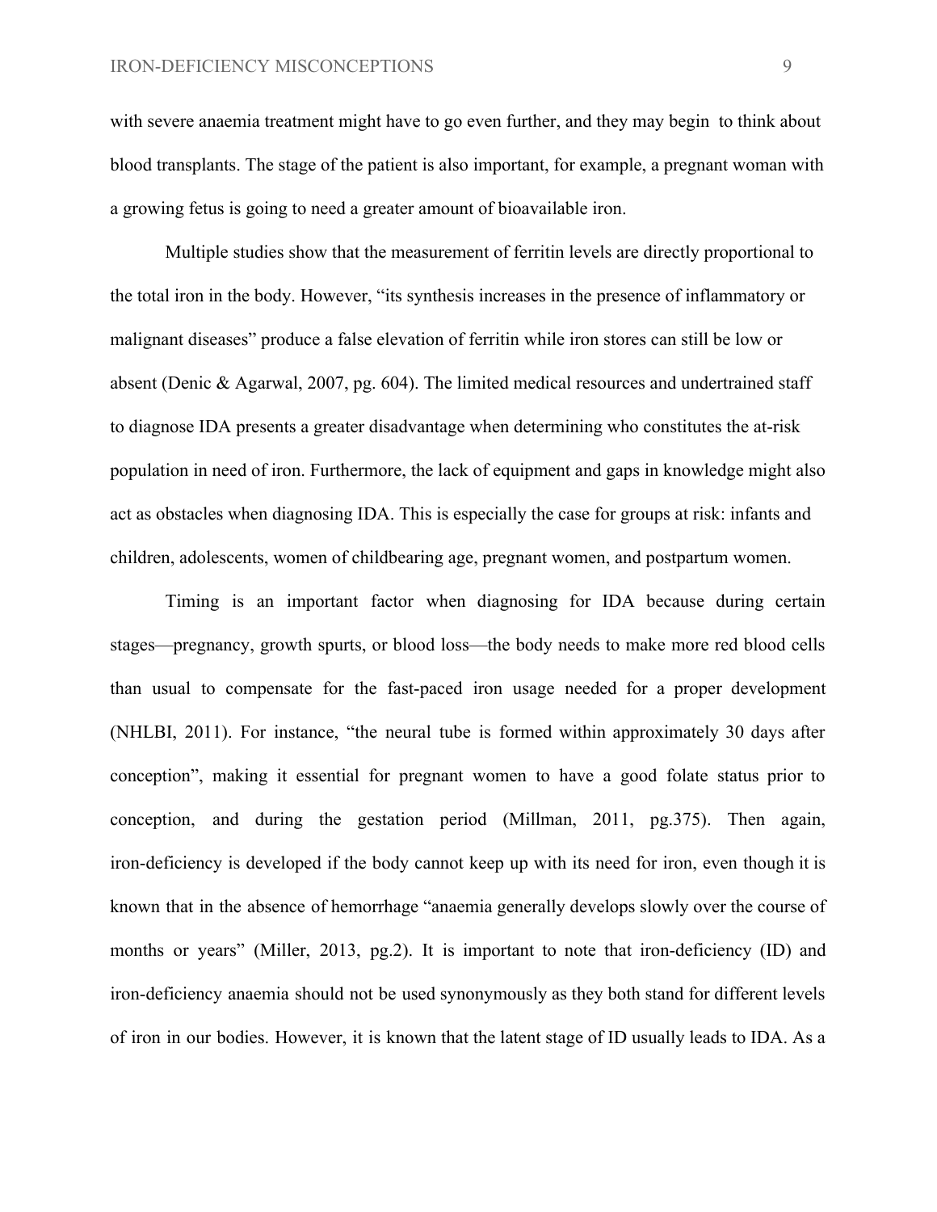with severe anaemia treatment might have to go even further, and they may begin to think about blood transplants. The stage of the patient is also important, for example, a pregnant woman with a growing fetus is going to need a greater amount of bioavailable iron.

Multiple studies show that the measurement of ferritin levels are directly proportional to the total iron in the body. However, "its synthesis increases in the presence of inflammatory or malignant diseases" produce a false elevation of ferritin while iron stores can still be low or absent (Denic & Agarwal, 2007, pg. 604). The limited medical resources and undertrained staff to diagnose IDA presents a greater disadvantage when determining who constitutes the at-risk population in need of iron. Furthermore, the lack of equipment and gaps in knowledge might also act as obstacles when diagnosing IDA. This is especially the case for groups at risk: infants and children, adolescents, women of childbearing age, pregnant women, and postpartum women.

Timing is an important factor when diagnosing for IDA because during certain stages—pregnancy, growth spurts, or blood loss—the body needs to make more red blood cells than usual to compensate for the fast-paced iron usage needed for a proper development (NHLBI, 2011). For instance, "the neural tube is formed within approximately 30 days after conception", making it essential for pregnant women to have a good folate status prior to conception, and during the gestation period (Millman, 2011, pg.375). Then again, iron-deficiency is developed if the body cannot keep up with its need for iron, even though it is known that in the absence of hemorrhage "anaemia generally develops slowly over the course of months or years" (Miller, 2013, pg.2). It is important to note that iron-deficiency (ID) and iron-deficiency anaemia should not be used synonymously as they both stand for different levels of iron in our bodies. However, it is known that the latent stage of ID usually leads to IDA. As a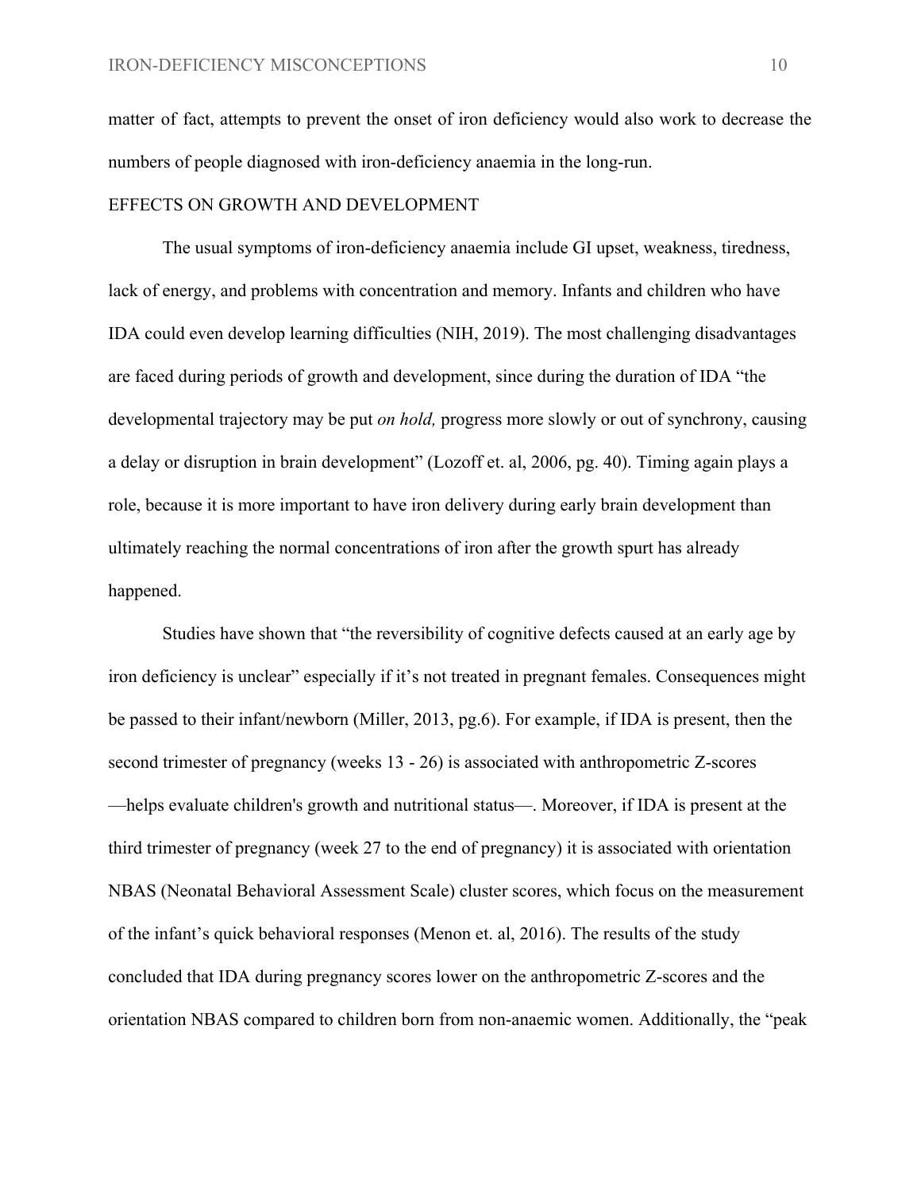matter of fact, attempts to prevent the onset of iron deficiency would also work to decrease the numbers of people diagnosed with iron-deficiency anaemia in the long-run.

## EFFECTS ON GROWTH AND DEVELOPMENT

The usual symptoms of iron-deficiency anaemia include GI upset, weakness, tiredness, lack of energy, and problems with concentration and memory. Infants and children who have IDA could even develop learning difficulties (NIH, 2019). The most challenging disadvantages are faced during periods of growth and development, since during the duration of IDA "the developmental trajectory may be put *on hold,* progress more slowly or out of synchrony, causing a delay or disruption in brain development" (Lozoff et. al, 2006, pg. 40). Timing again plays a role, because it is more important to have iron delivery during early brain development than ultimately reaching the normal concentrations of iron after the growth spurt has already happened.

Studies have shown that "the reversibility of cognitive defects caused at an early age by iron deficiency is unclear" especially if it's not treated in pregnant females. Consequences might be passed to their infant/newborn (Miller, 2013, pg.6). For example, if IDA is present, then the second trimester of pregnancy (weeks 13 - 26) is associated with anthropometric Z-scores —helps evaluate children's growth and nutritional status—. Moreover, if IDA is present at the third trimester of pregnancy (week 27 to the end of pregnancy) it is associated with orientation NBAS (Neonatal Behavioral Assessment Scale) cluster scores, which focus on the measurement of the infant's quick behavioral responses (Menon et. al, 2016). The results of the study concluded that IDA during pregnancy scores lower on the anthropometric Z-scores and the orientation NBAS compared to children born from non-anaemic women. Additionally, the "peak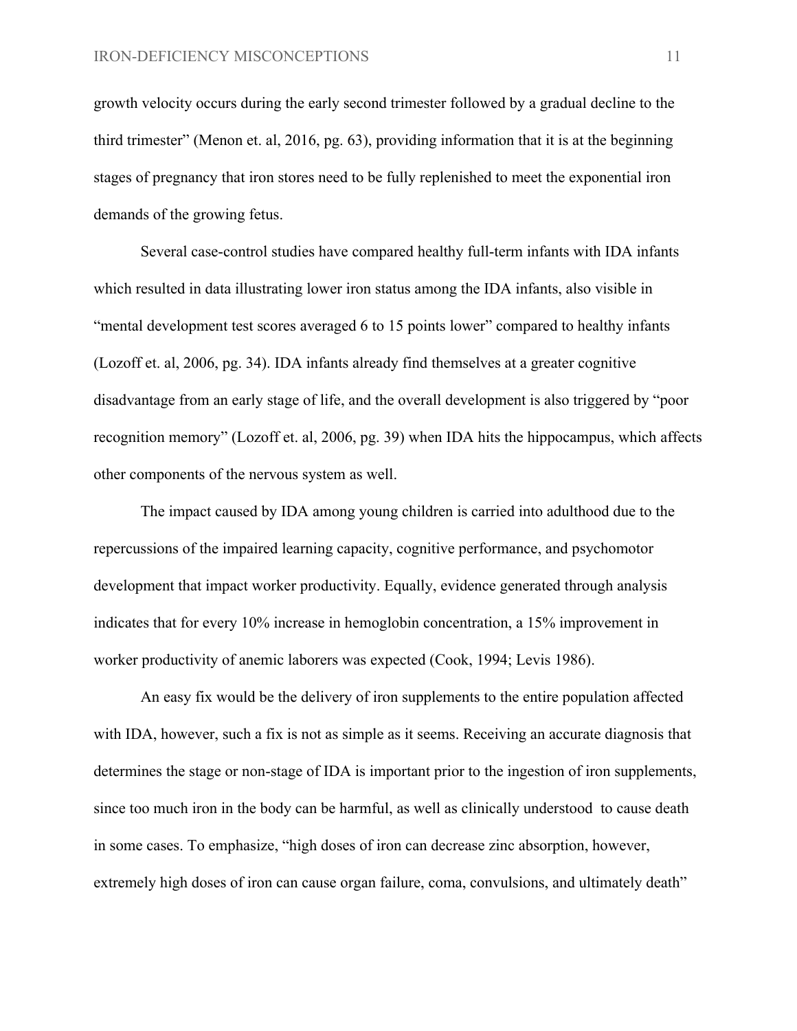growth velocity occurs during the early second trimester followed by a gradual decline to the third trimester" (Menon et. al, 2016, pg. 63), providing information that it is at the beginning stages of pregnancy that iron stores need to be fully replenished to meet the exponential iron demands of the growing fetus.

Several case-control studies have compared healthy full-term infants with IDA infants which resulted in data illustrating lower iron status among the IDA infants, also visible in "mental development test scores averaged 6 to 15 points lower" compared to healthy infants (Lozoff et. al, 2006, pg. 34). IDA infants already find themselves at a greater cognitive disadvantage from an early stage of life, and the overall development is also triggered by "poor recognition memory" (Lozoff et. al, 2006, pg. 39) when IDA hits the hippocampus, which affects other components of the nervous system as well.

The impact caused by IDA among young children is carried into adulthood due to the repercussions of the impaired learning capacity, cognitive performance, and psychomotor development that impact worker productivity. Equally, evidence generated through analysis indicates that for every 10% increase in hemoglobin concentration, a 15% improvement in worker productivity of anemic laborers was expected (Cook, 1994; Levis 1986).

An easy fix would be the delivery of iron supplements to the entire population affected with IDA, however, such a fix is not as simple as it seems. Receiving an accurate diagnosis that determines the stage or non-stage of IDA is important prior to the ingestion of iron supplements, since too much iron in the body can be harmful, as well as clinically understood to cause death in some cases. To emphasize, "high doses of iron can decrease zinc absorption, however, extremely high doses of iron can cause organ failure, coma, convulsions, and ultimately death"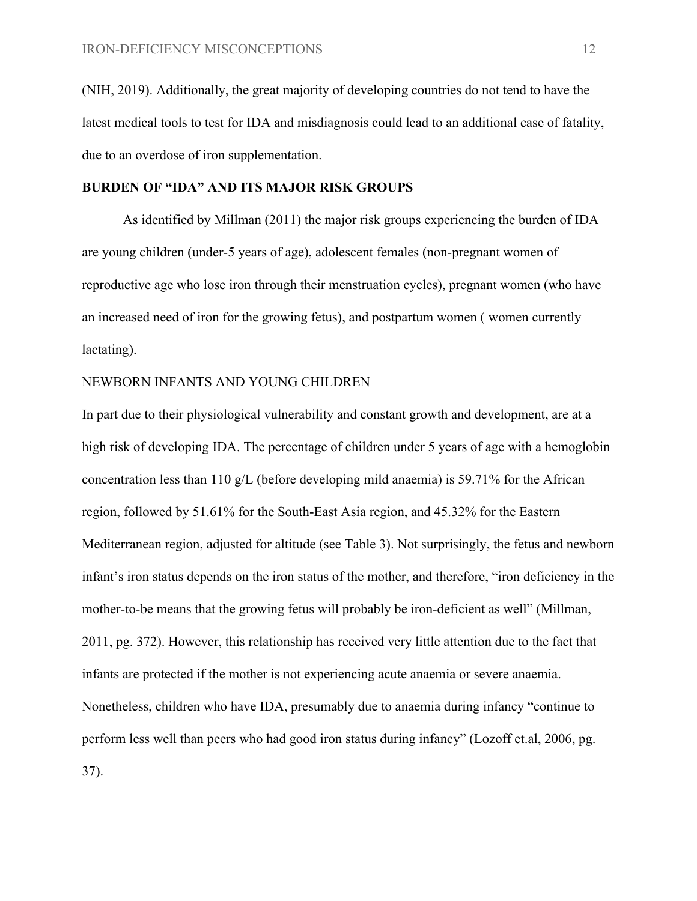(NIH, 2019). Additionally, the great majority of developing countries do not tend to have the latest medical tools to test for IDA and misdiagnosis could lead to an additional case of fatality, due to an overdose of iron supplementation.

## BURDEN OF "IDA" AND ITS MAJOR RISK GROUPS

As identified by Millman (2011) the major risk groups experiencing the burden of IDA are young children (under-5 years of age), adolescent females (non-pregnant women of reproductive age who lose iron through their menstruation cycles), pregnant women (who have an increased need of iron for the growing fetus), and postpartum women ( women currently lactating).

### NEWBORN INFANTS AND YOUNG CHILDREN

In part due to their physiological vulnerability and constant growth and development, are at a high risk of developing IDA. The percentage of children under 5 years of age with a hemoglobin concentration less than 110 g/L (before developing mild anaemia) is 59.71% for the African region, followed by 51.61% for the South-East Asia region, and 45.32% for the Eastern Mediterranean region, adjusted for altitude (see Table 3). Not surprisingly, the fetus and newborn infant's iron status depends on the iron status of the mother, and therefore, "iron deficiency in the mother-to-be means that the growing fetus will probably be iron-deficient as well" (Millman, 2011, pg. 372). However, this relationship has received very little attention due to the fact that infants are protected if the mother is not experiencing acute anaemia or severe anaemia. Nonetheless, children who have IDA, presumably due to anaemia during infancy "continue to perform less well than peers who had good iron status during infancy" (Lozoff et.al, 2006, pg. 37).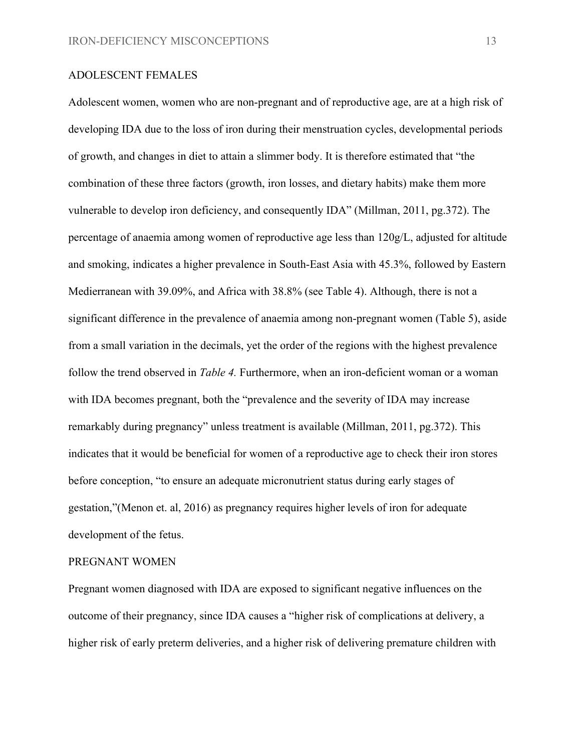## ADOLESCENT FEMALES

Adolescent women, women who are non-pregnant and of reproductive age, are at a high risk of developing IDA due to the loss of iron during their menstruation cycles, developmental periods of growth, and changes in diet to attain a slimmer body. It is therefore estimated that "the combination of these three factors (growth, iron losses, and dietary habits) make them more vulnerable to develop iron deficiency, and consequently IDA" (Millman, 2011, pg.372). The percentage of anaemia among women of reproductive age less than 120g/L, adjusted for altitude and smoking, indicates a higher prevalence in South-East Asia with 45.3%, followed by Eastern Medierranean with 39.09%, and Africa with 38.8% (see Table 4). Although, there is not a significant difference in the prevalence of anaemia among non-pregnant women (Table 5), aside from a small variation in the decimals, yet the order of the regions with the highest prevalence follow the trend observed in *Table 4.* Furthermore, when an iron-deficient woman or a woman with IDA becomes pregnant, both the "prevalence and the severity of IDA may increase remarkably during pregnancy" unless treatment is available (Millman, 2011, pg.372). This indicates that it would be beneficial for women of a reproductive age to check their iron stores before conception, "to ensure an adequate micronutrient status during early stages of gestation,"(Menon et. al, 2016) as pregnancy requires higher levels of iron for adequate development of the fetus.

## PREGNANT WOMEN

Pregnant women diagnosed with IDA are exposed to significant negative influences on the outcome of their pregnancy, since IDA causes a "higher risk of complications at delivery, a higher risk of early preterm deliveries, and a higher risk of delivering premature children with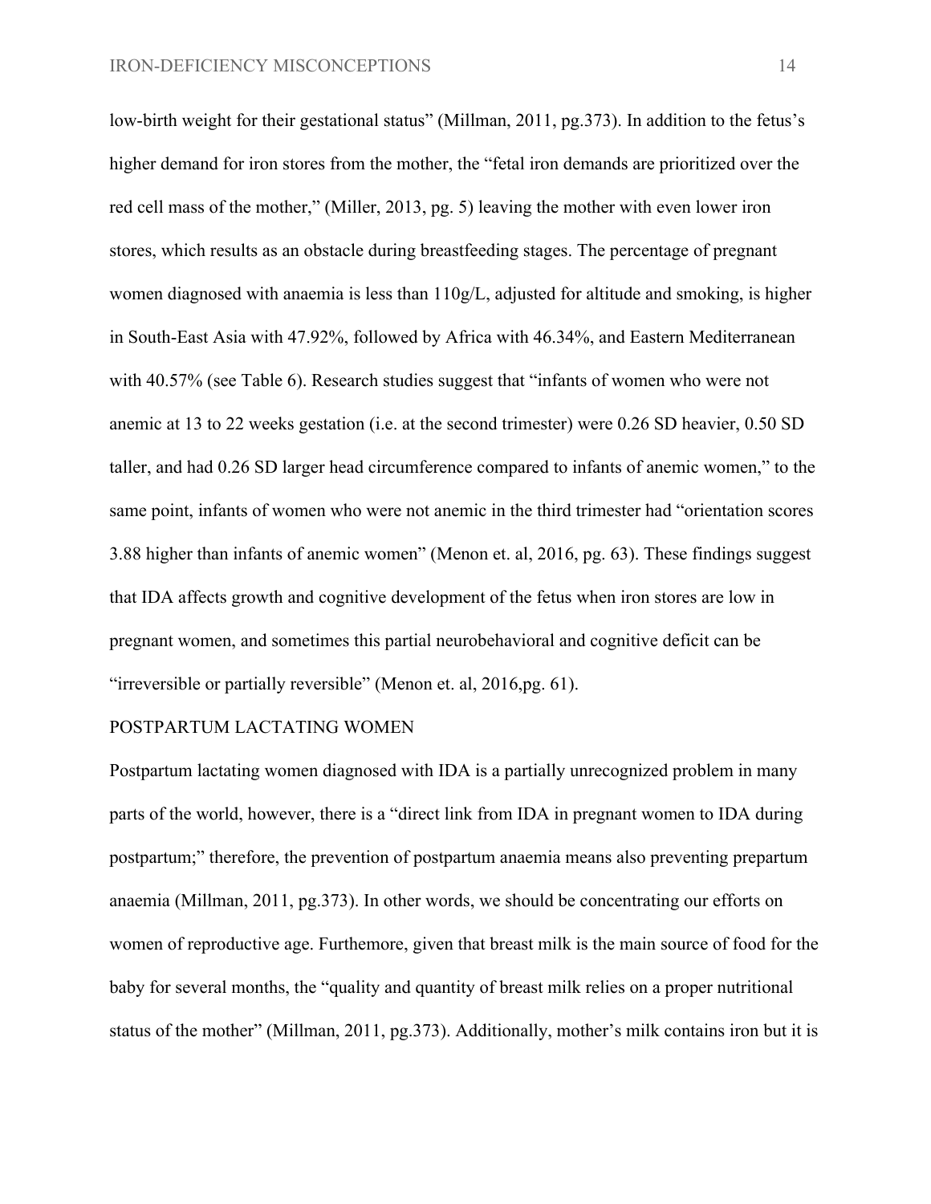low-birth weight for their gestational status" (Millman, 2011, pg.373). In addition to the fetus's higher demand for iron stores from the mother, the "fetal iron demands are prioritized over the red cell mass of the mother," (Miller, 2013, pg. 5) leaving the mother with even lower iron stores, which results as an obstacle during breastfeeding stages. The percentage of pregnant women diagnosed with anaemia is less than 110g/L, adjusted for altitude and smoking, is higher in South-East Asia with 47.92%, followed by Africa with 46.34%, and Eastern Mediterranean with 40.57% (see Table 6). Research studies suggest that "infants of women who were not anemic at 13 to 22 weeks gestation (i.e. at the second trimester) were 0.26 SD heavier, 0.50 SD taller, and had 0.26 SD larger head circumference compared to infants of anemic women," to the same point, infants of women who were not anemic in the third trimester had "orientation scores 3.88 higher than infants of anemic women" (Menon et. al, 2016, pg. 63). These findings suggest that IDA affects growth and cognitive development of the fetus when iron stores are low in pregnant women, and sometimes this partial neurobehavioral and cognitive deficit can be "irreversible or partially reversible" (Menon et. al, 2016,pg. 61).

## POSTPARTUM LACTATING WOMEN

Postpartum lactating women diagnosed with IDA is a partially unrecognized problem in many parts of the world, however, there is a "direct link from IDA in pregnant women to IDA during postpartum;" therefore, the prevention of postpartum anaemia means also preventing prepartum anaemia (Millman, 2011, pg.373). In other words, we should be concentrating our efforts on women of reproductive age. Furthemore, given that breast milk is the main source of food for the baby for several months, the "quality and quantity of breast milk relies on a proper nutritional status of the mother" (Millman, 2011, pg.373). Additionally, mother's milk contains iron but it is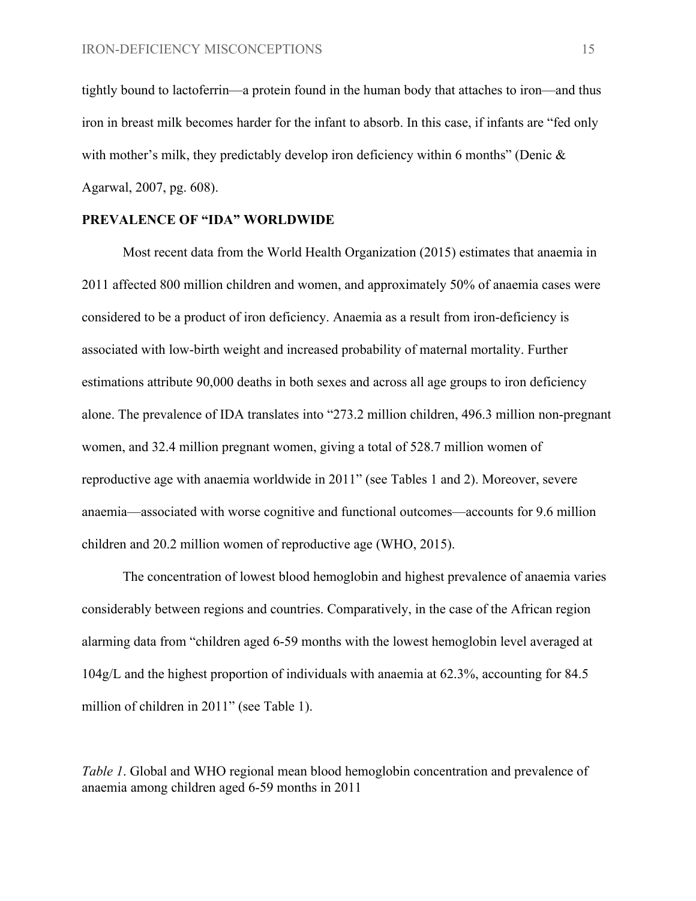tightly bound to lactoferrin—a protein found in the human body that attaches to iron—and thus iron in breast milk becomes harder for the infant to absorb. In this case, if infants are "fed only with mother's milk, they predictably develop iron deficiency within 6 months" (Denic & Agarwal, 2007, pg. 608).

## PREVALENCE OF "IDA" WORLDWIDE

Most recent data from the World Health Organization (2015) estimates that anaemia in 2011 affected 800 million children and women, and approximately 50% of anaemia cases were considered to be a product of iron deficiency. Anaemia as a result from iron-deficiency is associated with low-birth weight and increased probability of maternal mortality. Further estimations attribute 90,000 deaths in both sexes and across all age groups to iron deficiency alone. The prevalence of IDA translates into "273.2 million children, 496.3 million non-pregnant women, and 32.4 million pregnant women, giving a total of 528.7 million women of reproductive age with anaemia worldwide in 2011" (see Tables 1 and 2). Moreover, severe anaemia—associated with worse cognitive and functional outcomes—accounts for 9.6 million children and 20.2 million women of reproductive age (WHO, 2015).

The concentration of lowest blood hemoglobin and highest prevalence of anaemia varies considerably between regions and countries. Comparatively, in the case of the African region alarming data from "children aged 6-59 months with the lowest hemoglobin level averaged at 104g/L and the highest proportion of individuals with anaemia at 62.3%, accounting for 84.5 million of children in 2011" (see Table 1).

*Table 1*. Global and WHO regional mean blood hemoglobin concentration and prevalence of anaemia among children aged 6-59 months in 2011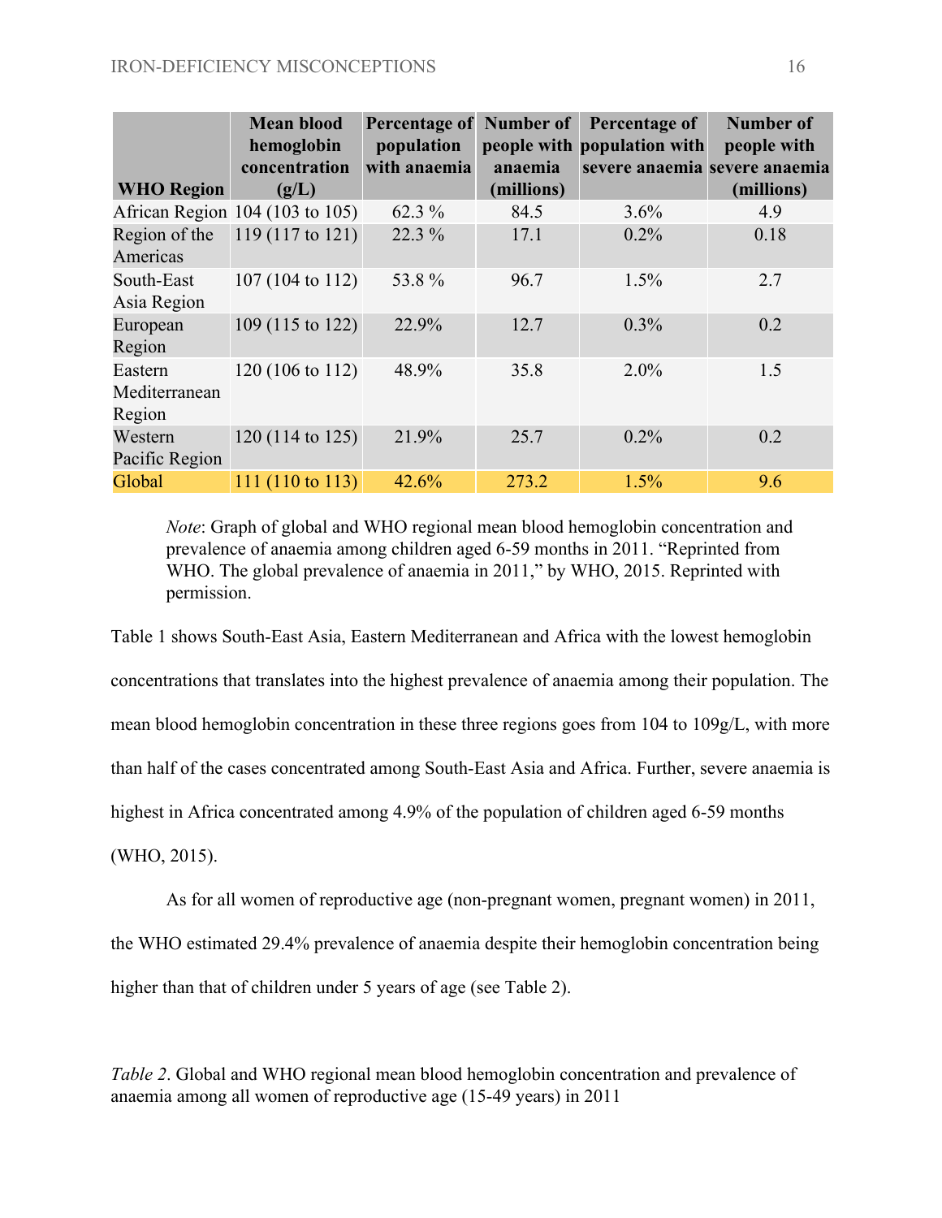| WHO Region | Mean blood hemoglobin concentration (g/L) | Percentage of population with anaemia | Number of people with anaemia (millions) | Percentage of population with severe anaemia | Number of people with severe anaemia (millions) |
|---|---|---|---|---|---|
| African Region | 104 (103 to 105) | 62.3 % | 84.5 | 3.6% | 4.9 |
| Region of the Americas | 119 (117 to 121) | 22.3 % | 17.1 | 0.2% | 0.18 |
| South-East Asia Region | 107 (104 to 112) | 53.8 % | 96.7 | 1.5% | 2.7 |
| European Region | 109 (115 to 122) | 22.9% | 12.7 | 0.3% | 0.2 |
| Eastern Mediterranean Region | 120 (106 to 112) | 48.9% | 35.8 | 2.0% | 1.5 |
| Western Pacific Region | 120 (114 to 125) | 21.9% | 25.7 | 0.2% | 0.2 |
| Global | 111 (110 to 113) | 42.6% | 273.2 | 1.5% | 9.6 |

*Note*: Graph of global and WHO regional mean blood hemoglobin concentration and prevalence of anaemia among children aged 6-59 months in 2011. "Reprinted from WHO. The global prevalence of anaemia in 2011," by WHO, 2015. Reprinted with permission.

Table 1 shows South-East Asia, Eastern Mediterranean and Africa with the lowest hemoglobin concentrations that translates into the highest prevalence of anaemia among their population. The mean blood hemoglobin concentration in these three regions goes from 104 to 109g/L, with more than half of the cases concentrated among South-East Asia and Africa. Further, severe anaemia is highest in Africa concentrated among 4.9% of the population of children aged 6-59 months (WHO, 2015).

As for all women of reproductive age (non-pregnant women, pregnant women) in 2011, the WHO estimated 29.4% prevalence of anaemia despite their hemoglobin concentration being higher than that of children under 5 years of age (see Table 2).

*Table 2*. Global and WHO regional mean blood hemoglobin concentration and prevalence of anaemia among all women of reproductive age (15-49 years) in 2011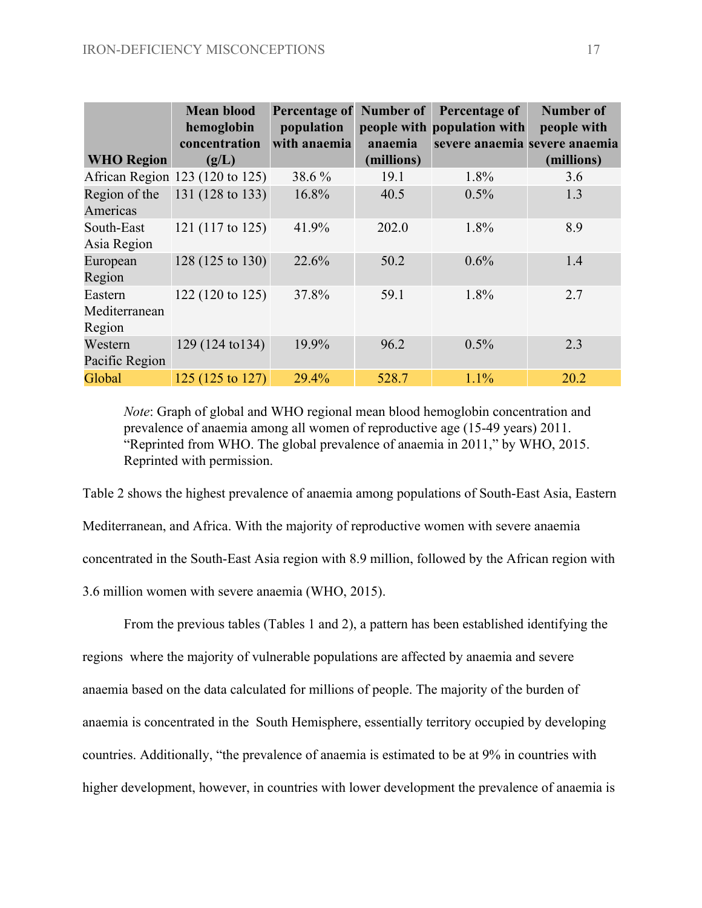| WHO Region | Mean blood hemoglobin concentration (g/L) | Percentage of population with anaemia | Number of people with anaemia (millions) | Percentage of population with severe anaemia | Number of people with severe anaemia (millions) |
|---|---|---|---|---|---|
| African Region | 123 (120 to 125) | 38.6 % | 19.1 | 1.8% | 3.6 |
| Region of the Americas | 131 (128 to 133) | 16.8% | 40.5 | 0.5% | 1.3 |
| South-East Asia Region | 121 (117 to 125) | 41.9% | 202.0 | 1.8% | 8.9 |
| European Region | 128 (125 to 130) | 22.6% | 50.2 | 0.6% | 1.4 |
| Eastern Mediterranean Region | 122 (120 to 125) | 37.8% | 59.1 | 1.8% | 2.7 |
| Western Pacific Region | 129 (124 to134) | 19.9% | 96.2 | 0.5% | 2.3 |
| Global | 125 (125 to 127) | 29.4% | 528.7 | 1.1% | 20.2 |

*Note*: Graph of global and WHO regional mean blood hemoglobin concentration and prevalence of anaemia among all women of reproductive age (15-49 years) 2011. "Reprinted from WHO. The global prevalence of anaemia in 2011," by WHO, 2015. Reprinted with permission.

Table 2 shows the highest prevalence of anaemia among populations of South-East Asia, Eastern Mediterranean, and Africa. With the majority of reproductive women with severe anaemia concentrated in the South-East Asia region with 8.9 million, followed by the African region with 3.6 million women with severe anaemia (WHO, 2015).

From the previous tables (Tables 1 and 2), a pattern has been established identifying the regions where the majority of vulnerable populations are affected by anaemia and severe anaemia based on the data calculated for millions of people. The majority of the burden of anaemia is concentrated in the South Hemisphere, essentially territory occupied by developing countries. Additionally, "the prevalence of anaemia is estimated to be at 9% in countries with higher development, however, in countries with lower development the prevalence of anaemia is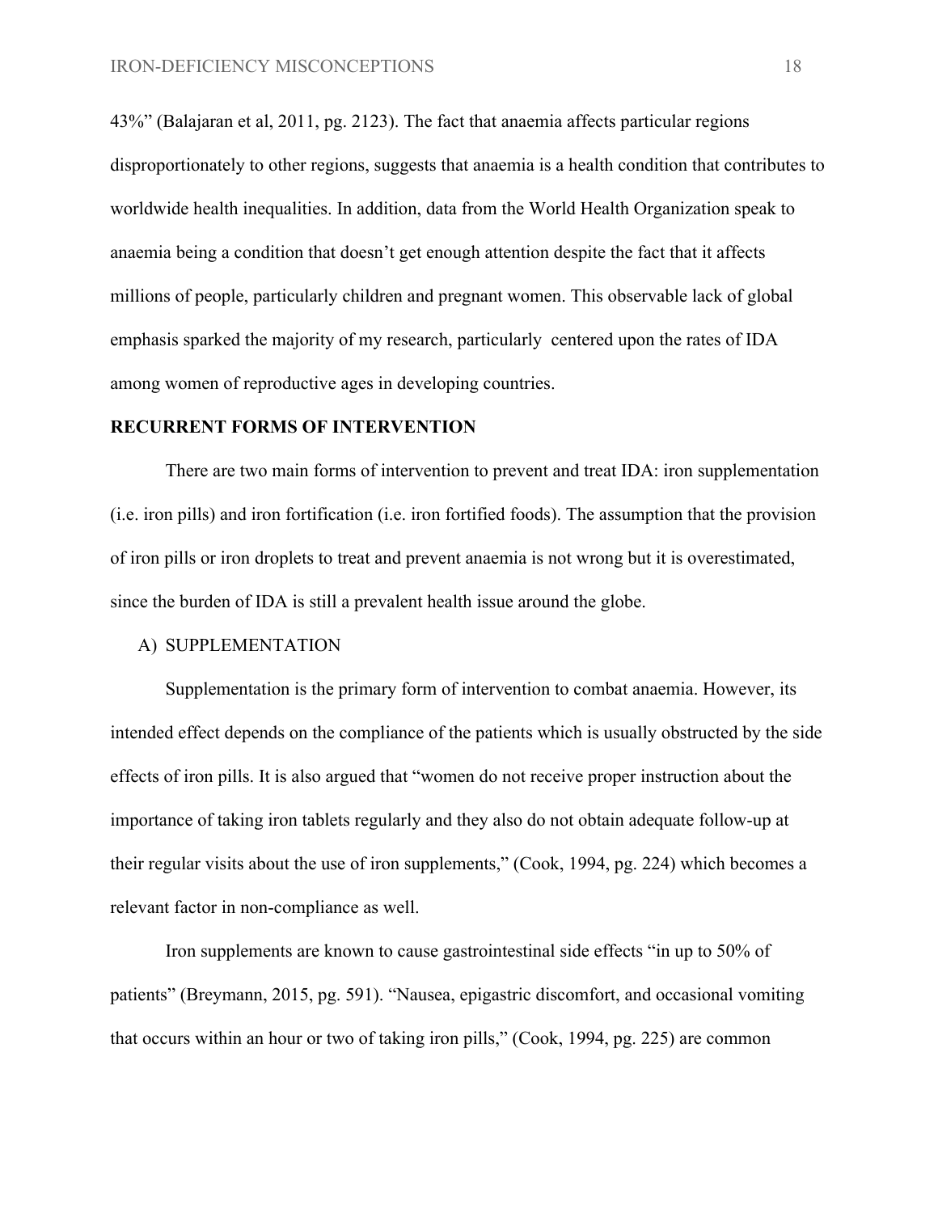43%" (Balajaran et al, 2011, pg. 2123). The fact that anaemia affects particular regions disproportionately to other regions, suggests that anaemia is a health condition that contributes to worldwide health inequalities. In addition, data from the World Health Organization speak to anaemia being a condition that doesn't get enough attention despite the fact that it affects millions of people, particularly children and pregnant women. This observable lack of global emphasis sparked the majority of my research, particularly centered upon the rates of IDA among women of reproductive ages in developing countries.

**RECURRENT FORMS OF INTERVENTION**

There are two main forms of intervention to prevent and treat IDA: iron supplementation (i.e. iron pills) and iron fortification (i.e. iron fortified foods). The assumption that the provision of iron pills or iron droplets to treat and prevent anaemia is not wrong but it is overestimated, since the burden of IDA is still a prevalent health issue around the globe.

A) SUPPLEMENTATION

Supplementation is the primary form of intervention to combat anaemia. However, its intended effect depends on the compliance of the patients which is usually obstructed by the side effects of iron pills. It is also argued that "women do not receive proper instruction about the importance of taking iron tablets regularly and they also do not obtain adequate follow-up at their regular visits about the use of iron supplements," (Cook, 1994, pg. 224) which becomes a relevant factor in non-compliance as well.

Iron supplements are known to cause gastrointestinal side effects "in up to 50% of patients" (Breymann, 2015, pg. 591). "Nausea, epigastric discomfort, and occasional vomiting that occurs within an hour or two of taking iron pills," (Cook, 1994, pg. 225) are common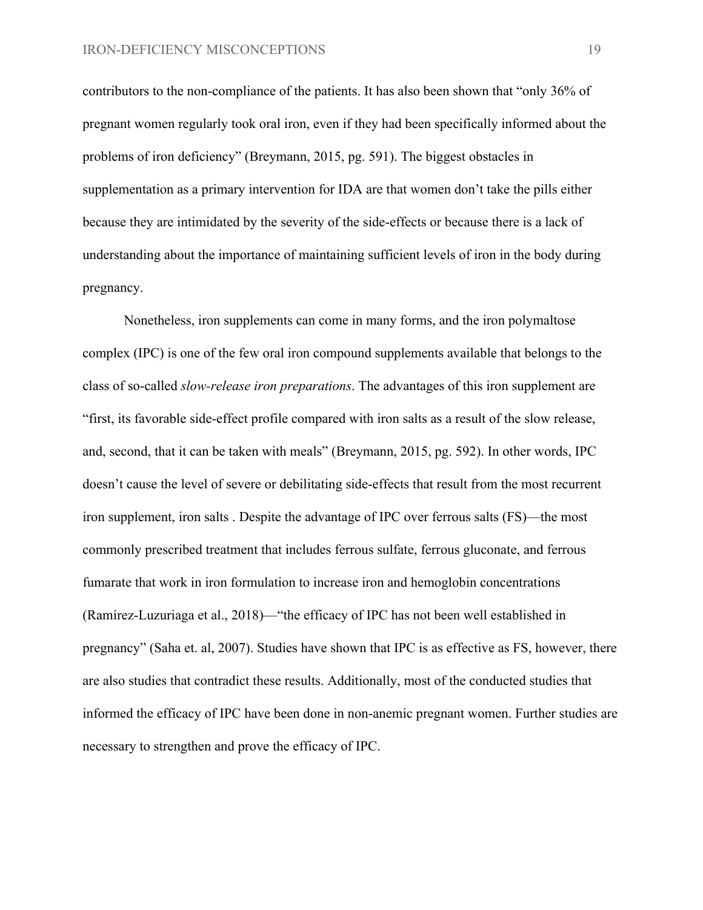contributors to the non-compliance of the patients. It has also been shown that "only 36% of pregnant women regularly took oral iron, even if they had been specifically informed about the problems of iron deficiency" (Breymann, 2015, pg. 591). The biggest obstacles in supplementation as a primary intervention for IDA are that women don't take the pills either because they are intimidated by the severity of the side-effects or because there is a lack of understanding about the importance of maintaining sufficient levels of iron in the body during pregnancy.

Nonetheless, iron supplements can come in many forms, and the iron polymaltose complex (IPC) is one of the few oral iron compound supplements available that belongs to the class of so-called *slow-release iron preparations*. The advantages of this iron supplement are "first, its favorable side-effect profile compared with iron salts as a result of the slow release, and, second, that it can be taken with meals" (Breymann, 2015, pg. 592). In other words, IPC doesn't cause the level of severe or debilitating side-effects that result from the most recurrent iron supplement, iron salts . Despite the advantage of IPC over ferrous salts (FS)—the most commonly prescribed treatment that includes ferrous sulfate, ferrous gluconate, and ferrous fumarate that work in iron formulation to increase iron and hemoglobin concentrations (Ramírez-Luzuriaga et al., 2018)—"the efficacy of IPC has not been well established in pregnancy" (Saha et. al, 2007). Studies have shown that IPC is as effective as FS, however, there are also studies that contradict these results. Additionally, most of the conducted studies that informed the efficacy of IPC have been done in non-anemic pregnant women. Further studies are necessary to strengthen and prove the efficacy of IPC.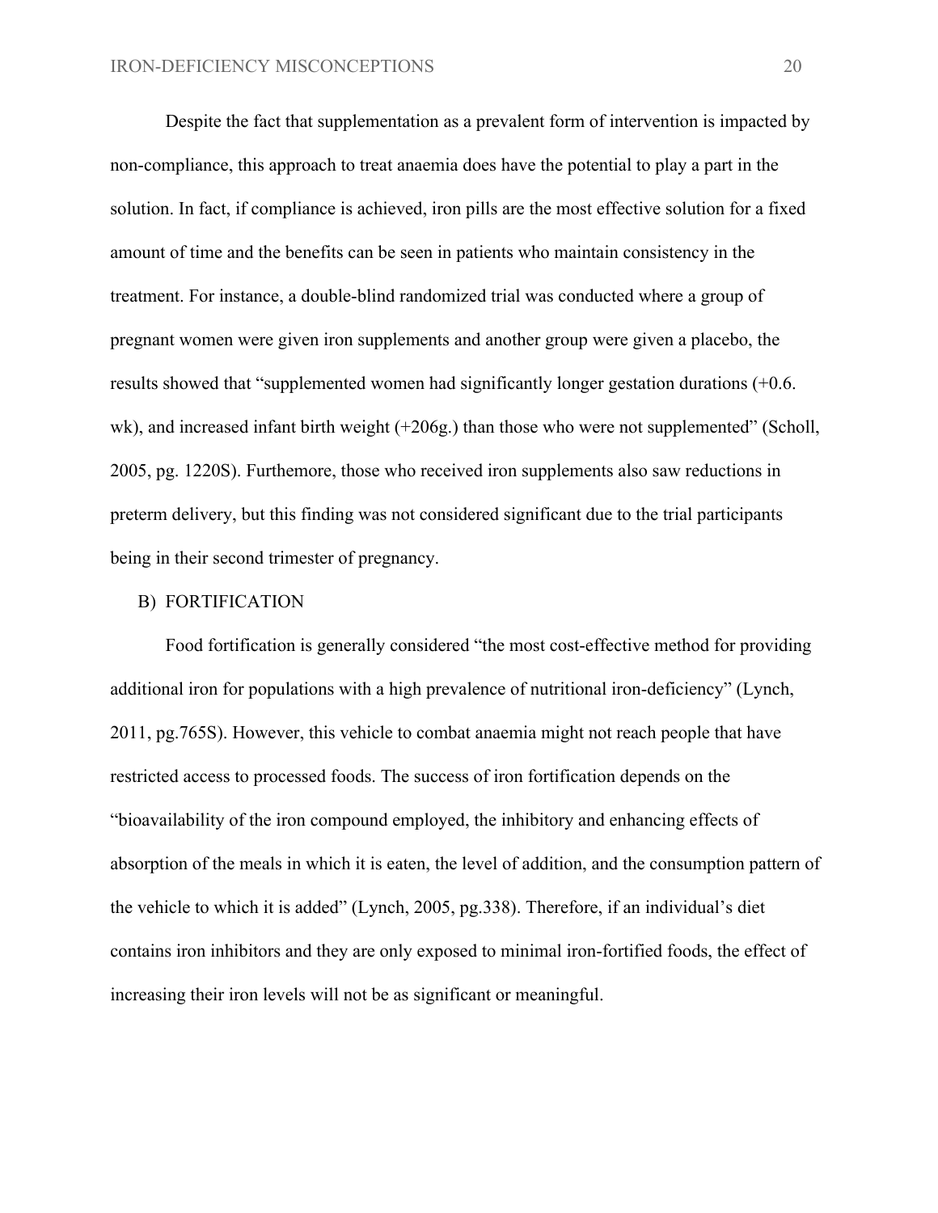Despite the fact that supplementation as a prevalent form of intervention is impacted by non-compliance, this approach to treat anaemia does have the potential to play a part in the solution. In fact, if compliance is achieved, iron pills are the most effective solution for a fixed amount of time and the benefits can be seen in patients who maintain consistency in the treatment. For instance, a double-blind randomized trial was conducted where a group of pregnant women were given iron supplements and another group were given a placebo, the results showed that "supplemented women had significantly longer gestation durations (+0.6. wk), and increased infant birth weight (+206g.) than those who were not supplemented" (Scholl, 2005, pg. 1220S). Furthemore, those who received iron supplements also saw reductions in preterm delivery, but this finding was not considered significant due to the trial participants being in their second trimester of pregnancy.

B) FORTIFICATION

Food fortification is generally considered "the most cost-effective method for providing additional iron for populations with a high prevalence of nutritional iron-deficiency" (Lynch, 2011, pg.765S). However, this vehicle to combat anaemia might not reach people that have restricted access to processed foods. The success of iron fortification depends on the "bioavailability of the iron compound employed, the inhibitory and enhancing effects of absorption of the meals in which it is eaten, the level of addition, and the consumption pattern of the vehicle to which it is added" (Lynch, 2005, pg.338). Therefore, if an individual's diet contains iron inhibitors and they are only exposed to minimal iron-fortified foods, the effect of increasing their iron levels will not be as significant or meaningful.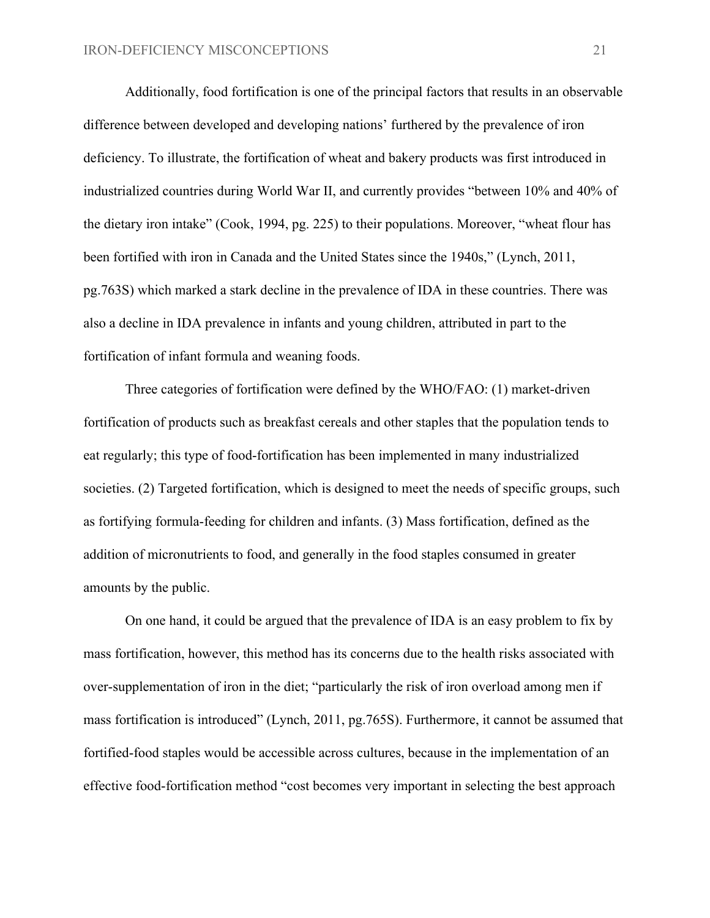Additionally, food fortification is one of the principal factors that results in an observable difference between developed and developing nations' furthered by the prevalence of iron deficiency. To illustrate, the fortification of wheat and bakery products was first introduced in industrialized countries during World War II, and currently provides "between 10% and 40% of the dietary iron intake" (Cook, 1994, pg. 225) to their populations. Moreover, "wheat flour has been fortified with iron in Canada and the United States since the 1940s," (Lynch, 2011, pg.763S) which marked a stark decline in the prevalence of IDA in these countries. There was also a decline in IDA prevalence in infants and young children, attributed in part to the fortification of infant formula and weaning foods.

Three categories of fortification were defined by the WHO/FAO: (1) market-driven fortification of products such as breakfast cereals and other staples that the population tends to eat regularly; this type of food-fortification has been implemented in many industrialized societies. (2) Targeted fortification, which is designed to meet the needs of specific groups, such as fortifying formula-feeding for children and infants. (3) Mass fortification, defined as the addition of micronutrients to food, and generally in the food staples consumed in greater amounts by the public.

On one hand, it could be argued that the prevalence of IDA is an easy problem to fix by mass fortification, however, this method has its concerns due to the health risks associated with over-supplementation of iron in the diet; "particularly the risk of iron overload among men if mass fortification is introduced" (Lynch, 2011, pg.765S). Furthermore, it cannot be assumed that fortified-food staples would be accessible across cultures, because in the implementation of an effective food-fortification method "cost becomes very important in selecting the best approach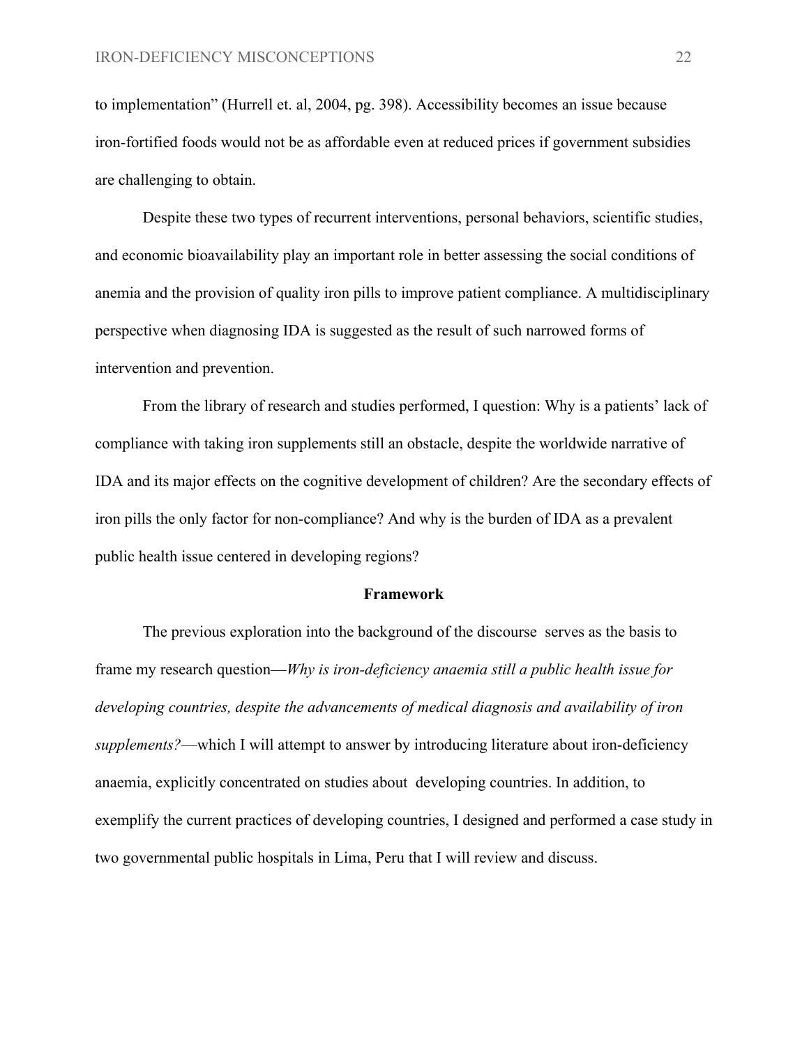to implementation" (Hurrell et. al, 2004, pg. 398). Accessibility becomes an issue because iron-fortified foods would not be as affordable even at reduced prices if government subsidies are challenging to obtain.

Despite these two types of recurrent interventions, personal behaviors, scientific studies, and economic bioavailability play an important role in better assessing the social conditions of anemia and the provision of quality iron pills to improve patient compliance. A multidisciplinary perspective when diagnosing IDA is suggested as the result of such narrowed forms of intervention and prevention.

From the library of research and studies performed, I question: Why is a patients' lack of compliance with taking iron supplements still an obstacle, despite the worldwide narrative of IDA and its major effects on the cognitive development of children? Are the secondary effects of iron pills the only factor for non-compliance? And why is the burden of IDA as a prevalent public health issue centered in developing regions?

## Framework

The previous exploration into the background of the discourse serves as the basis to frame my research question—*Why is iron-deficiency anaemia still a public health issue for developing countries, despite the advancements of medical diagnosis and availability of iron supplements?*—which I will attempt to answer by introducing literature about iron-deficiency anaemia, explicitly concentrated on studies about developing countries. In addition, to exemplify the current practices of developing countries, I designed and performed a case study in two governmental public hospitals in Lima, Peru that I will review and discuss.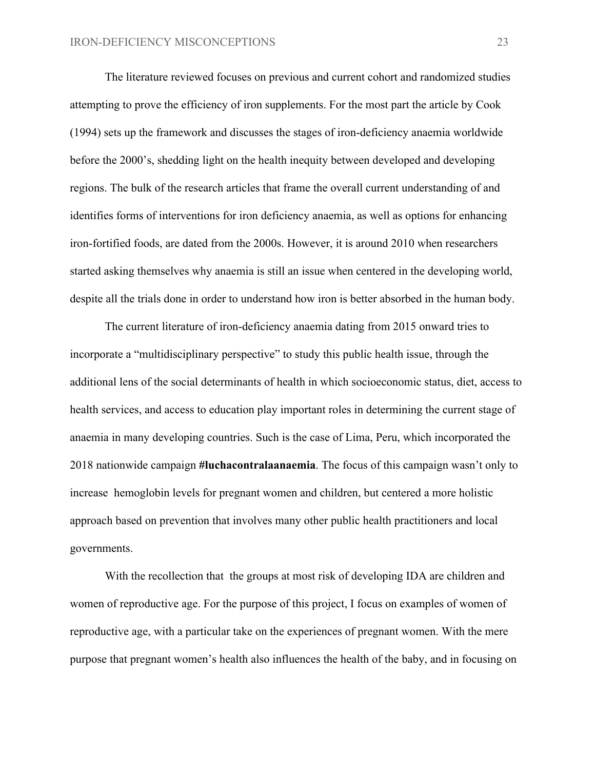The literature reviewed focuses on previous and current cohort and randomized studies attempting to prove the efficiency of iron supplements. For the most part the article by Cook (1994) sets up the framework and discusses the stages of iron-deficiency anaemia worldwide before the 2000's, shedding light on the health inequity between developed and developing regions. The bulk of the research articles that frame the overall current understanding of and identifies forms of interventions for iron deficiency anaemia, as well as options for enhancing iron-fortified foods, are dated from the 2000s. However, it is around 2010 when researchers started asking themselves why anaemia is still an issue when centered in the developing world, despite all the trials done in order to understand how iron is better absorbed in the human body.

The current literature of iron-deficiency anaemia dating from 2015 onward tries to incorporate a "multidisciplinary perspective" to study this public health issue, through the additional lens of the social determinants of health in which socioeconomic status, diet, access to health services, and access to education play important roles in determining the current stage of anaemia in many developing countries. Such is the case of Lima, Peru, which incorporated the 2018 nationwide campaign **#luchacontralaanaemia**. The focus of this campaign wasn't only to increase hemoglobin levels for pregnant women and children, but centered a more holistic approach based on prevention that involves many other public health practitioners and local governments.

With the recollection that the groups at most risk of developing IDA are children and women of reproductive age. For the purpose of this project, I focus on examples of women of reproductive age, with a particular take on the experiences of pregnant women. With the mere purpose that pregnant women's health also influences the health of the baby, and in focusing on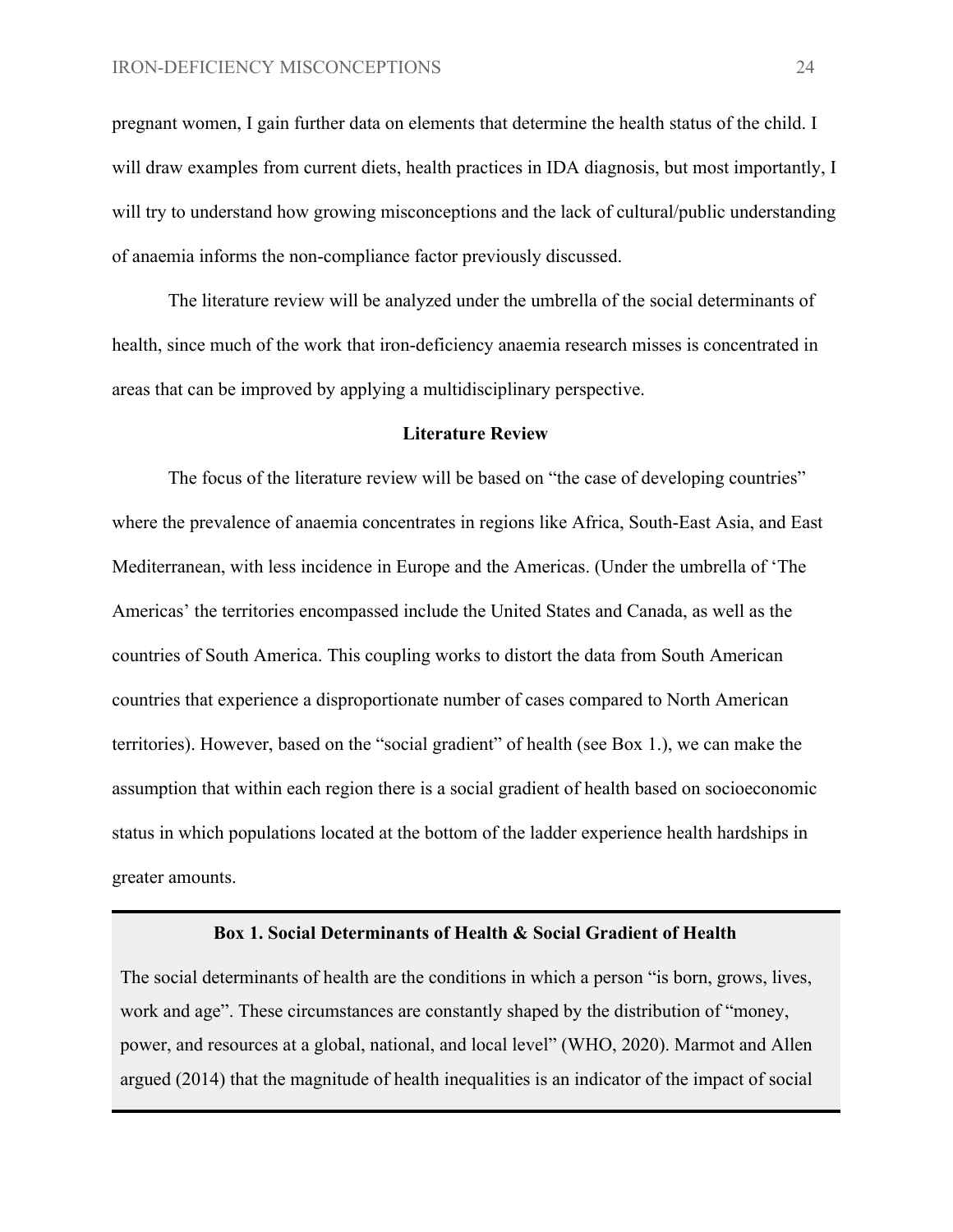pregnant women, I gain further data on elements that determine the health status of the child. I will draw examples from current diets, health practices in IDA diagnosis, but most importantly, I will try to understand how growing misconceptions and the lack of cultural/public understanding of anaemia informs the non-compliance factor previously discussed.

The literature review will be analyzed under the umbrella of the social determinants of health, since much of the work that iron-deficiency anaemia research misses is concentrated in areas that can be improved by applying a multidisciplinary perspective.

## Literature Review

The focus of the literature review will be based on "the case of developing countries" where the prevalence of anaemia concentrates in regions like Africa, South-East Asia, and East Mediterranean, with less incidence in Europe and the Americas. (Under the umbrella of 'The Americas' the territories encompassed include the United States and Canada, as well as the countries of South America. This coupling works to distort the data from South American countries that experience a disproportionate number of cases compared to North American territories). However, based on the "social gradient" of health (see Box 1.), we can make the assumption that within each region there is a social gradient of health based on socioeconomic status in which populations located at the bottom of the ladder experience health hardships in greater amounts.

**Box 1. Social Determinants of Health & Social Gradient of Health**

The social determinants of health are the conditions in which a person "is born, grows, lives, work and age". These circumstances are constantly shaped by the distribution of "money, power, and resources at a global, national, and local level" (WHO, 2020). Marmot and Allen argued (2014) that the magnitude of health inequalities is an indicator of the impact of social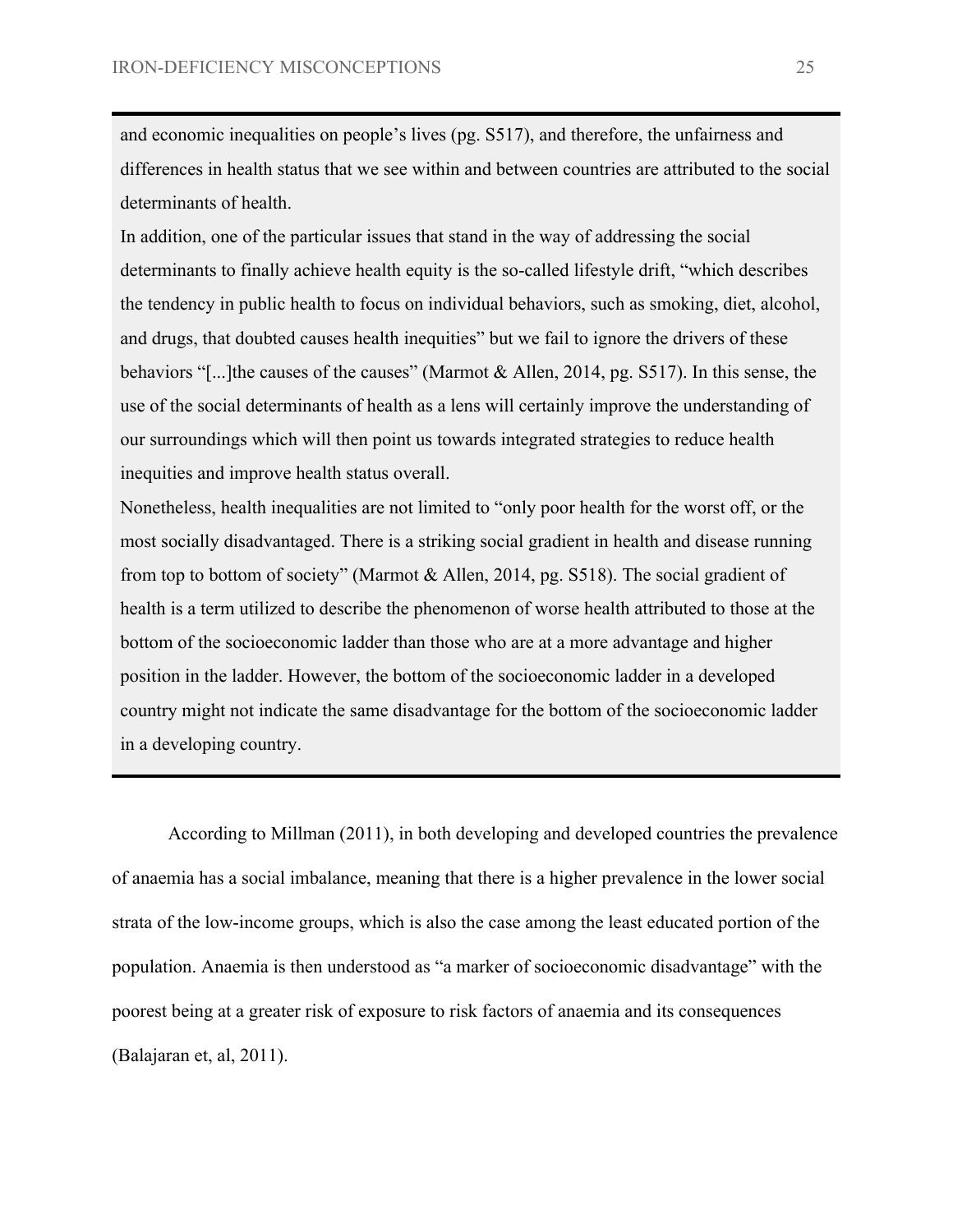and economic inequalities on people's lives (pg. S517), and therefore, the unfairness and differences in health status that we see within and between countries are attributed to the social determinants of health.

In addition, one of the particular issues that stand in the way of addressing the social determinants to finally achieve health equity is the so-called lifestyle drift, "which describes the tendency in public health to focus on individual behaviors, such as smoking, diet, alcohol, and drugs, that doubted causes health inequities" but we fail to ignore the drivers of these behaviors "[...]the causes of the causes" (Marmot & Allen, 2014, pg. S517). In this sense, the use of the social determinants of health as a lens will certainly improve the understanding of our surroundings which will then point us towards integrated strategies to reduce health inequities and improve health status overall.

Nonetheless, health inequalities are not limited to "only poor health for the worst off, or the most socially disadvantaged. There is a striking social gradient in health and disease running from top to bottom of society" (Marmot & Allen, 2014, pg. S518). The social gradient of health is a term utilized to describe the phenomenon of worse health attributed to those at the bottom of the socioeconomic ladder than those who are at a more advantage and higher position in the ladder. However, the bottom of the socioeconomic ladder in a developed country might not indicate the same disadvantage for the bottom of the socioeconomic ladder in a developing country.

According to Millman (2011), in both developing and developed countries the prevalence of anaemia has a social imbalance, meaning that there is a higher prevalence in the lower social strata of the low-income groups, which is also the case among the least educated portion of the population. Anaemia is then understood as "a marker of socioeconomic disadvantage" with the poorest being at a greater risk of exposure to risk factors of anaemia and its consequences (Balajaran et, al, 2011).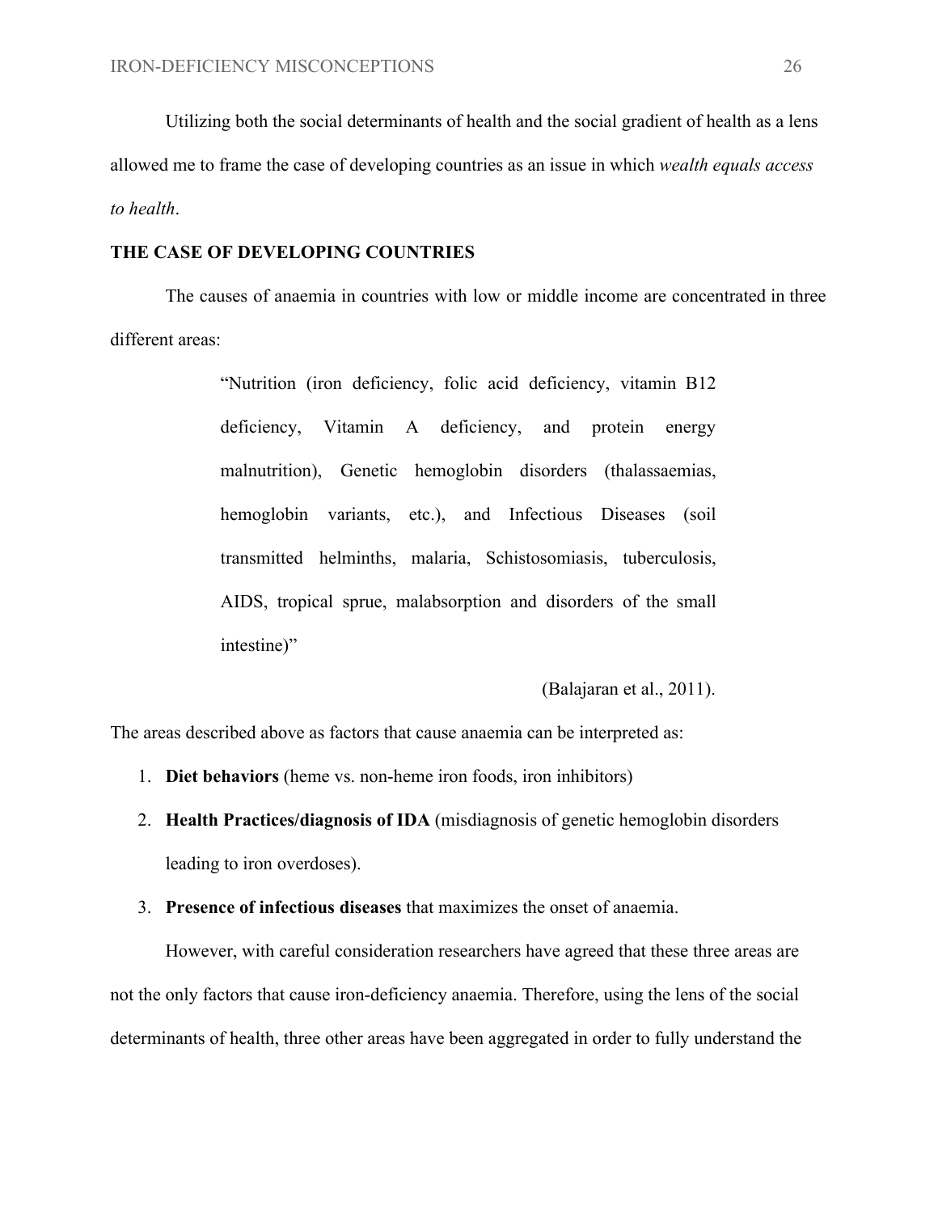Utilizing both the social determinants of health and the social gradient of health as a lens allowed me to frame the case of developing countries as an issue in which *wealth equals access to health*.

## THE CASE OF DEVELOPING COUNTRIES

The causes of anaemia in countries with low or middle income are concentrated in three different areas:

> "Nutrition (iron deficiency, folic acid deficiency, vitamin B12 deficiency, Vitamin A deficiency, and protein energy malnutrition), Genetic hemoglobin disorders (thalassaemias, hemoglobin variants, etc.), and Infectious Diseases (soil transmitted helminths, malaria, Schistosomiasis, tuberculosis, AIDS, tropical sprue, malabsorption and disorders of the small intestine)"
>
> (Balajaran et al., 2011).

The areas described above as factors that cause anaemia can be interpreted as:

1. **Diet behaviors** (heme vs. non-heme iron foods, iron inhibitors)
2. **Health Practices/diagnosis of IDA** (misdiagnosis of genetic hemoglobin disorders leading to iron overdoses).
3. **Presence of infectious diseases** that maximizes the onset of anaemia.

However, with careful consideration researchers have agreed that these three areas are not the only factors that cause iron-deficiency anaemia. Therefore, using the lens of the social determinants of health, three other areas have been aggregated in order to fully understand the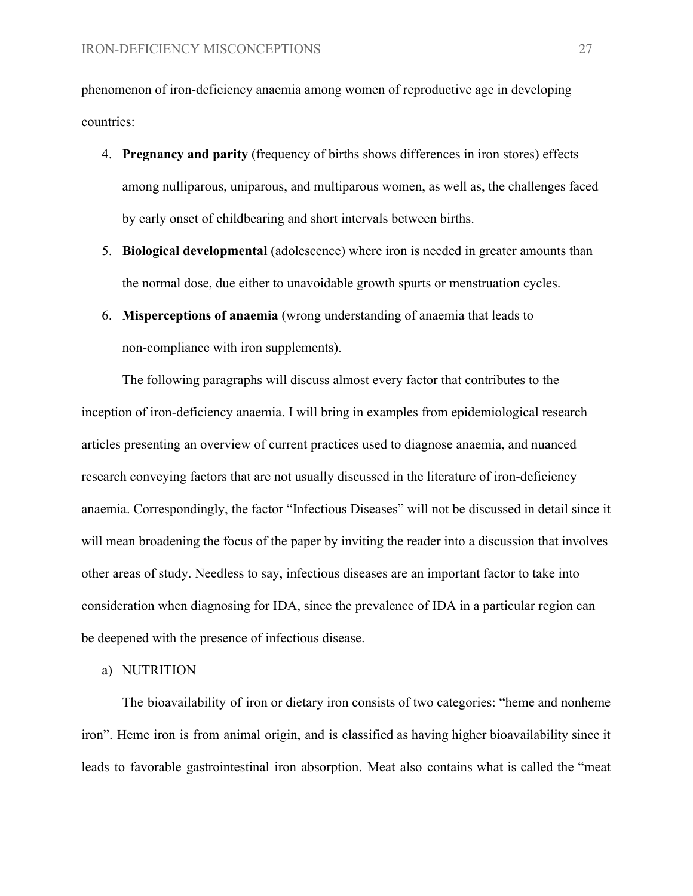phenomenon of iron-deficiency anaemia among women of reproductive age in developing countries:

4. **Pregnancy and parity** (frequency of births shows differences in iron stores) effects among nulliparous, uniparous, and multiparous women, as well as, the challenges faced by early onset of childbearing and short intervals between births.
5. **Biological developmental** (adolescence) where iron is needed in greater amounts than the normal dose, due either to unavoidable growth spurts or menstruation cycles.
6. **Misperceptions of anaemia** (wrong understanding of anaemia that leads to non-compliance with iron supplements).

The following paragraphs will discuss almost every factor that contributes to the inception of iron-deficiency anaemia. I will bring in examples from epidemiological research articles presenting an overview of current practices used to diagnose anaemia, and nuanced research conveying factors that are not usually discussed in the literature of iron-deficiency anaemia. Correspondingly, the factor "Infectious Diseases" will not be discussed in detail since it will mean broadening the focus of the paper by inviting the reader into a discussion that involves other areas of study. Needless to say, infectious diseases are an important factor to take into consideration when diagnosing for IDA, since the prevalence of IDA in a particular region can be deepened with the presence of infectious disease.

a) NUTRITION

The bioavailability of iron or dietary iron consists of two categories: "heme and nonheme iron". Heme iron is from animal origin, and is classified as having higher bioavailability since it leads to favorable gastrointestinal iron absorption. Meat also contains what is called the "meat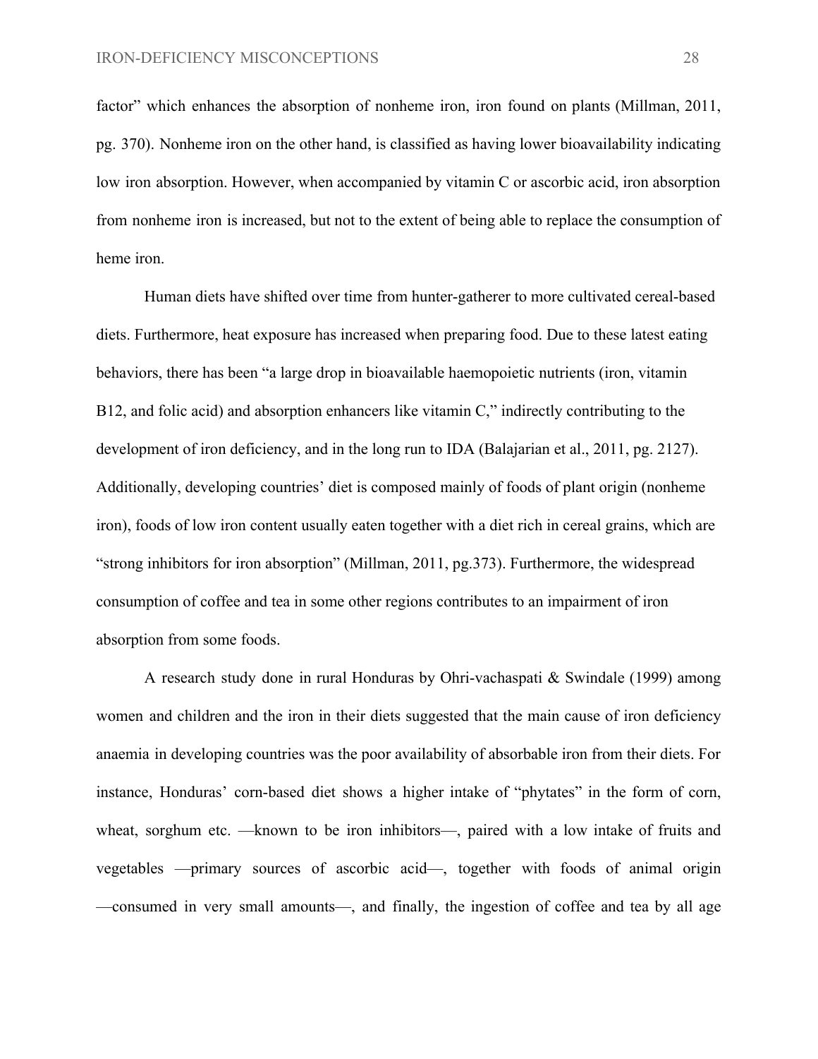factor" which enhances the absorption of nonheme iron, iron found on plants (Millman, 2011, pg. 370). Nonheme iron on the other hand, is classified as having lower bioavailability indicating low iron absorption. However, when accompanied by vitamin C or ascorbic acid, iron absorption from nonheme iron is increased, but not to the extent of being able to replace the consumption of heme iron.

Human diets have shifted over time from hunter-gatherer to more cultivated cereal-based diets. Furthermore, heat exposure has increased when preparing food. Due to these latest eating behaviors, there has been "a large drop in bioavailable haemopoietic nutrients (iron, vitamin B12, and folic acid) and absorption enhancers like vitamin C," indirectly contributing to the development of iron deficiency, and in the long run to IDA (Balajarian et al., 2011, pg. 2127). Additionally, developing countries' diet is composed mainly of foods of plant origin (nonheme iron), foods of low iron content usually eaten together with a diet rich in cereal grains, which are "strong inhibitors for iron absorption" (Millman, 2011, pg.373). Furthermore, the widespread consumption of coffee and tea in some other regions contributes to an impairment of iron absorption from some foods.

A research study done in rural Honduras by Ohri-vachaspati & Swindale (1999) among women and children and the iron in their diets suggested that the main cause of iron deficiency anaemia in developing countries was the poor availability of absorbable iron from their diets. For instance, Honduras' corn-based diet shows a higher intake of "phytates" in the form of corn, wheat, sorghum etc. —known to be iron inhibitors—, paired with a low intake of fruits and vegetables —primary sources of ascorbic acid—, together with foods of animal origin —consumed in very small amounts—, and finally, the ingestion of coffee and tea by all age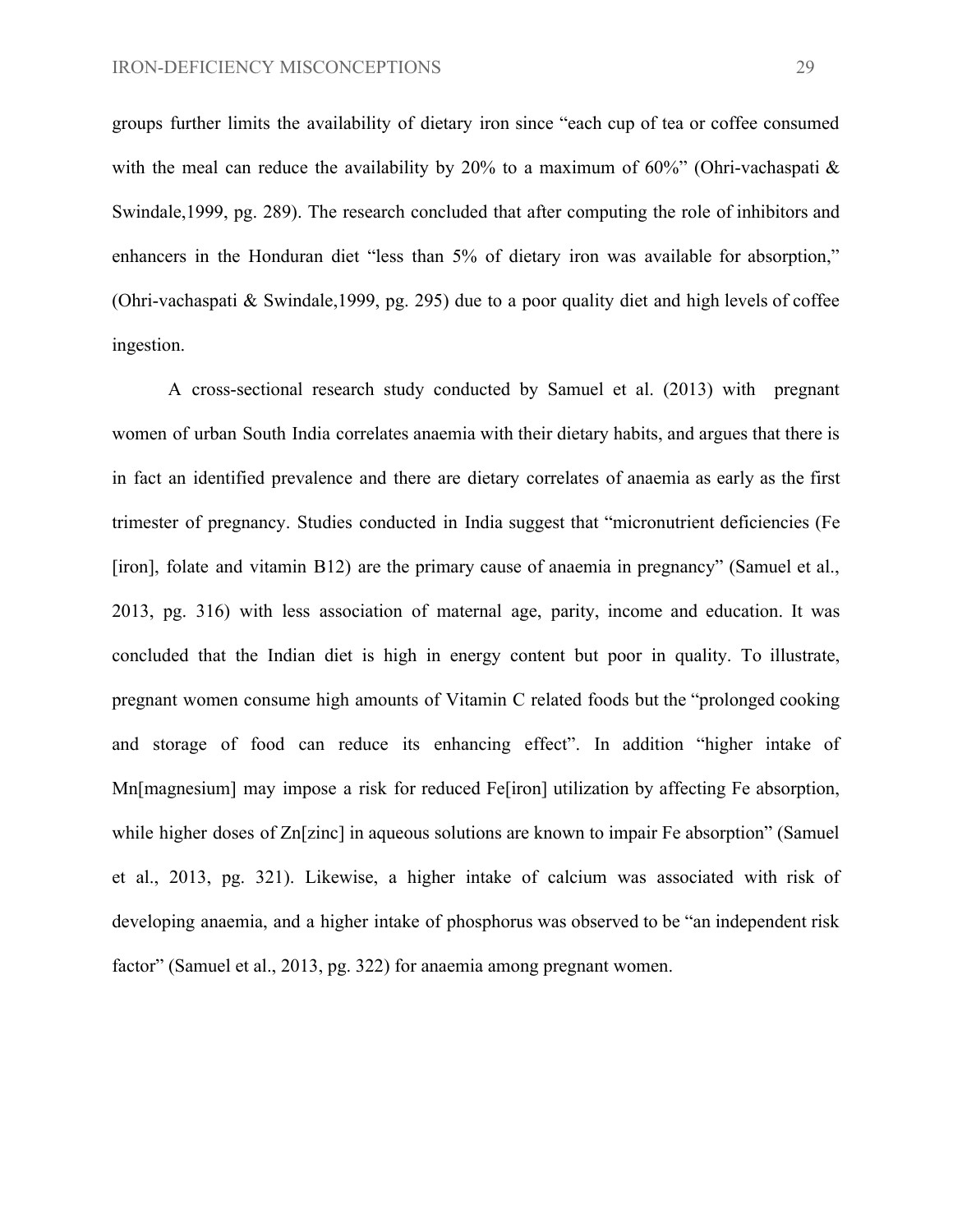groups further limits the availability of dietary iron since "each cup of tea or coffee consumed with the meal can reduce the availability by 20% to a maximum of 60%" (Ohri-vachaspati & Swindale,1999, pg. 289). The research concluded that after computing the role of inhibitors and enhancers in the Honduran diet "less than 5% of dietary iron was available for absorption," (Ohri-vachaspati & Swindale,1999, pg. 295) due to a poor quality diet and high levels of coffee ingestion.

A cross-sectional research study conducted by Samuel et al. (2013) with pregnant women of urban South India correlates anaemia with their dietary habits, and argues that there is in fact an identified prevalence and there are dietary correlates of anaemia as early as the first trimester of pregnancy. Studies conducted in India suggest that "micronutrient deficiencies (Fe [iron], folate and vitamin B12) are the primary cause of anaemia in pregnancy" (Samuel et al., 2013, pg. 316) with less association of maternal age, parity, income and education. It was concluded that the Indian diet is high in energy content but poor in quality. To illustrate, pregnant women consume high amounts of Vitamin C related foods but the "prolonged cooking and storage of food can reduce its enhancing effect". In addition "higher intake of Mn[magnesium] may impose a risk for reduced Fe[iron] utilization by affecting Fe absorption, while higher doses of Zn[zinc] in aqueous solutions are known to impair Fe absorption" (Samuel et al., 2013, pg. 321). Likewise, a higher intake of calcium was associated with risk of developing anaemia, and a higher intake of phosphorus was observed to be "an independent risk factor" (Samuel et al., 2013, pg. 322) for anaemia among pregnant women.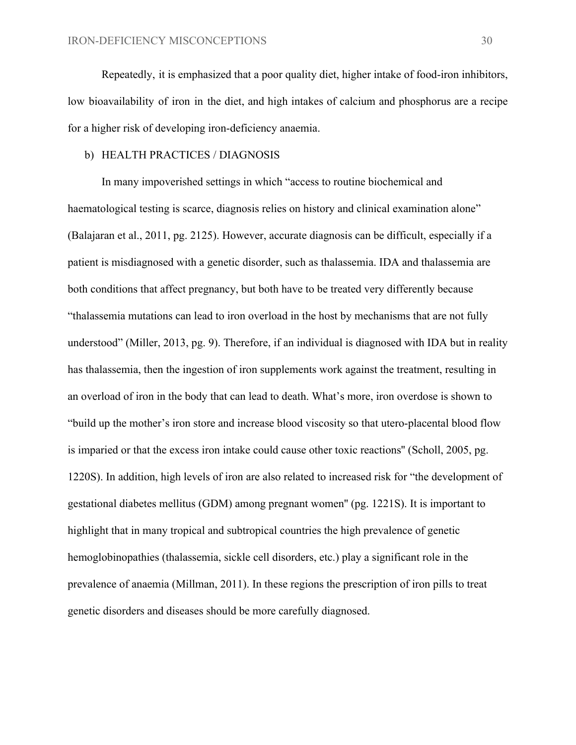Repeatedly, it is emphasized that a poor quality diet, higher intake of food-iron inhibitors, low bioavailability of iron in the diet, and high intakes of calcium and phosphorus are a recipe for a higher risk of developing iron-deficiency anaemia.

b) HEALTH PRACTICES / DIAGNOSIS

In many impoverished settings in which "access to routine biochemical and haematological testing is scarce, diagnosis relies on history and clinical examination alone" (Balajaran et al., 2011, pg. 2125). However, accurate diagnosis can be difficult, especially if a patient is misdiagnosed with a genetic disorder, such as thalassemia. IDA and thalassemia are both conditions that affect pregnancy, but both have to be treated very differently because "thalassemia mutations can lead to iron overload in the host by mechanisms that are not fully understood" (Miller, 2013, pg. 9). Therefore, if an individual is diagnosed with IDA but in reality has thalassemia, then the ingestion of iron supplements work against the treatment, resulting in an overload of iron in the body that can lead to death. What's more, iron overdose is shown to "build up the mother's iron store and increase blood viscosity so that utero-placental blood flow is imparied or that the excess iron intake could cause other toxic reactions" (Scholl, 2005, pg. 1220S). In addition, high levels of iron are also related to increased risk for "the development of gestational diabetes mellitus (GDM) among pregnant women" (pg. 1221S). It is important to highlight that in many tropical and subtropical countries the high prevalence of genetic hemoglobinopathies (thalassemia, sickle cell disorders, etc.) play a significant role in the prevalence of anaemia (Millman, 2011). In these regions the prescription of iron pills to treat genetic disorders and diseases should be more carefully diagnosed.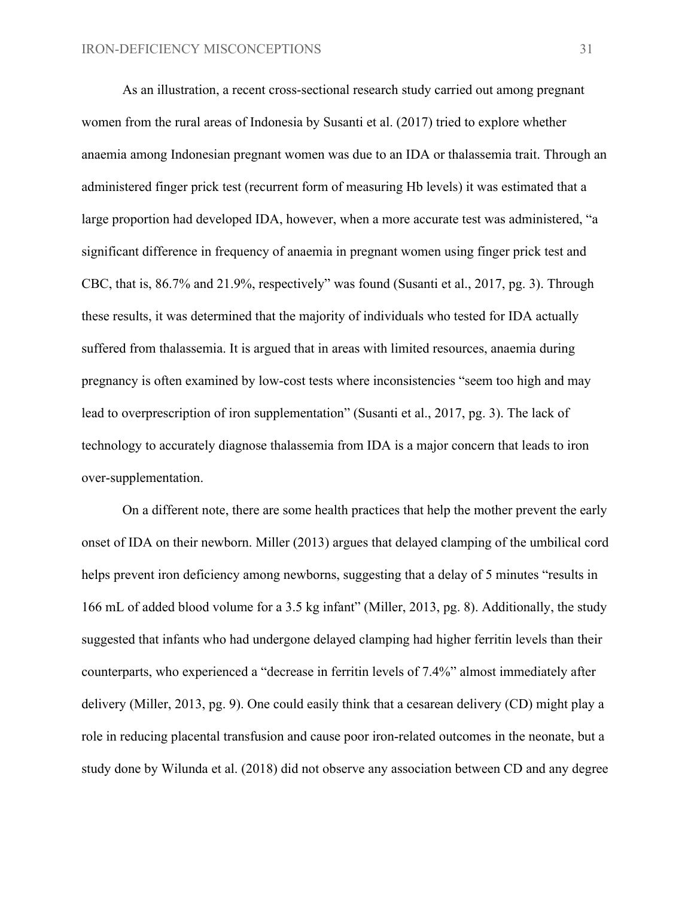As an illustration, a recent cross-sectional research study carried out among pregnant women from the rural areas of Indonesia by Susanti et al. (2017) tried to explore whether anaemia among Indonesian pregnant women was due to an IDA or thalassemia trait. Through an administered finger prick test (recurrent form of measuring Hb levels) it was estimated that a large proportion had developed IDA, however, when a more accurate test was administered, "a significant difference in frequency of anaemia in pregnant women using finger prick test and CBC, that is, 86.7% and 21.9%, respectively" was found (Susanti et al., 2017, pg. 3). Through these results, it was determined that the majority of individuals who tested for IDA actually suffered from thalassemia. It is argued that in areas with limited resources, anaemia during pregnancy is often examined by low-cost tests where inconsistencies "seem too high and may lead to overprescription of iron supplementation" (Susanti et al., 2017, pg. 3). The lack of technology to accurately diagnose thalassemia from IDA is a major concern that leads to iron over-supplementation.

On a different note, there are some health practices that help the mother prevent the early onset of IDA on their newborn. Miller (2013) argues that delayed clamping of the umbilical cord helps prevent iron deficiency among newborns, suggesting that a delay of 5 minutes "results in 166 mL of added blood volume for a 3.5 kg infant" (Miller, 2013, pg. 8). Additionally, the study suggested that infants who had undergone delayed clamping had higher ferritin levels than their counterparts, who experienced a "decrease in ferritin levels of 7.4%" almost immediately after delivery (Miller, 2013, pg. 9). One could easily think that a cesarean delivery (CD) might play a role in reducing placental transfusion and cause poor iron-related outcomes in the neonate, but a study done by Wilunda et al. (2018) did not observe any association between CD and any degree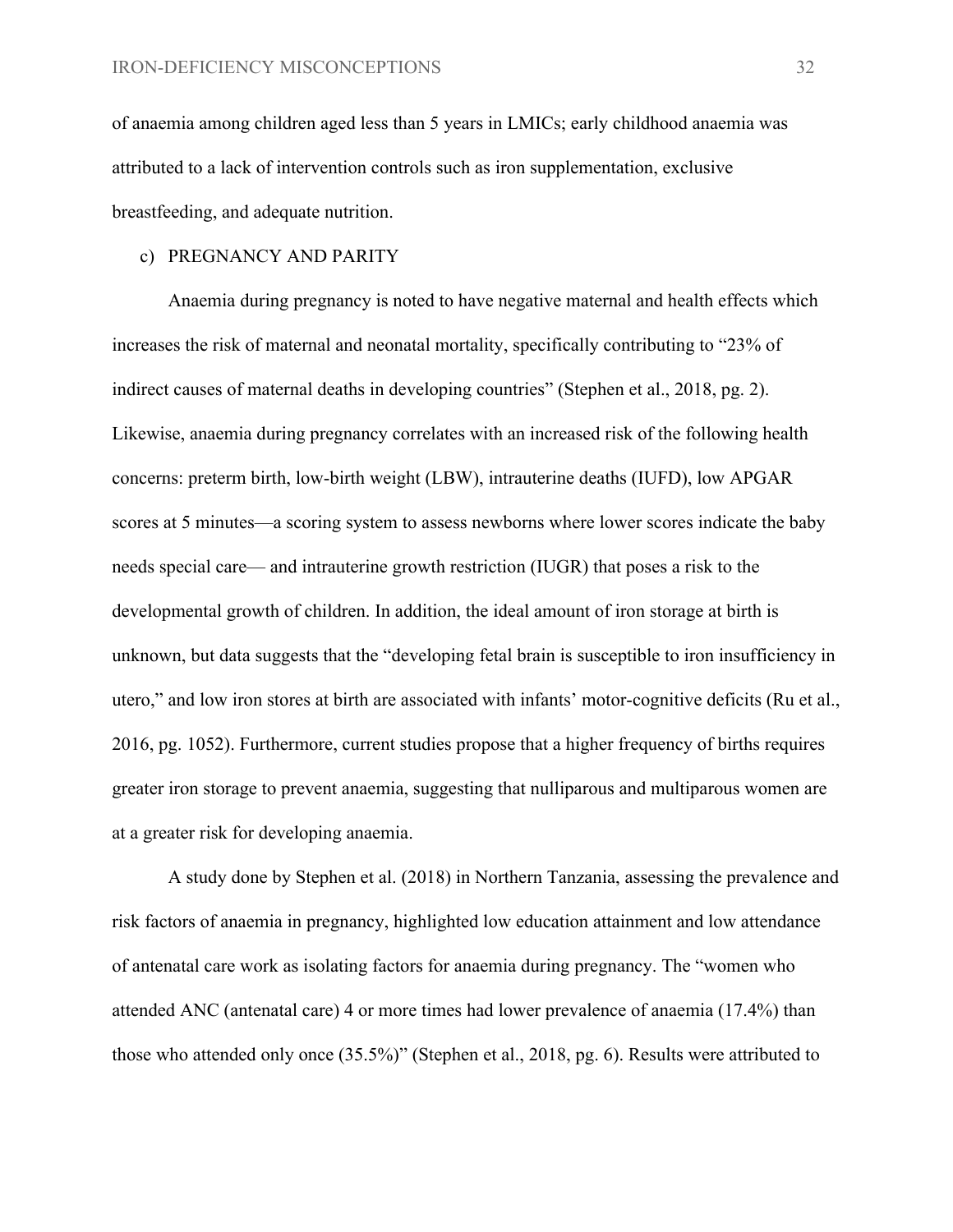of anaemia among children aged less than 5 years in LMICs; early childhood anaemia was attributed to a lack of intervention controls such as iron supplementation, exclusive breastfeeding, and adequate nutrition.

c) PREGNANCY AND PARITY

Anaemia during pregnancy is noted to have negative maternal and health effects which increases the risk of maternal and neonatal mortality, specifically contributing to "23% of indirect causes of maternal deaths in developing countries" (Stephen et al., 2018, pg. 2). Likewise, anaemia during pregnancy correlates with an increased risk of the following health concerns: preterm birth, low-birth weight (LBW), intrauterine deaths (IUFD), low APGAR scores at 5 minutes—a scoring system to assess newborns where lower scores indicate the baby needs special care— and intrauterine growth restriction (IUGR) that poses a risk to the developmental growth of children. In addition, the ideal amount of iron storage at birth is unknown, but data suggests that the "developing fetal brain is susceptible to iron insufficiency in utero," and low iron stores at birth are associated with infants' motor-cognitive deficits (Ru et al., 2016, pg. 1052). Furthermore, current studies propose that a higher frequency of births requires greater iron storage to prevent anaemia, suggesting that nulliparous and multiparous women are at a greater risk for developing anaemia.

A study done by Stephen et al. (2018) in Northern Tanzania, assessing the prevalence and risk factors of anaemia in pregnancy, highlighted low education attainment and low attendance of antenatal care work as isolating factors for anaemia during pregnancy. The "women who attended ANC (antenatal care) 4 or more times had lower prevalence of anaemia (17.4%) than those who attended only once (35.5%)" (Stephen et al., 2018, pg. 6). Results were attributed to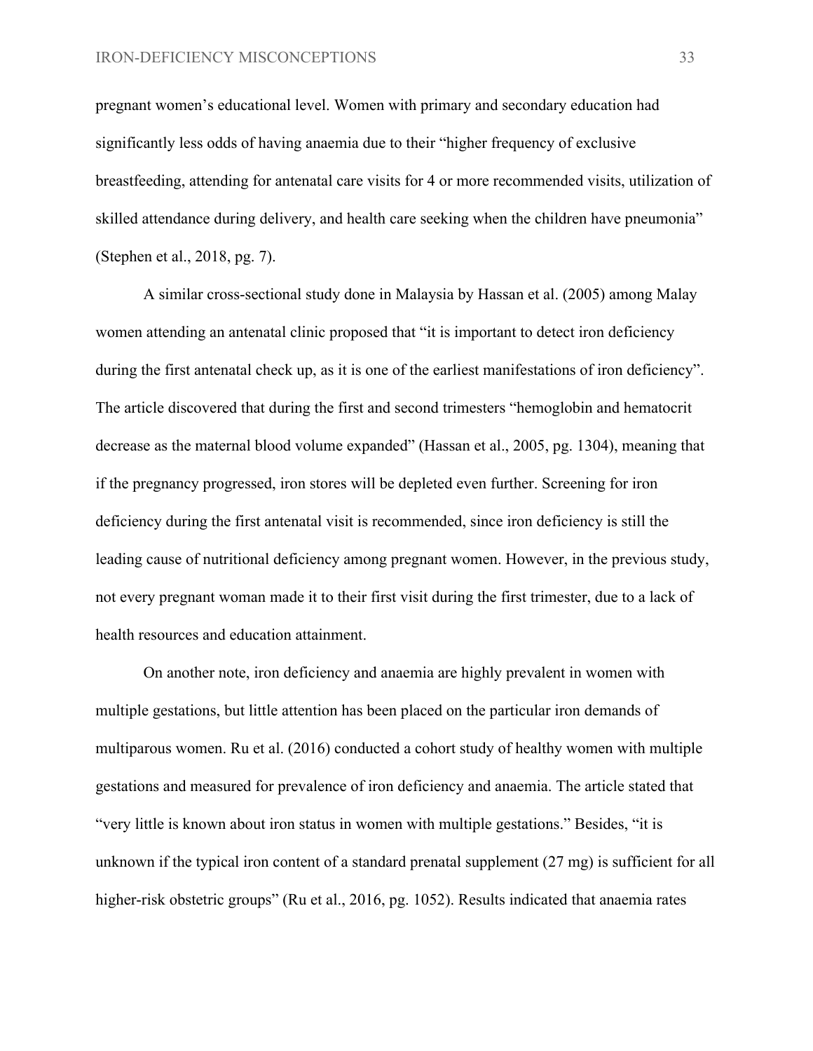pregnant women's educational level. Women with primary and secondary education had significantly less odds of having anaemia due to their "higher frequency of exclusive breastfeeding, attending for antenatal care visits for 4 or more recommended visits, utilization of skilled attendance during delivery, and health care seeking when the children have pneumonia" (Stephen et al., 2018, pg. 7).

A similar cross-sectional study done in Malaysia by Hassan et al. (2005) among Malay women attending an antenatal clinic proposed that "it is important to detect iron deficiency during the first antenatal check up, as it is one of the earliest manifestations of iron deficiency". The article discovered that during the first and second trimesters "hemoglobin and hematocrit decrease as the maternal blood volume expanded" (Hassan et al., 2005, pg. 1304), meaning that if the pregnancy progressed, iron stores will be depleted even further. Screening for iron deficiency during the first antenatal visit is recommended, since iron deficiency is still the leading cause of nutritional deficiency among pregnant women. However, in the previous study, not every pregnant woman made it to their first visit during the first trimester, due to a lack of health resources and education attainment.

On another note, iron deficiency and anaemia are highly prevalent in women with multiple gestations, but little attention has been placed on the particular iron demands of multiparous women. Ru et al. (2016) conducted a cohort study of healthy women with multiple gestations and measured for prevalence of iron deficiency and anaemia. The article stated that "very little is known about iron status in women with multiple gestations." Besides, "it is unknown if the typical iron content of a standard prenatal supplement (27 mg) is sufficient for all higher-risk obstetric groups" (Ru et al., 2016, pg. 1052). Results indicated that anaemia rates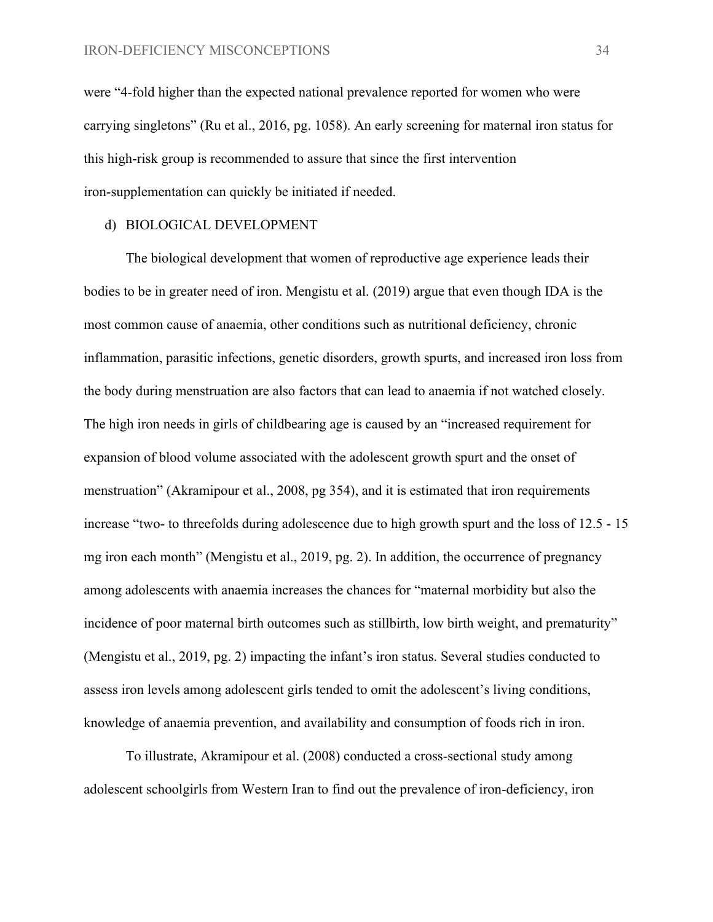were "4-fold higher than the expected national prevalence reported for women who were carrying singletons" (Ru et al., 2016, pg. 1058). An early screening for maternal iron status for this high-risk group is recommended to assure that since the first intervention iron-supplementation can quickly be initiated if needed.

d) BIOLOGICAL DEVELOPMENT

The biological development that women of reproductive age experience leads their bodies to be in greater need of iron. Mengistu et al. (2019) argue that even though IDA is the most common cause of anaemia, other conditions such as nutritional deficiency, chronic inflammation, parasitic infections, genetic disorders, growth spurts, and increased iron loss from the body during menstruation are also factors that can lead to anaemia if not watched closely. The high iron needs in girls of childbearing age is caused by an "increased requirement for expansion of blood volume associated with the adolescent growth spurt and the onset of menstruation" (Akramipour et al., 2008, pg 354), and it is estimated that iron requirements increase "two- to threefolds during adolescence due to high growth spurt and the loss of 12.5 - 15 mg iron each month" (Mengistu et al., 2019, pg. 2). In addition, the occurrence of pregnancy among adolescents with anaemia increases the chances for "maternal morbidity but also the incidence of poor maternal birth outcomes such as stillbirth, low birth weight, and prematurity" (Mengistu et al., 2019, pg. 2) impacting the infant's iron status. Several studies conducted to assess iron levels among adolescent girls tended to omit the adolescent's living conditions, knowledge of anaemia prevention, and availability and consumption of foods rich in iron.

To illustrate, Akramipour et al. (2008) conducted a cross-sectional study among adolescent schoolgirls from Western Iran to find out the prevalence of iron-deficiency, iron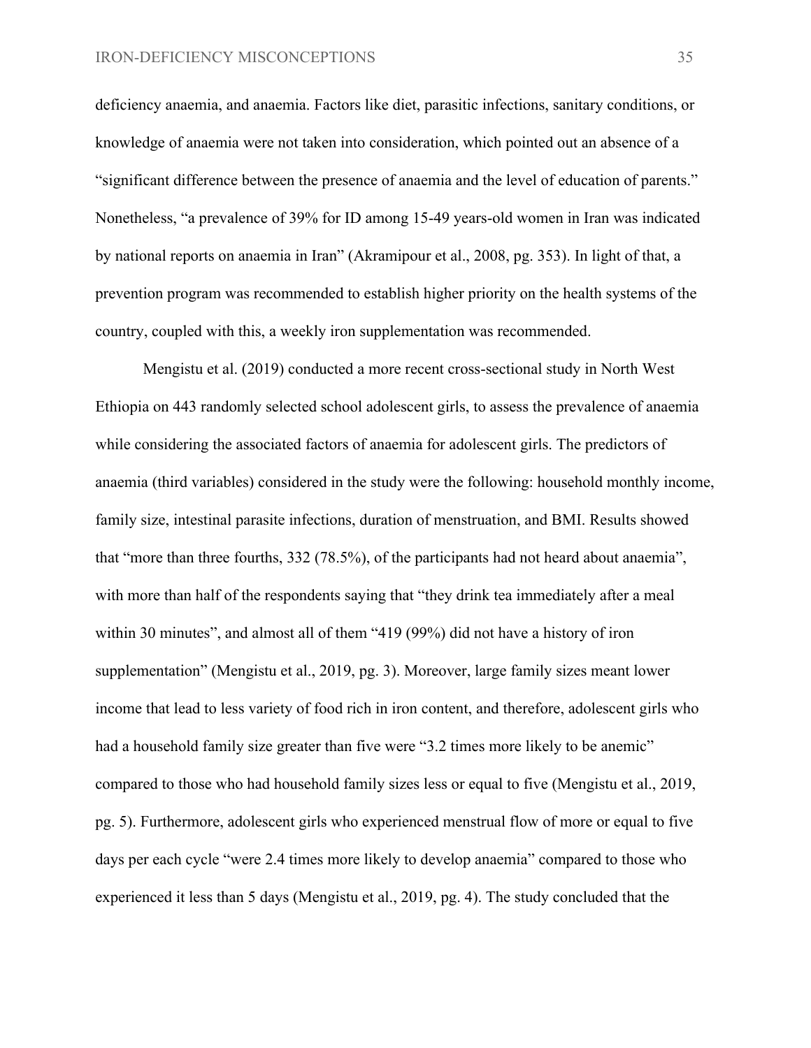deficiency anaemia, and anaemia. Factors like diet, parasitic infections, sanitary conditions, or knowledge of anaemia were not taken into consideration, which pointed out an absence of a "significant difference between the presence of anaemia and the level of education of parents." Nonetheless, "a prevalence of 39% for ID among 15-49 years-old women in Iran was indicated by national reports on anaemia in Iran" (Akramipour et al., 2008, pg. 353). In light of that, a prevention program was recommended to establish higher priority on the health systems of the country, coupled with this, a weekly iron supplementation was recommended.

Mengistu et al. (2019) conducted a more recent cross-sectional study in North West Ethiopia on 443 randomly selected school adolescent girls, to assess the prevalence of anaemia while considering the associated factors of anaemia for adolescent girls. The predictors of anaemia (third variables) considered in the study were the following: household monthly income, family size, intestinal parasite infections, duration of menstruation, and BMI. Results showed that "more than three fourths, 332 (78.5%), of the participants had not heard about anaemia", with more than half of the respondents saying that "they drink tea immediately after a meal within 30 minutes", and almost all of them "419 (99%) did not have a history of iron supplementation" (Mengistu et al., 2019, pg. 3). Moreover, large family sizes meant lower income that lead to less variety of food rich in iron content, and therefore, adolescent girls who had a household family size greater than five were "3.2 times more likely to be anemic" compared to those who had household family sizes less or equal to five (Mengistu et al., 2019, pg. 5). Furthermore, adolescent girls who experienced menstrual flow of more or equal to five days per each cycle "were 2.4 times more likely to develop anaemia" compared to those who experienced it less than 5 days (Mengistu et al., 2019, pg. 4). The study concluded that the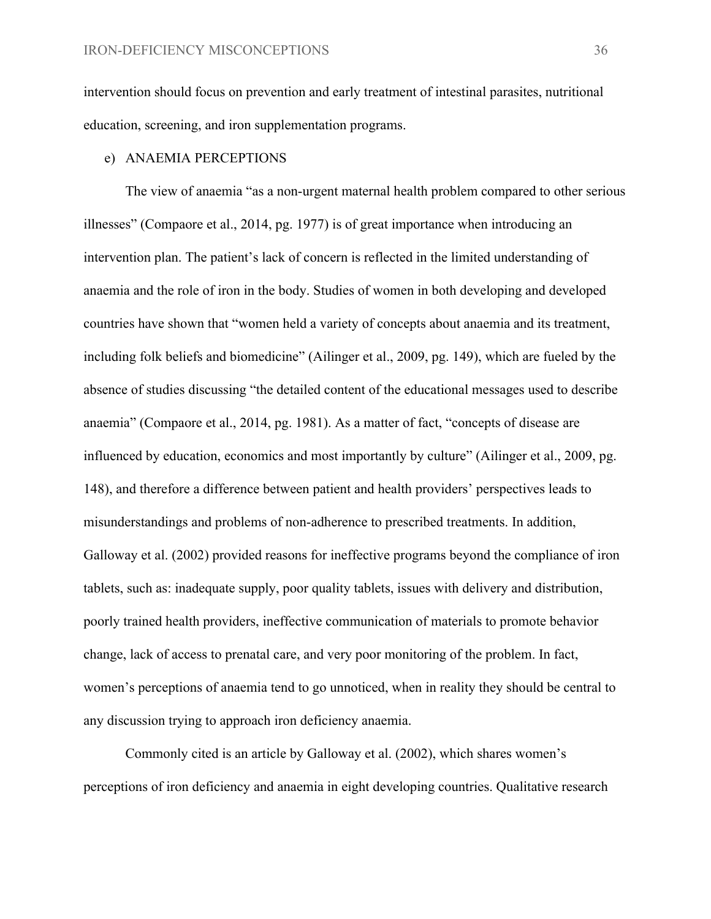intervention should focus on prevention and early treatment of intestinal parasites, nutritional education, screening, and iron supplementation programs.

e) ANAEMIA PERCEPTIONS

The view of anaemia "as a non-urgent maternal health problem compared to other serious illnesses" (Compaore et al., 2014, pg. 1977) is of great importance when introducing an intervention plan. The patient's lack of concern is reflected in the limited understanding of anaemia and the role of iron in the body. Studies of women in both developing and developed countries have shown that "women held a variety of concepts about anaemia and its treatment, including folk beliefs and biomedicine" (Ailinger et al., 2009, pg. 149), which are fueled by the absence of studies discussing "the detailed content of the educational messages used to describe anaemia" (Compaore et al., 2014, pg. 1981). As a matter of fact, "concepts of disease are influenced by education, economics and most importantly by culture" (Ailinger et al., 2009, pg. 148), and therefore a difference between patient and health providers' perspectives leads to misunderstandings and problems of non-adherence to prescribed treatments. In addition, Galloway et al. (2002) provided reasons for ineffective programs beyond the compliance of iron tablets, such as: inadequate supply, poor quality tablets, issues with delivery and distribution, poorly trained health providers, ineffective communication of materials to promote behavior change, lack of access to prenatal care, and very poor monitoring of the problem. In fact, women's perceptions of anaemia tend to go unnoticed, when in reality they should be central to any discussion trying to approach iron deficiency anaemia.

Commonly cited is an article by Galloway et al. (2002), which shares women's perceptions of iron deficiency and anaemia in eight developing countries. Qualitative research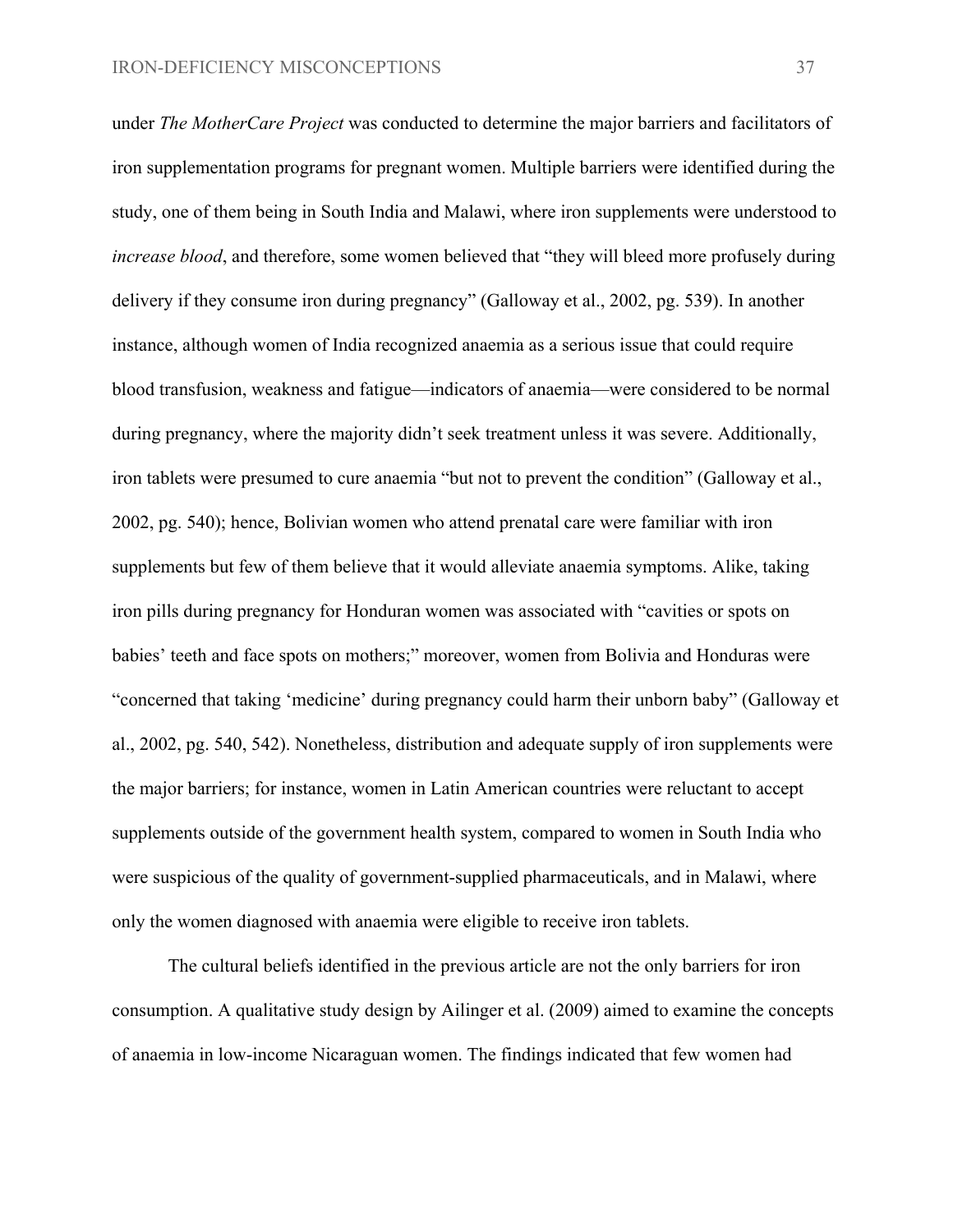under *The MotherCare Project* was conducted to determine the major barriers and facilitators of iron supplementation programs for pregnant women. Multiple barriers were identified during the study, one of them being in South India and Malawi, where iron supplements were understood to *increase blood*, and therefore, some women believed that "they will bleed more profusely during delivery if they consume iron during pregnancy" (Galloway et al., 2002, pg. 539). In another instance, although women of India recognized anaemia as a serious issue that could require blood transfusion, weakness and fatigue—indicators of anaemia—were considered to be normal during pregnancy, where the majority didn't seek treatment unless it was severe. Additionally, iron tablets were presumed to cure anaemia "but not to prevent the condition" (Galloway et al., 2002, pg. 540); hence, Bolivian women who attend prenatal care were familiar with iron supplements but few of them believe that it would alleviate anaemia symptoms. Alike, taking iron pills during pregnancy for Honduran women was associated with "cavities or spots on babies' teeth and face spots on mothers;" moreover, women from Bolivia and Honduras were "concerned that taking 'medicine' during pregnancy could harm their unborn baby" (Galloway et al., 2002, pg. 540, 542). Nonetheless, distribution and adequate supply of iron supplements were the major barriers; for instance, women in Latin American countries were reluctant to accept supplements outside of the government health system, compared to women in South India who were suspicious of the quality of government-supplied pharmaceuticals, and in Malawi, where only the women diagnosed with anaemia were eligible to receive iron tablets.

The cultural beliefs identified in the previous article are not the only barriers for iron consumption. A qualitative study design by Ailinger et al. (2009) aimed to examine the concepts of anaemia in low-income Nicaraguan women. The findings indicated that few women had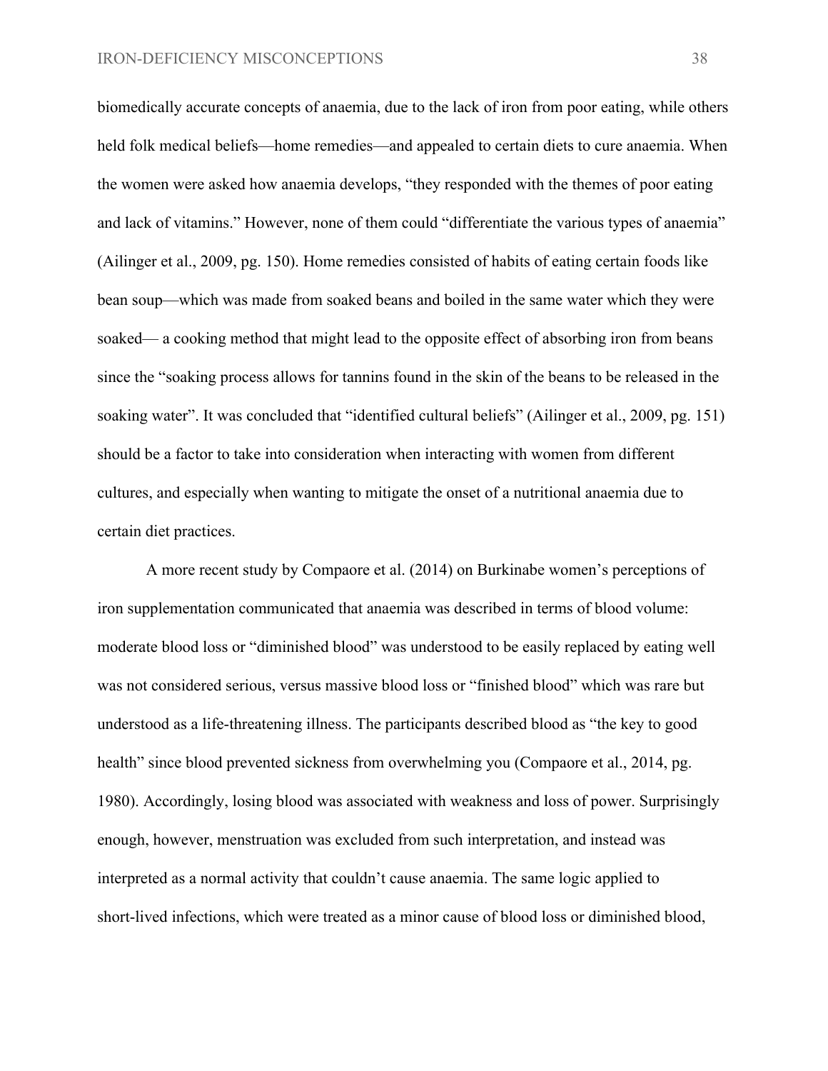biomedically accurate concepts of anaemia, due to the lack of iron from poor eating, while others held folk medical beliefs—home remedies—and appealed to certain diets to cure anaemia. When the women were asked how anaemia develops, "they responded with the themes of poor eating and lack of vitamins." However, none of them could "differentiate the various types of anaemia" (Ailinger et al., 2009, pg. 150). Home remedies consisted of habits of eating certain foods like bean soup—which was made from soaked beans and boiled in the same water which they were soaked— a cooking method that might lead to the opposite effect of absorbing iron from beans since the "soaking process allows for tannins found in the skin of the beans to be released in the soaking water". It was concluded that "identified cultural beliefs" (Ailinger et al., 2009, pg. 151) should be a factor to take into consideration when interacting with women from different cultures, and especially when wanting to mitigate the onset of a nutritional anaemia due to certain diet practices.

A more recent study by Compaore et al. (2014) on Burkinabe women's perceptions of iron supplementation communicated that anaemia was described in terms of blood volume: moderate blood loss or "diminished blood" was understood to be easily replaced by eating well was not considered serious, versus massive blood loss or "finished blood" which was rare but understood as a life-threatening illness. The participants described blood as "the key to good health" since blood prevented sickness from overwhelming you (Compaore et al., 2014, pg. 1980). Accordingly, losing blood was associated with weakness and loss of power. Surprisingly enough, however, menstruation was excluded from such interpretation, and instead was interpreted as a normal activity that couldn't cause anaemia. The same logic applied to short-lived infections, which were treated as a minor cause of blood loss or diminished blood,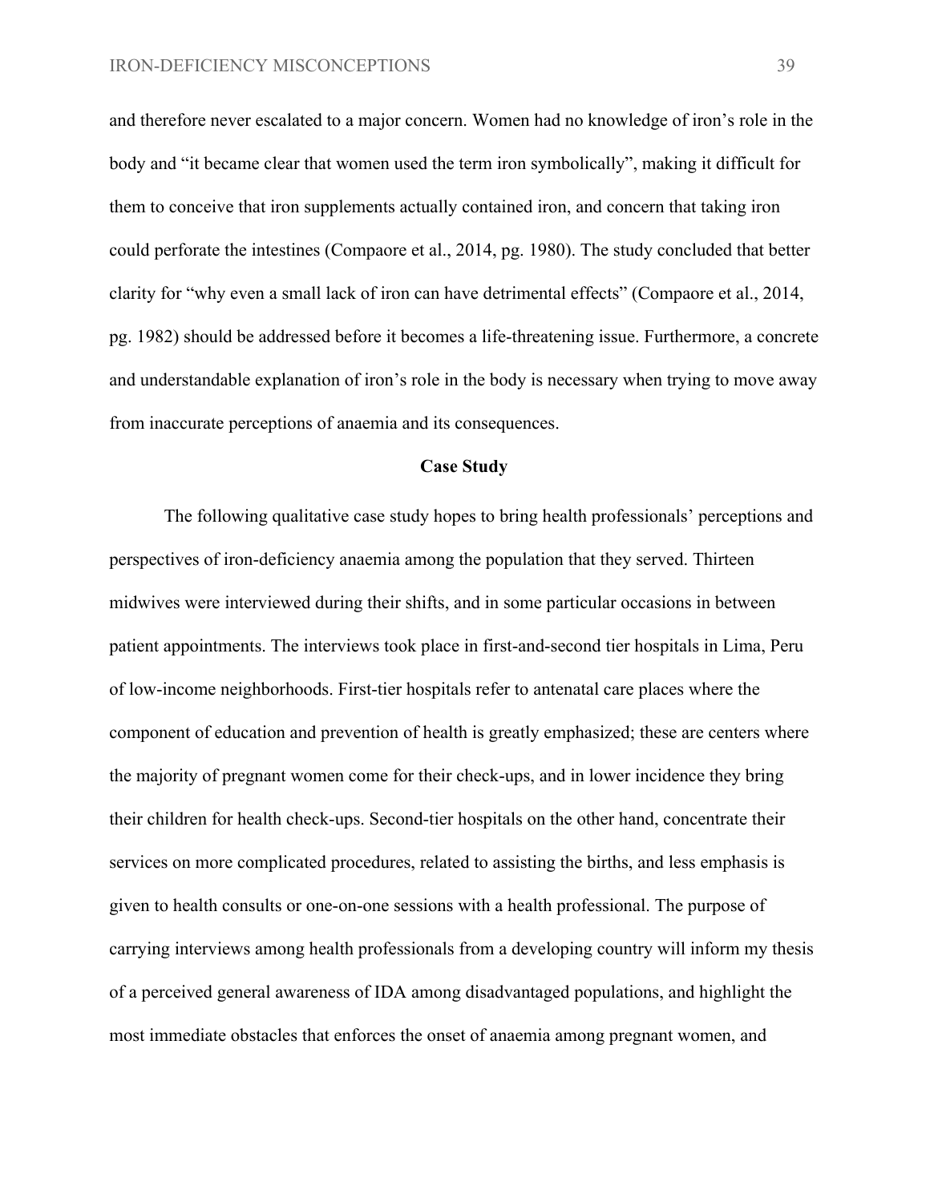and therefore never escalated to a major concern. Women had no knowledge of iron's role in the body and "it became clear that women used the term iron symbolically", making it difficult for them to conceive that iron supplements actually contained iron, and concern that taking iron could perforate the intestines (Compaore et al., 2014, pg. 1980). The study concluded that better clarity for "why even a small lack of iron can have detrimental effects" (Compaore et al., 2014, pg. 1982) should be addressed before it becomes a life-threatening issue. Furthermore, a concrete and understandable explanation of iron's role in the body is necessary when trying to move away from inaccurate perceptions of anaemia and its consequences.

## Case Study

The following qualitative case study hopes to bring health professionals' perceptions and perspectives of iron-deficiency anaemia among the population that they served. Thirteen midwives were interviewed during their shifts, and in some particular occasions in between patient appointments. The interviews took place in first-and-second tier hospitals in Lima, Peru of low-income neighborhoods. First-tier hospitals refer to antenatal care places where the component of education and prevention of health is greatly emphasized; these are centers where the majority of pregnant women come for their check-ups, and in lower incidence they bring their children for health check-ups. Second-tier hospitals on the other hand, concentrate their services on more complicated procedures, related to assisting the births, and less emphasis is given to health consults or one-on-one sessions with a health professional. The purpose of carrying interviews among health professionals from a developing country will inform my thesis of a perceived general awareness of IDA among disadvantaged populations, and highlight the most immediate obstacles that enforces the onset of anaemia among pregnant women, and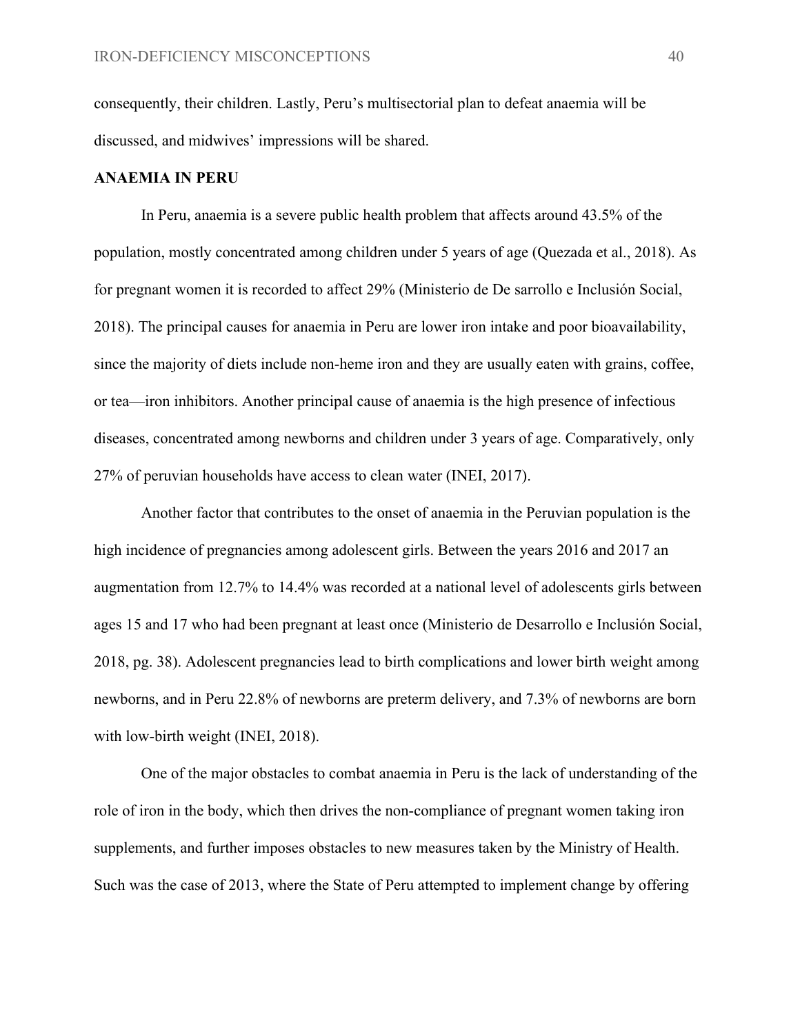consequently, their children. Lastly, Peru's multisectorial plan to defeat anaemia will be discussed, and midwives' impressions will be shared.

## ANAEMIA IN PERU

In Peru, anaemia is a severe public health problem that affects around 43.5% of the population, mostly concentrated among children under 5 years of age (Quezada et al., 2018). As for pregnant women it is recorded to affect 29% (Ministerio de De sarrollo e Inclusión Social, 2018). The principal causes for anaemia in Peru are lower iron intake and poor bioavailability, since the majority of diets include non-heme iron and they are usually eaten with grains, coffee, or tea—iron inhibitors. Another principal cause of anaemia is the high presence of infectious diseases, concentrated among newborns and children under 3 years of age. Comparatively, only 27% of peruvian households have access to clean water (INEI, 2017).

Another factor that contributes to the onset of anaemia in the Peruvian population is the high incidence of pregnancies among adolescent girls. Between the years 2016 and 2017 an augmentation from 12.7% to 14.4% was recorded at a national level of adolescents girls between ages 15 and 17 who had been pregnant at least once (Ministerio de Desarrollo e Inclusión Social, 2018, pg. 38). Adolescent pregnancies lead to birth complications and lower birth weight among newborns, and in Peru 22.8% of newborns are preterm delivery, and 7.3% of newborns are born with low-birth weight (INEI, 2018).

One of the major obstacles to combat anaemia in Peru is the lack of understanding of the role of iron in the body, which then drives the non-compliance of pregnant women taking iron supplements, and further imposes obstacles to new measures taken by the Ministry of Health. Such was the case of 2013, where the State of Peru attempted to implement change by offering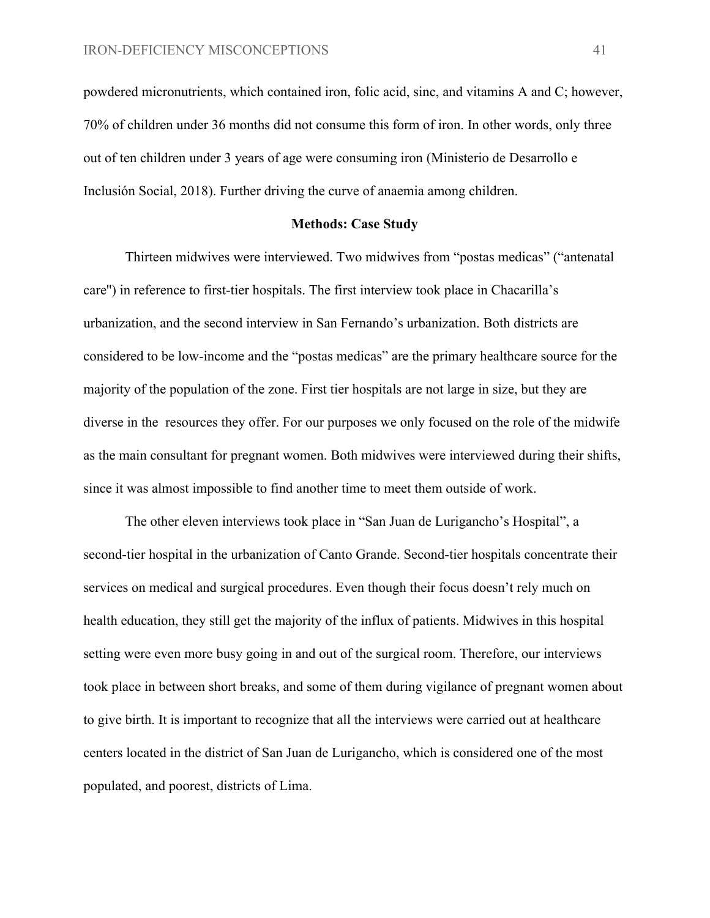powdered micronutrients, which contained iron, folic acid, sinc, and vitamins A and C; however, 70% of children under 36 months did not consume this form of iron. In other words, only three out of ten children under 3 years of age were consuming iron (Ministerio de Desarrollo e Inclusión Social, 2018). Further driving the curve of anaemia among children.

## Methods: Case Study

Thirteen midwives were interviewed. Two midwives from "postas medicas" ("antenatal care") in reference to first-tier hospitals. The first interview took place in Chacarilla's urbanization, and the second interview in San Fernando's urbanization. Both districts are considered to be low-income and the "postas medicas" are the primary healthcare source for the majority of the population of the zone. First tier hospitals are not large in size, but they are diverse in the resources they offer. For our purposes we only focused on the role of the midwife as the main consultant for pregnant women. Both midwives were interviewed during their shifts, since it was almost impossible to find another time to meet them outside of work.

The other eleven interviews took place in "San Juan de Lurigancho's Hospital", a second-tier hospital in the urbanization of Canto Grande. Second-tier hospitals concentrate their services on medical and surgical procedures. Even though their focus doesn't rely much on health education, they still get the majority of the influx of patients. Midwives in this hospital setting were even more busy going in and out of the surgical room. Therefore, our interviews took place in between short breaks, and some of them during vigilance of pregnant women about to give birth. It is important to recognize that all the interviews were carried out at healthcare centers located in the district of San Juan de Lurigancho, which is considered one of the most populated, and poorest, districts of Lima.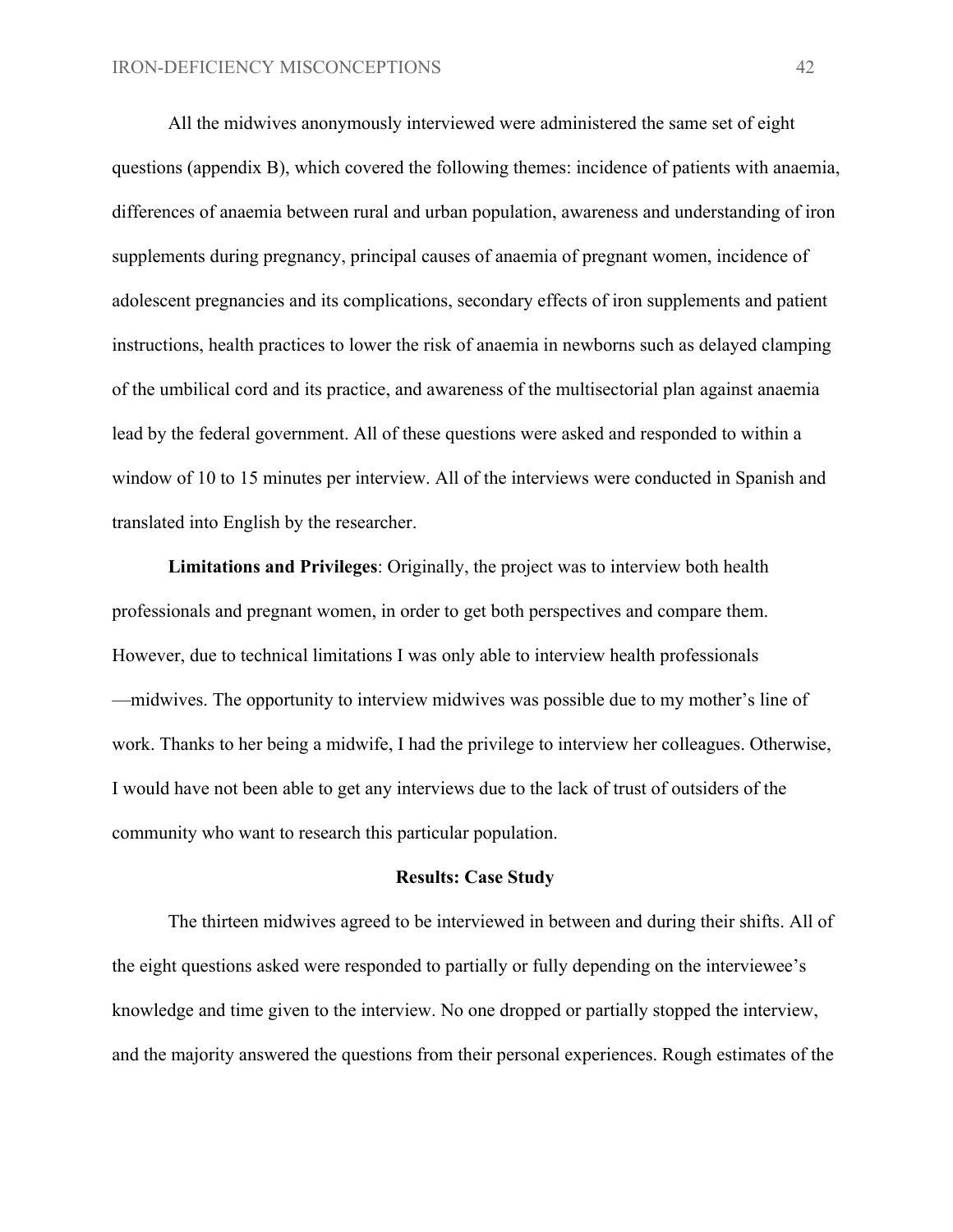All the midwives anonymously interviewed were administered the same set of eight questions (appendix B), which covered the following themes: incidence of patients with anaemia, differences of anaemia between rural and urban population, awareness and understanding of iron supplements during pregnancy, principal causes of anaemia of pregnant women, incidence of adolescent pregnancies and its complications, secondary effects of iron supplements and patient instructions, health practices to lower the risk of anaemia in newborns such as delayed clamping of the umbilical cord and its practice, and awareness of the multisectorial plan against anaemia lead by the federal government. All of these questions were asked and responded to within a window of 10 to 15 minutes per interview. All of the interviews were conducted in Spanish and translated into English by the researcher.

**Limitations and Privileges**: Originally, the project was to interview both health professionals and pregnant women, in order to get both perspectives and compare them. However, due to technical limitations I was only able to interview health professionals —midwives. The opportunity to interview midwives was possible due to my mother's line of work. Thanks to her being a midwife, I had the privilege to interview her colleagues. Otherwise, I would have not been able to get any interviews due to the lack of trust of outsiders of the community who want to research this particular population.

**Results: Case Study**

The thirteen midwives agreed to be interviewed in between and during their shifts. All of the eight questions asked were responded to partially or fully depending on the interviewee's knowledge and time given to the interview. No one dropped or partially stopped the interview, and the majority answered the questions from their personal experiences. Rough estimates of the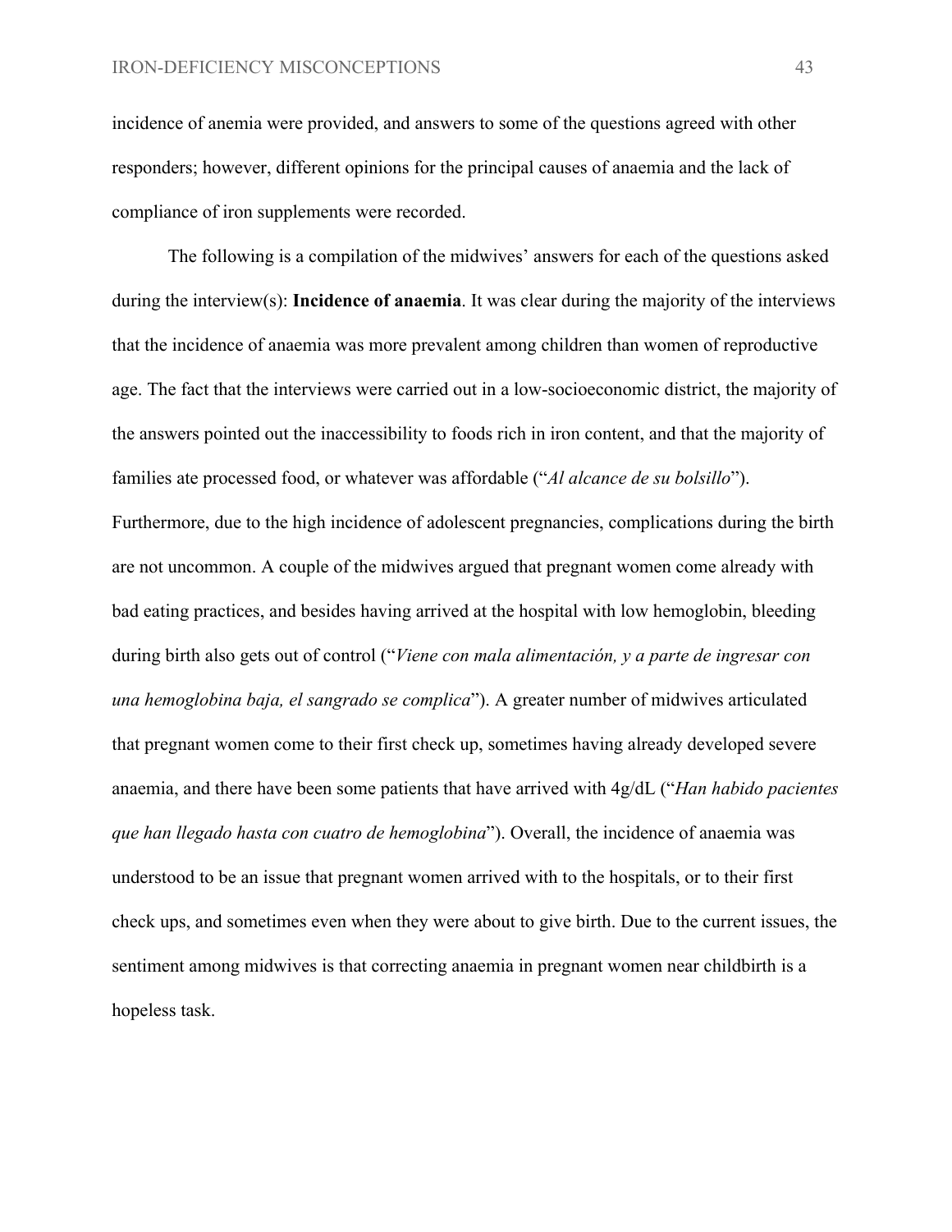incidence of anemia were provided, and answers to some of the questions agreed with other responders; however, different opinions for the principal causes of anaemia and the lack of compliance of iron supplements were recorded.

The following is a compilation of the midwives' answers for each of the questions asked during the interview(s): **Incidence of anaemia**. It was clear during the majority of the interviews that the incidence of anaemia was more prevalent among children than women of reproductive age. The fact that the interviews were carried out in a low-socioeconomic district, the majority of the answers pointed out the inaccessibility to foods rich in iron content, and that the majority of families ate processed food, or whatever was affordable ("*Al alcance de su bolsillo*"). Furthermore, due to the high incidence of adolescent pregnancies, complications during the birth are not uncommon. A couple of the midwives argued that pregnant women come already with bad eating practices, and besides having arrived at the hospital with low hemoglobin, bleeding during birth also gets out of control ("*Viene con mala alimentación, y a parte de ingresar con una hemoglobina baja, el sangrado se complica*"). A greater number of midwives articulated that pregnant women come to their first check up, sometimes having already developed severe anaemia, and there have been some patients that have arrived with 4g/dL ("*Han habido pacientes que han llegado hasta con cuatro de hemoglobina*"). Overall, the incidence of anaemia was understood to be an issue that pregnant women arrived with to the hospitals, or to their first check ups, and sometimes even when they were about to give birth. Due to the current issues, the sentiment among midwives is that correcting anaemia in pregnant women near childbirth is a hopeless task.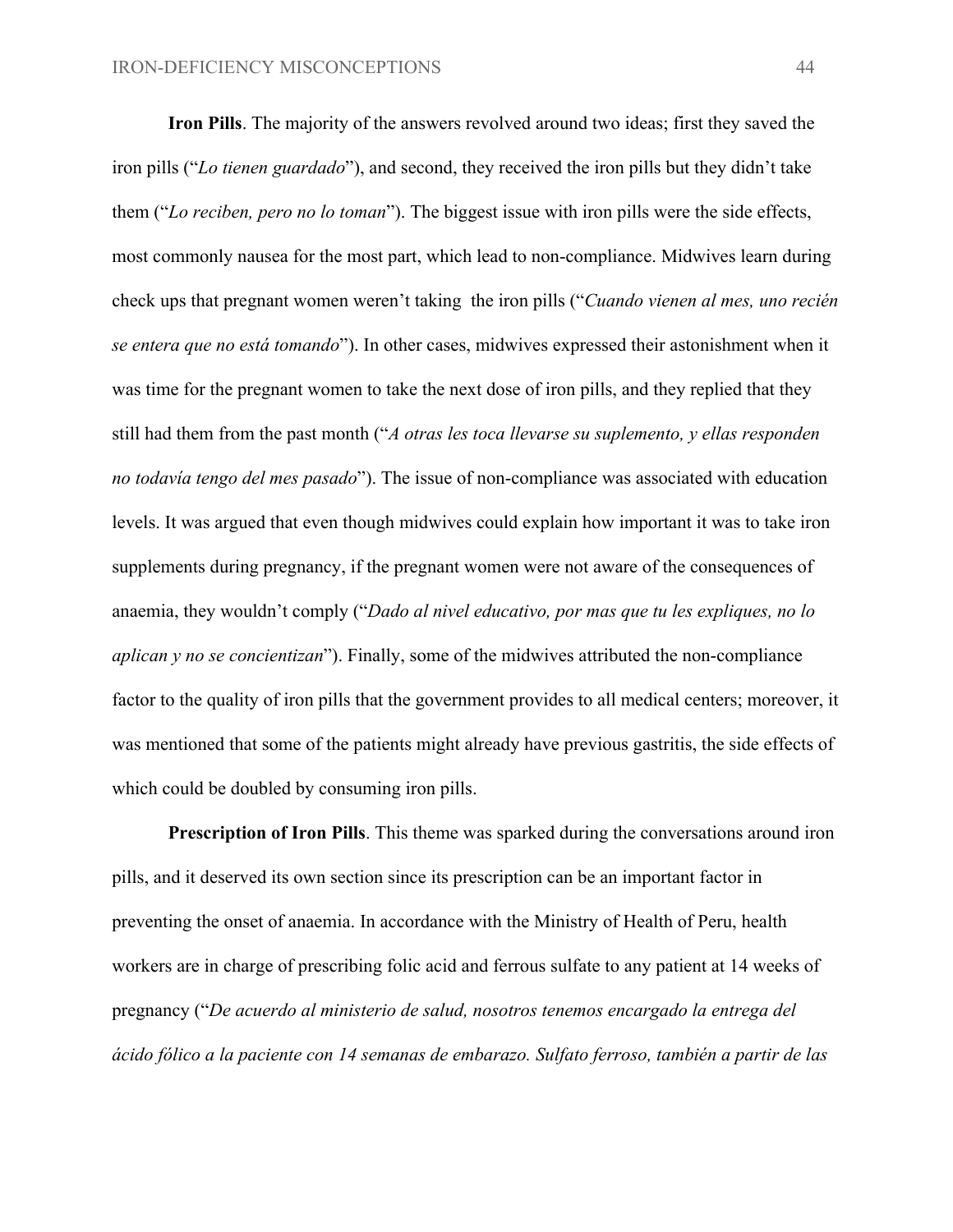**Iron Pills**. The majority of the answers revolved around two ideas; first they saved the iron pills ("*Lo tienen guardado*"), and second, they received the iron pills but they didn't take them ("*Lo reciben, pero no lo toman*"). The biggest issue with iron pills were the side effects, most commonly nausea for the most part, which lead to non-compliance. Midwives learn during check ups that pregnant women weren't taking the iron pills ("*Cuando vienen al mes, uno recién se entera que no está tomando*"). In other cases, midwives expressed their astonishment when it was time for the pregnant women to take the next dose of iron pills, and they replied that they still had them from the past month ("*A otras les toca llevarse su suplemento, y ellas responden no todavía tengo del mes pasado*"). The issue of non-compliance was associated with education levels. It was argued that even though midwives could explain how important it was to take iron supplements during pregnancy, if the pregnant women were not aware of the consequences of anaemia, they wouldn't comply ("*Dado al nivel educativo, por mas que tu les expliques, no lo aplican y no se concientizan*"). Finally, some of the midwives attributed the non-compliance factor to the quality of iron pills that the government provides to all medical centers; moreover, it was mentioned that some of the patients might already have previous gastritis, the side effects of which could be doubled by consuming iron pills.

**Prescription of Iron Pills**. This theme was sparked during the conversations around iron pills, and it deserved its own section since its prescription can be an important factor in preventing the onset of anaemia. In accordance with the Ministry of Health of Peru, health workers are in charge of prescribing folic acid and ferrous sulfate to any patient at 14 weeks of pregnancy ("*De acuerdo al ministerio de salud, nosotros tenemos encargado la entrega del ácido fólico a la paciente con 14 semanas de embarazo. Sulfato ferroso, también a partir de las*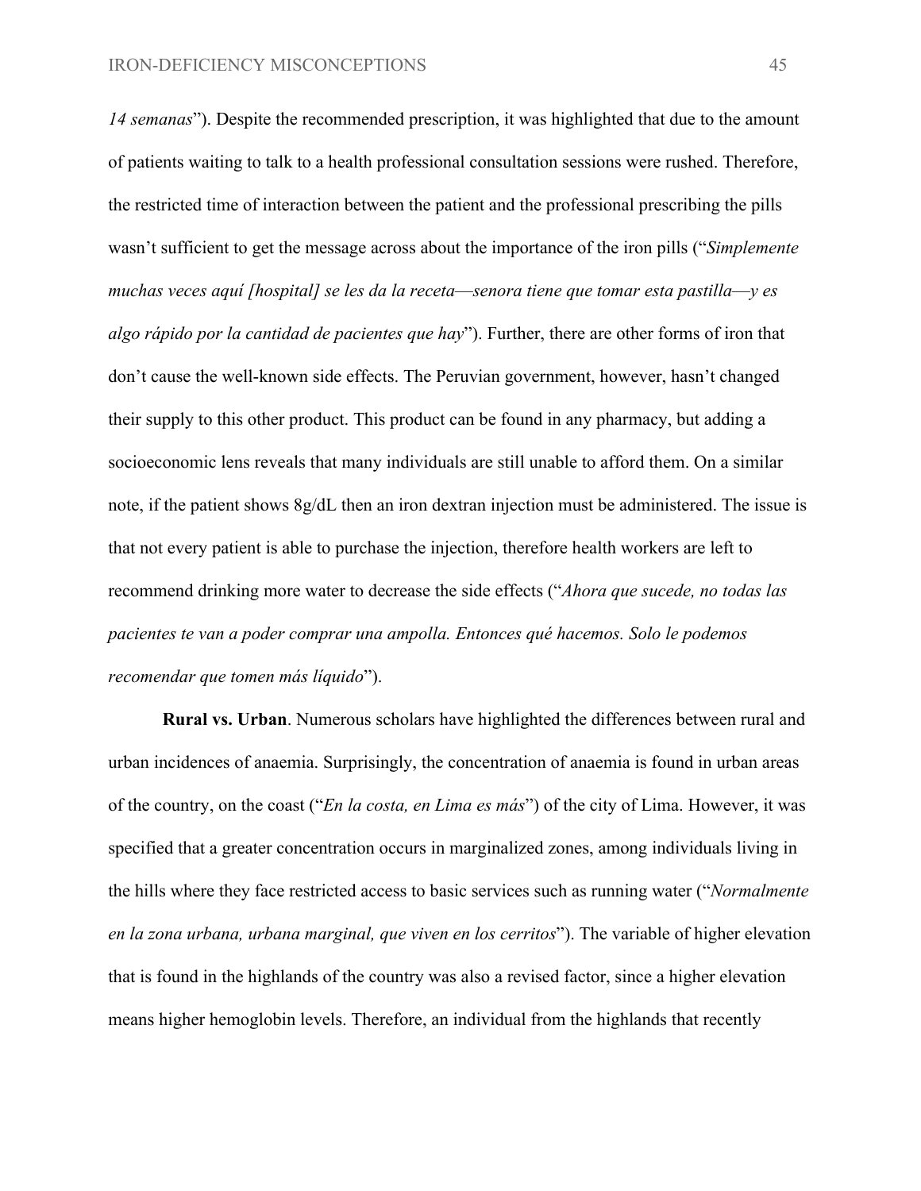*14 semanas*"). Despite the recommended prescription, it was highlighted that due to the amount of patients waiting to talk to a health professional consultation sessions were rushed. Therefore, the restricted time of interaction between the patient and the professional prescribing the pills wasn't sufficient to get the message across about the importance of the iron pills ("*Simplemente muchas veces aquí [hospital] se les da la receta—senora tiene que tomar esta pastilla—y es algo rápido por la cantidad de pacientes que hay*"). Further, there are other forms of iron that don't cause the well-known side effects. The Peruvian government, however, hasn't changed their supply to this other product. This product can be found in any pharmacy, but adding a socioeconomic lens reveals that many individuals are still unable to afford them. On a similar note, if the patient shows 8g/dL then an iron dextran injection must be administered. The issue is that not every patient is able to purchase the injection, therefore health workers are left to recommend drinking more water to decrease the side effects ("*Ahora que sucede, no todas las pacientes te van a poder comprar una ampolla. Entonces qué hacemos. Solo le podemos recomendar que tomen más líquido*").

**Rural vs. Urban**. Numerous scholars have highlighted the differences between rural and urban incidences of anaemia. Surprisingly, the concentration of anaemia is found in urban areas of the country, on the coast ("*En la costa, en Lima es más*") of the city of Lima. However, it was specified that a greater concentration occurs in marginalized zones, among individuals living in the hills where they face restricted access to basic services such as running water ("*Normalmente en la zona urbana, urbana marginal, que viven en los cerritos*"). The variable of higher elevation that is found in the highlands of the country was also a revised factor, since a higher elevation means higher hemoglobin levels. Therefore, an individual from the highlands that recently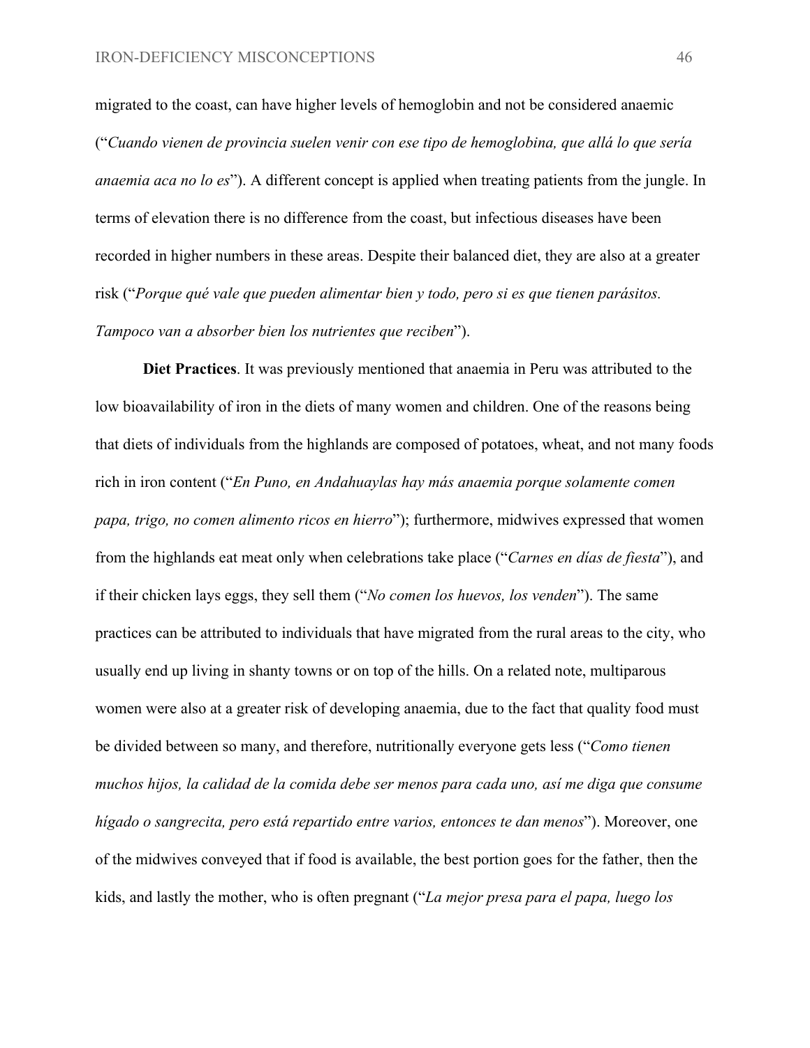migrated to the coast, can have higher levels of hemoglobin and not be considered anaemic ("*Cuando vienen de provincia suelen venir con ese tipo de hemoglobina, que allá lo que sería anaemia aca no lo es*"). A different concept is applied when treating patients from the jungle. In terms of elevation there is no difference from the coast, but infectious diseases have been recorded in higher numbers in these areas. Despite their balanced diet, they are also at a greater risk ("*Porque qué vale que pueden alimentar bien y todo, pero si es que tienen parásitos. Tampoco van a absorber bien los nutrientes que reciben*").

**Diet Practices**. It was previously mentioned that anaemia in Peru was attributed to the low bioavailability of iron in the diets of many women and children. One of the reasons being that diets of individuals from the highlands are composed of potatoes, wheat, and not many foods rich in iron content ("*En Puno, en Andahuaylas hay más anaemia porque solamente comen papa, trigo, no comen alimento ricos en hierro*"); furthermore, midwives expressed that women from the highlands eat meat only when celebrations take place ("*Carnes en días de fiesta*"), and if their chicken lays eggs, they sell them ("*No comen los huevos, los venden*"). The same practices can be attributed to individuals that have migrated from the rural areas to the city, who usually end up living in shanty towns or on top of the hills. On a related note, multiparous women were also at a greater risk of developing anaemia, due to the fact that quality food must be divided between so many, and therefore, nutritionally everyone gets less ("*Como tienen muchos hijos, la calidad de la comida debe ser menos para cada uno, así me diga que consume hígado o sangrecita, pero está repartido entre varios, entonces te dan menos*"). Moreover, one of the midwives conveyed that if food is available, the best portion goes for the father, then the kids, and lastly the mother, who is often pregnant ("*La mejor presa para el papa, luego los*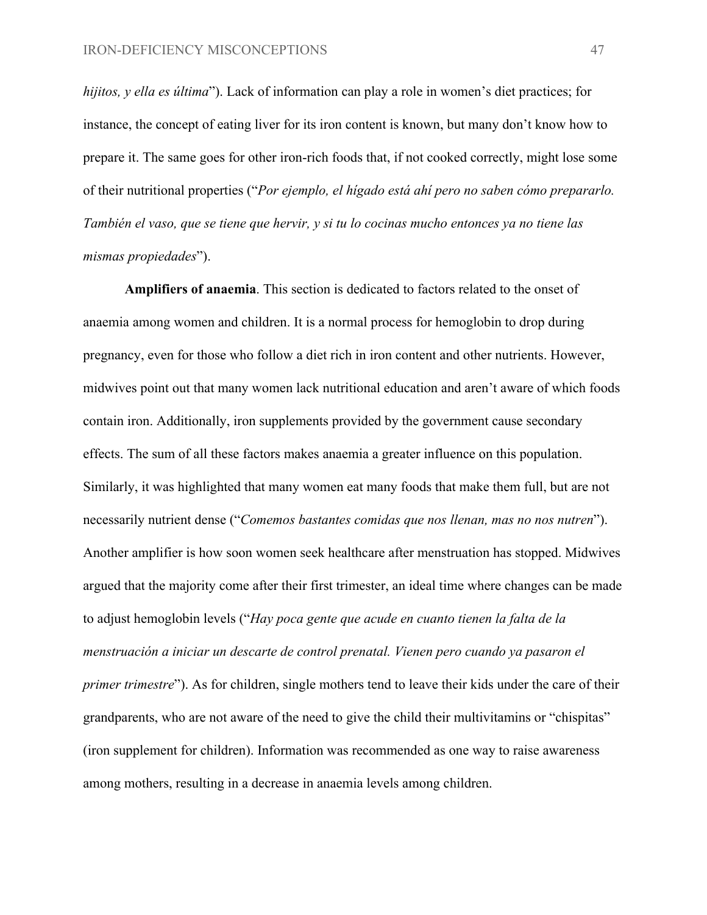*hijitos, y ella es última*"). Lack of information can play a role in women's diet practices; for instance, the concept of eating liver for its iron content is known, but many don't know how to prepare it. The same goes for other iron-rich foods that, if not cooked correctly, might lose some of their nutritional properties ("*Por ejemplo, el hígado está ahí pero no saben cómo prepararlo. También el vaso, que se tiene que hervir, y si tu lo cocinas mucho entonces ya no tiene las mismas propiedades*").

**Amplifiers of anaemia**. This section is dedicated to factors related to the onset of anaemia among women and children. It is a normal process for hemoglobin to drop during pregnancy, even for those who follow a diet rich in iron content and other nutrients. However, midwives point out that many women lack nutritional education and aren't aware of which foods contain iron. Additionally, iron supplements provided by the government cause secondary effects. The sum of all these factors makes anaemia a greater influence on this population. Similarly, it was highlighted that many women eat many foods that make them full, but are not necessarily nutrient dense ("*Comemos bastantes comidas que nos llenan, mas no nos nutren*"). Another amplifier is how soon women seek healthcare after menstruation has stopped. Midwives argued that the majority come after their first trimester, an ideal time where changes can be made to adjust hemoglobin levels ("*Hay poca gente que acude en cuanto tienen la falta de la menstruación a iniciar un descarte de control prenatal. Vienen pero cuando ya pasaron el primer trimestre*"). As for children, single mothers tend to leave their kids under the care of their grandparents, who are not aware of the need to give the child their multivitamins or "chispitas" (iron supplement for children). Information was recommended as one way to raise awareness among mothers, resulting in a decrease in anaemia levels among children.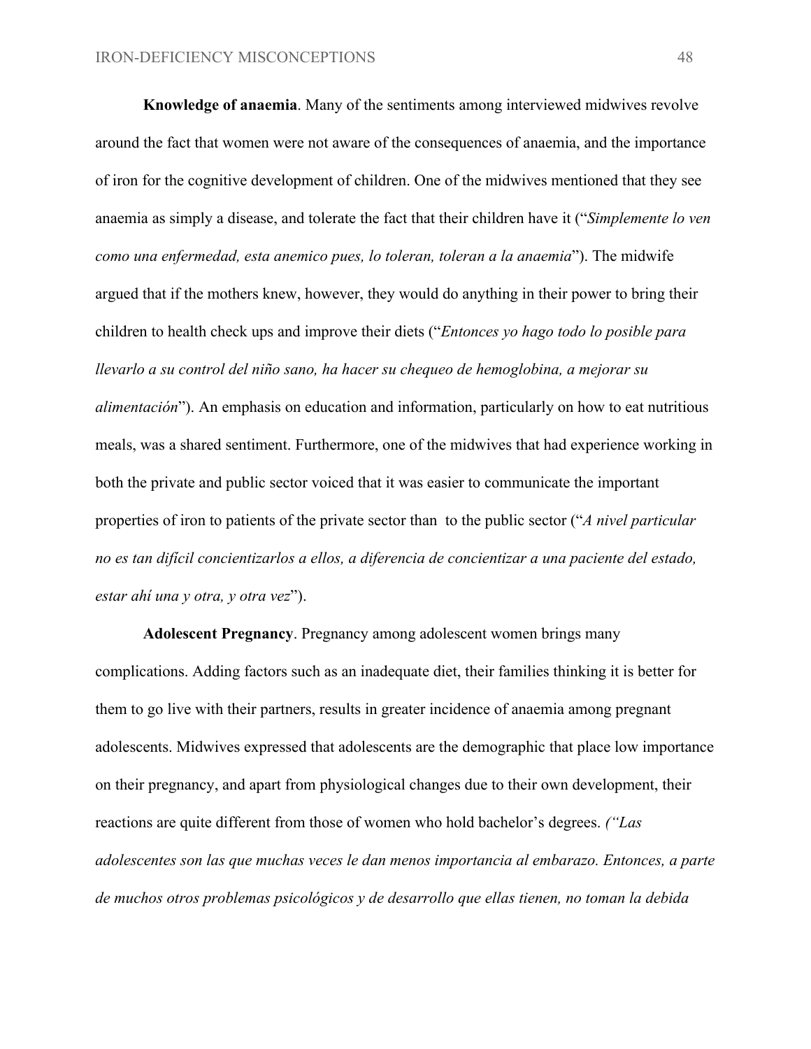**Knowledge of anaemia**. Many of the sentiments among interviewed midwives revolve around the fact that women were not aware of the consequences of anaemia, and the importance of iron for the cognitive development of children. One of the midwives mentioned that they see anaemia as simply a disease, and tolerate the fact that their children have it ("*Simplemente lo ven como una enfermedad, esta anemico pues, lo toleran, toleran a la anaemia*"). The midwife argued that if the mothers knew, however, they would do anything in their power to bring their children to health check ups and improve their diets ("*Entonces yo hago todo lo posible para llevarlo a su control del niño sano, ha hacer su chequeo de hemoglobina, a mejorar su alimentación*"). An emphasis on education and information, particularly on how to eat nutritious meals, was a shared sentiment. Furthermore, one of the midwives that had experience working in both the private and public sector voiced that it was easier to communicate the important properties of iron to patients of the private sector than to the public sector ("*A nivel particular no es tan difícil concientizarlos a ellos, a diferencia de concientizar a una paciente del estado, estar ahí una y otra, y otra vez*").

**Adolescent Pregnancy**. Pregnancy among adolescent women brings many complications. Adding factors such as an inadequate diet, their families thinking it is better for them to go live with their partners, results in greater incidence of anaemia among pregnant adolescents. Midwives expressed that adolescents are the demographic that place low importance on their pregnancy, and apart from physiological changes due to their own development, their reactions are quite different from those of women who hold bachelor's degrees. *("Las adolescentes son las que muchas veces le dan menos importancia al embarazo. Entonces, a parte de muchos otros problemas psicológicos y de desarrollo que ellas tienen, no toman la debida*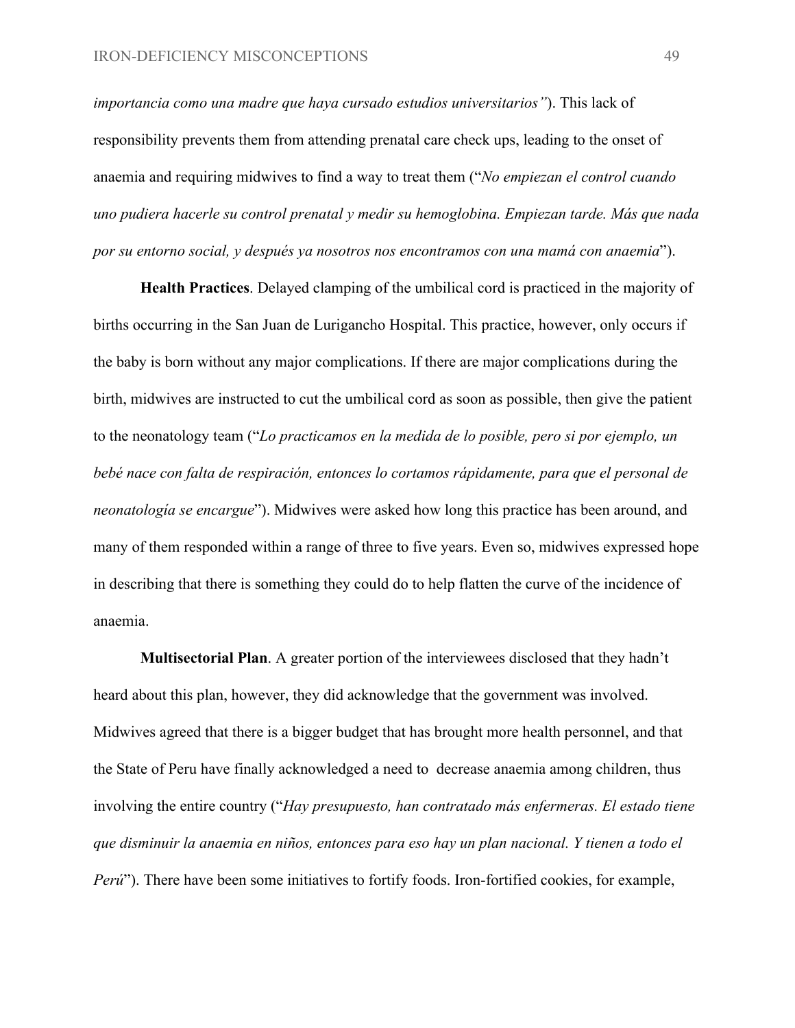*importancia como una madre que haya cursado estudios universitarios"*). This lack of responsibility prevents them from attending prenatal care check ups, leading to the onset of anaemia and requiring midwives to find a way to treat them ("*No empiezan el control cuando uno pudiera hacerle su control prenatal y medir su hemoglobina. Empiezan tarde. Más que nada por su entorno social, y después ya nosotros nos encontramos con una mamá con anaemia*").

**Health Practices**. Delayed clamping of the umbilical cord is practiced in the majority of births occurring in the San Juan de Lurigancho Hospital. This practice, however, only occurs if the baby is born without any major complications. If there are major complications during the birth, midwives are instructed to cut the umbilical cord as soon as possible, then give the patient to the neonatology team ("*Lo practicamos en la medida de lo posible, pero si por ejemplo, un bebé nace con falta de respiración, entonces lo cortamos rápidamente, para que el personal de neonatología se encargue*"). Midwives were asked how long this practice has been around, and many of them responded within a range of three to five years. Even so, midwives expressed hope in describing that there is something they could do to help flatten the curve of the incidence of anaemia.

**Multisectorial Plan**. A greater portion of the interviewees disclosed that they hadn't heard about this plan, however, they did acknowledge that the government was involved. Midwives agreed that there is a bigger budget that has brought more health personnel, and that the State of Peru have finally acknowledged a need to decrease anaemia among children, thus involving the entire country ("*Hay presupuesto, han contratado más enfermeras. El estado tiene que disminuir la anaemia en niños, entonces para eso hay un plan nacional. Y tienen a todo el Perú*"). There have been some initiatives to fortify foods. Iron-fortified cookies, for example,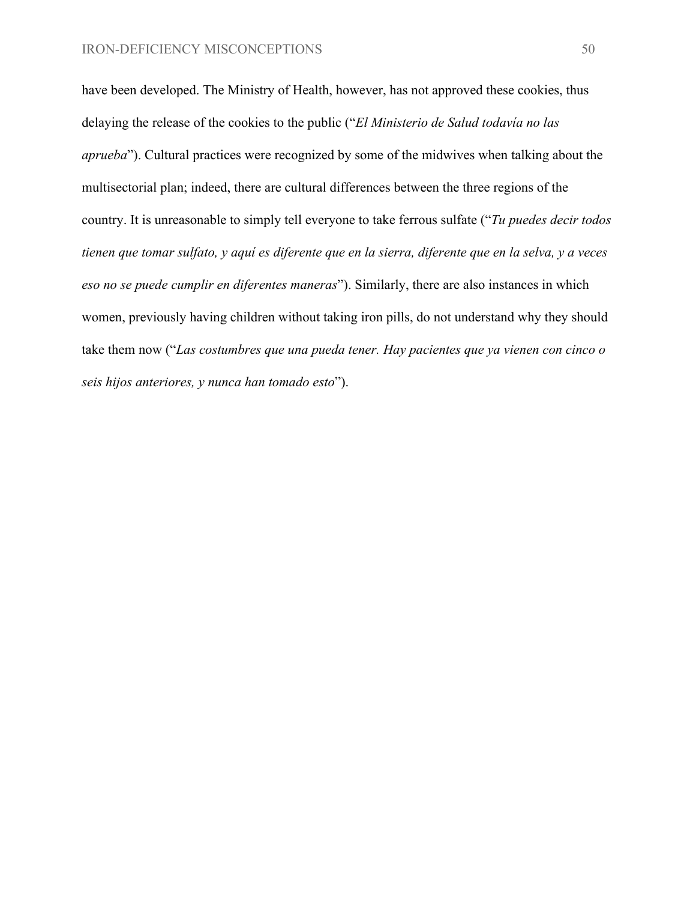have been developed. The Ministry of Health, however, has not approved these cookies, thus delaying the release of the cookies to the public ("*El Ministerio de Salud todavía no las aprueba*"). Cultural practices were recognized by some of the midwives when talking about the multisectorial plan; indeed, there are cultural differences between the three regions of the country. It is unreasonable to simply tell everyone to take ferrous sulfate ("*Tu puedes decir todos tienen que tomar sulfato, y aquí es diferente que en la sierra, diferente que en la selva, y a veces eso no se puede cumplir en diferentes maneras*"). Similarly, there are also instances in which women, previously having children without taking iron pills, do not understand why they should take them now ("*Las costumbres que una pueda tener. Hay pacientes que ya vienen con cinco o seis hijos anteriores, y nunca han tomado esto*").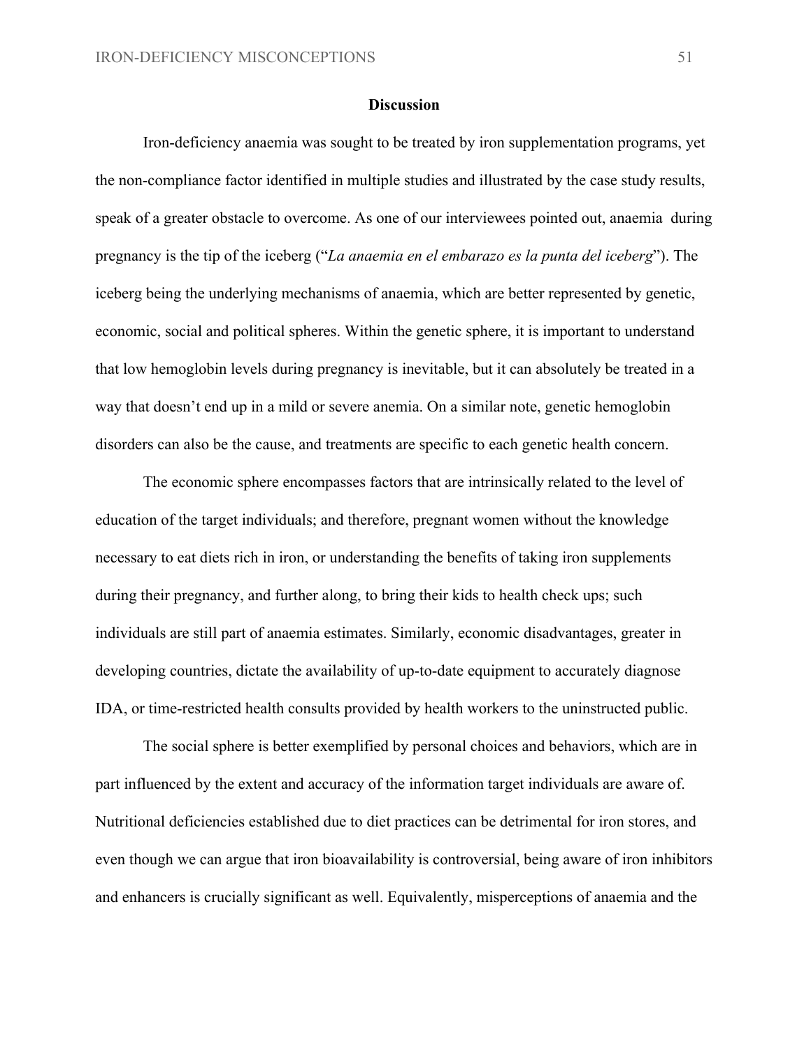## Discussion

Iron-deficiency anaemia was sought to be treated by iron supplementation programs, yet the non-compliance factor identified in multiple studies and illustrated by the case study results, speak of a greater obstacle to overcome. As one of our interviewees pointed out, anaemia during pregnancy is the tip of the iceberg ("*La anaemia en el embarazo es la punta del iceberg*"). The iceberg being the underlying mechanisms of anaemia, which are better represented by genetic, economic, social and political spheres. Within the genetic sphere, it is important to understand that low hemoglobin levels during pregnancy is inevitable, but it can absolutely be treated in a way that doesn't end up in a mild or severe anemia. On a similar note, genetic hemoglobin disorders can also be the cause, and treatments are specific to each genetic health concern.

The economic sphere encompasses factors that are intrinsically related to the level of education of the target individuals; and therefore, pregnant women without the knowledge necessary to eat diets rich in iron, or understanding the benefits of taking iron supplements during their pregnancy, and further along, to bring their kids to health check ups; such individuals are still part of anaemia estimates. Similarly, economic disadvantages, greater in developing countries, dictate the availability of up-to-date equipment to accurately diagnose IDA, or time-restricted health consults provided by health workers to the uninstructed public.

The social sphere is better exemplified by personal choices and behaviors, which are in part influenced by the extent and accuracy of the information target individuals are aware of. Nutritional deficiencies established due to diet practices can be detrimental for iron stores, and even though we can argue that iron bioavailability is controversial, being aware of iron inhibitors and enhancers is crucially significant as well. Equivalently, misperceptions of anaemia and the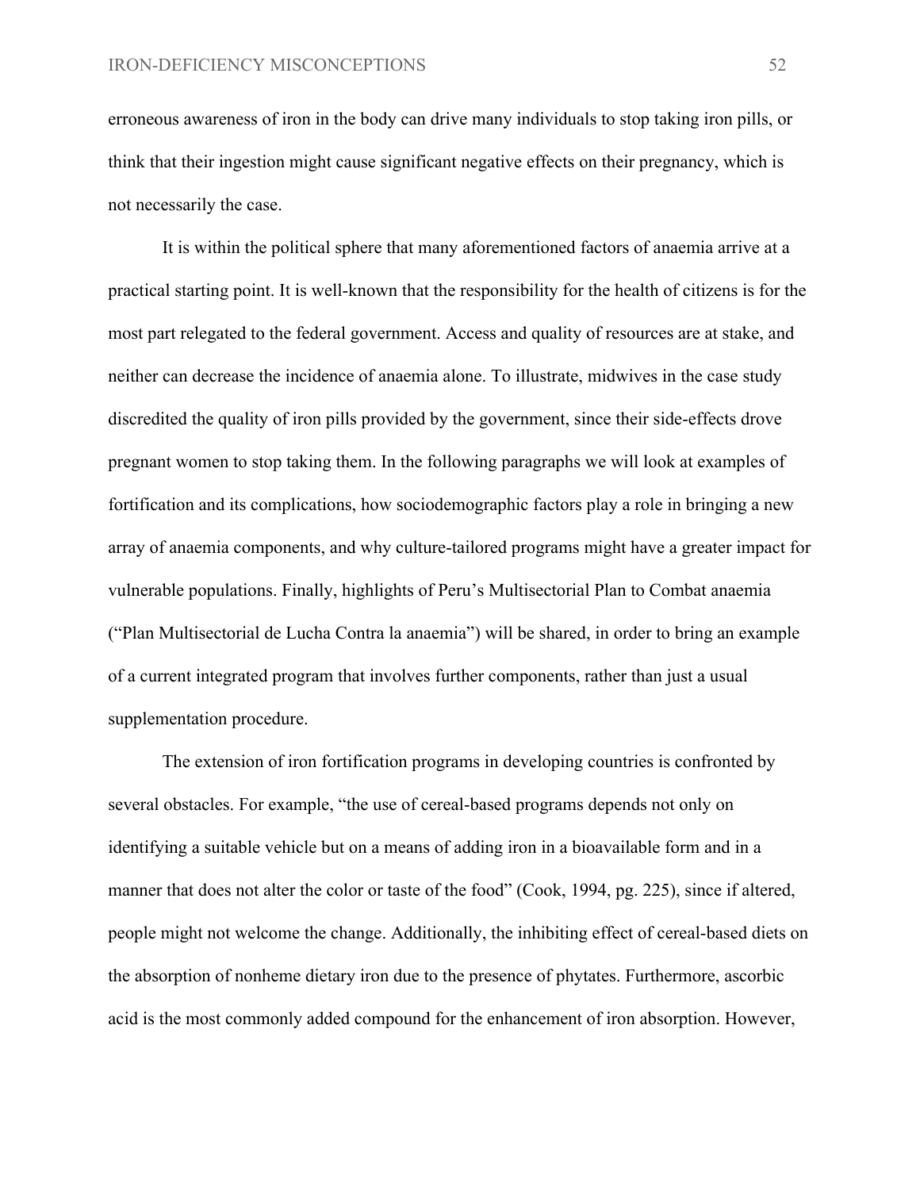erroneous awareness of iron in the body can drive many individuals to stop taking iron pills, or think that their ingestion might cause significant negative effects on their pregnancy, which is not necessarily the case.

It is within the political sphere that many aforementioned factors of anaemia arrive at a practical starting point. It is well-known that the responsibility for the health of citizens is for the most part relegated to the federal government. Access and quality of resources are at stake, and neither can decrease the incidence of anaemia alone. To illustrate, midwives in the case study discredited the quality of iron pills provided by the government, since their side-effects drove pregnant women to stop taking them. In the following paragraphs we will look at examples of fortification and its complications, how sociodemographic factors play a role in bringing a new array of anaemia components, and why culture-tailored programs might have a greater impact for vulnerable populations. Finally, highlights of Peru's Multisectorial Plan to Combat anaemia ("Plan Multisectorial de Lucha Contra la anaemia") will be shared, in order to bring an example of a current integrated program that involves further components, rather than just a usual supplementation procedure.

The extension of iron fortification programs in developing countries is confronted by several obstacles. For example, "the use of cereal-based programs depends not only on identifying a suitable vehicle but on a means of adding iron in a bioavailable form and in a manner that does not alter the color or taste of the food" (Cook, 1994, pg. 225), since if altered, people might not welcome the change. Additionally, the inhibiting effect of cereal-based diets on the absorption of nonheme dietary iron due to the presence of phytates. Furthermore, ascorbic acid is the most commonly added compound for the enhancement of iron absorption. However,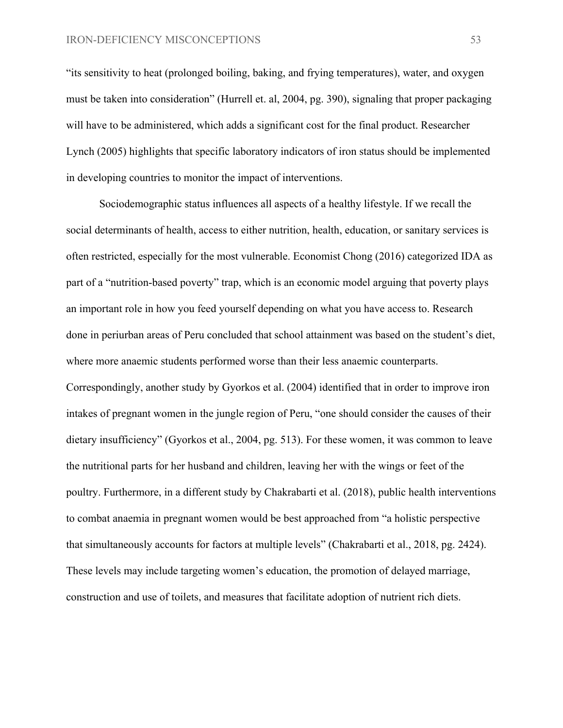"its sensitivity to heat (prolonged boiling, baking, and frying temperatures), water, and oxygen must be taken into consideration" (Hurrell et. al, 2004, pg. 390), signaling that proper packaging will have to be administered, which adds a significant cost for the final product. Researcher Lynch (2005) highlights that specific laboratory indicators of iron status should be implemented in developing countries to monitor the impact of interventions.

Sociodemographic status influences all aspects of a healthy lifestyle. If we recall the social determinants of health, access to either nutrition, health, education, or sanitary services is often restricted, especially for the most vulnerable. Economist Chong (2016) categorized IDA as part of a "nutrition-based poverty" trap, which is an economic model arguing that poverty plays an important role in how you feed yourself depending on what you have access to. Research done in periurban areas of Peru concluded that school attainment was based on the student's diet, where more anaemic students performed worse than their less anaemic counterparts. Correspondingly, another study by Gyorkos et al. (2004) identified that in order to improve iron intakes of pregnant women in the jungle region of Peru, "one should consider the causes of their dietary insufficiency" (Gyorkos et al., 2004, pg. 513). For these women, it was common to leave the nutritional parts for her husband and children, leaving her with the wings or feet of the poultry. Furthermore, in a different study by Chakrabarti et al. (2018), public health interventions to combat anaemia in pregnant women would be best approached from "a holistic perspective that simultaneously accounts for factors at multiple levels" (Chakrabarti et al., 2018, pg. 2424). These levels may include targeting women's education, the promotion of delayed marriage, construction and use of toilets, and measures that facilitate adoption of nutrient rich diets.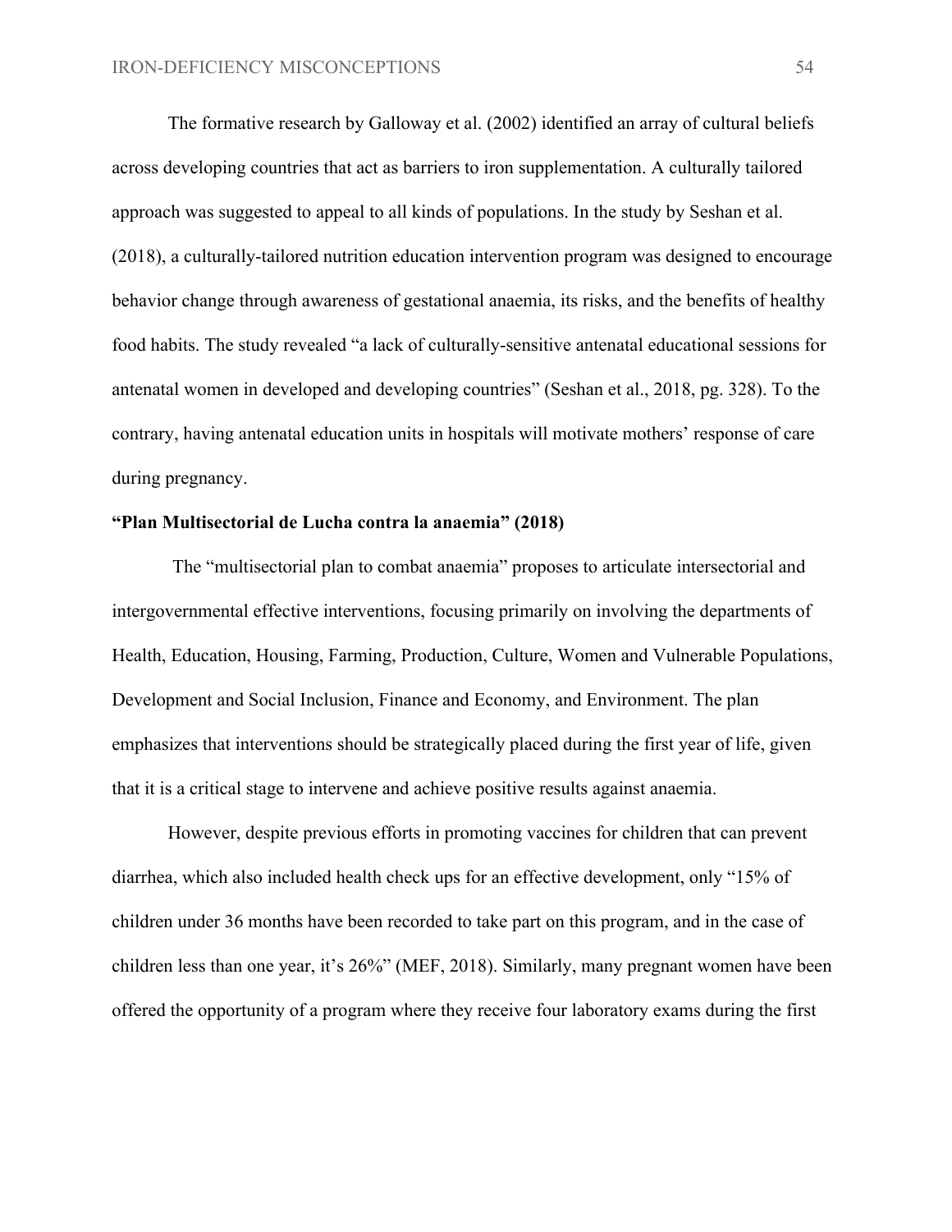The formative research by Galloway et al. (2002) identified an array of cultural beliefs across developing countries that act as barriers to iron supplementation. A culturally tailored approach was suggested to appeal to all kinds of populations. In the study by Seshan et al. (2018), a culturally-tailored nutrition education intervention program was designed to encourage behavior change through awareness of gestational anaemia, its risks, and the benefits of healthy food habits. The study revealed "a lack of culturally-sensitive antenatal educational sessions for antenatal women in developed and developing countries" (Seshan et al., 2018, pg. 328). To the contrary, having antenatal education units in hospitals will motivate mothers' response of care during pregnancy.

**"Plan Multisectorial de Lucha contra la anaemia" (2018)**

The "multisectorial plan to combat anaemia" proposes to articulate intersectorial and intergovernmental effective interventions, focusing primarily on involving the departments of Health, Education, Housing, Farming, Production, Culture, Women and Vulnerable Populations, Development and Social Inclusion, Finance and Economy, and Environment. The plan emphasizes that interventions should be strategically placed during the first year of life, given that it is a critical stage to intervene and achieve positive results against anaemia.

However, despite previous efforts in promoting vaccines for children that can prevent diarrhea, which also included health check ups for an effective development, only "15% of children under 36 months have been recorded to take part on this program, and in the case of children less than one year, it's 26%" (MEF, 2018). Similarly, many pregnant women have been offered the opportunity of a program where they receive four laboratory exams during the first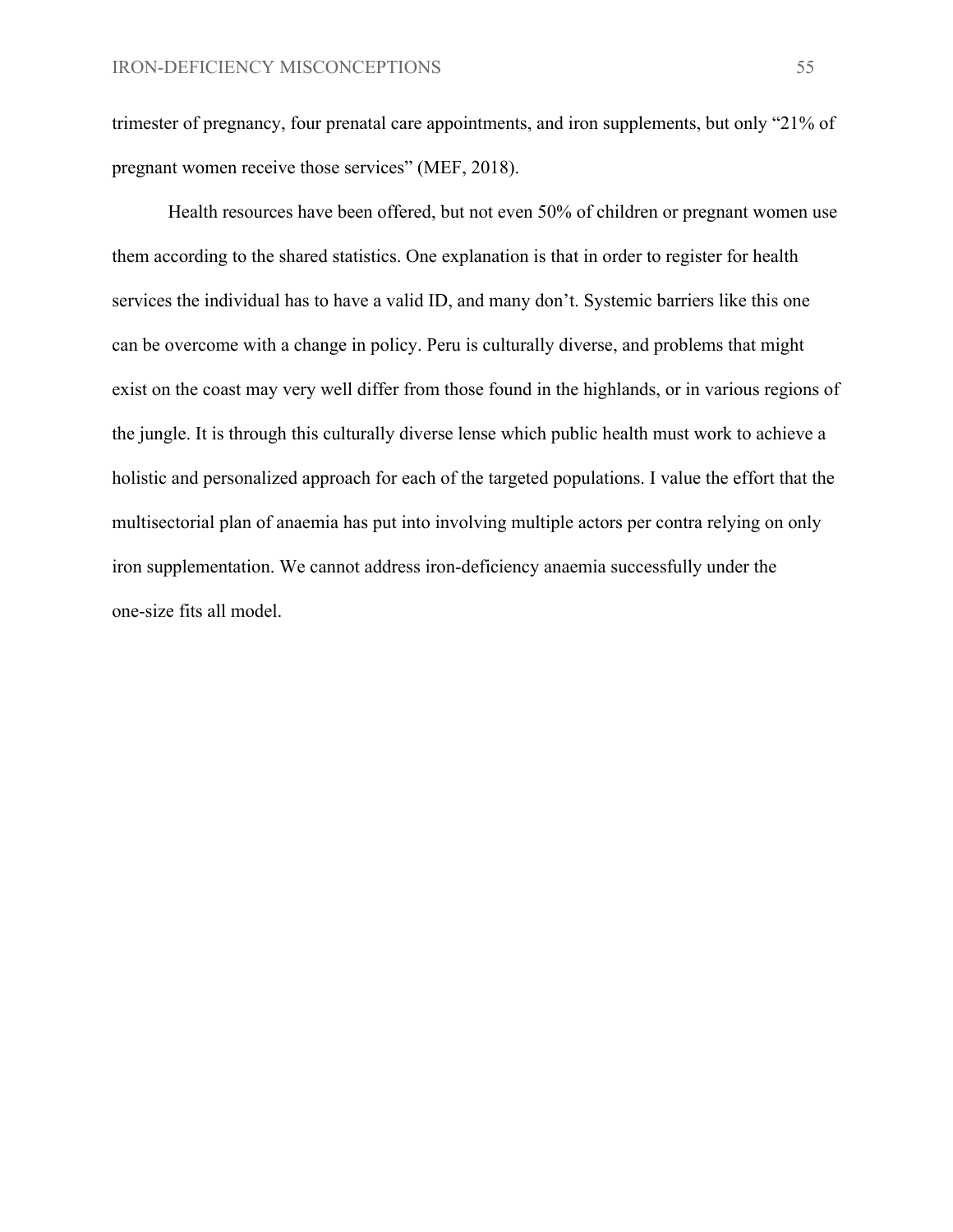trimester of pregnancy, four prenatal care appointments, and iron supplements, but only "21% of pregnant women receive those services" (MEF, 2018).

Health resources have been offered, but not even 50% of children or pregnant women use them according to the shared statistics. One explanation is that in order to register for health services the individual has to have a valid ID, and many don't. Systemic barriers like this one can be overcome with a change in policy. Peru is culturally diverse, and problems that might exist on the coast may very well differ from those found in the highlands, or in various regions of the jungle. It is through this culturally diverse lense which public health must work to achieve a holistic and personalized approach for each of the targeted populations. I value the effort that the multisectorial plan of anaemia has put into involving multiple actors per contra relying on only iron supplementation. We cannot address iron-deficiency anaemia successfully under the one-size fits all model.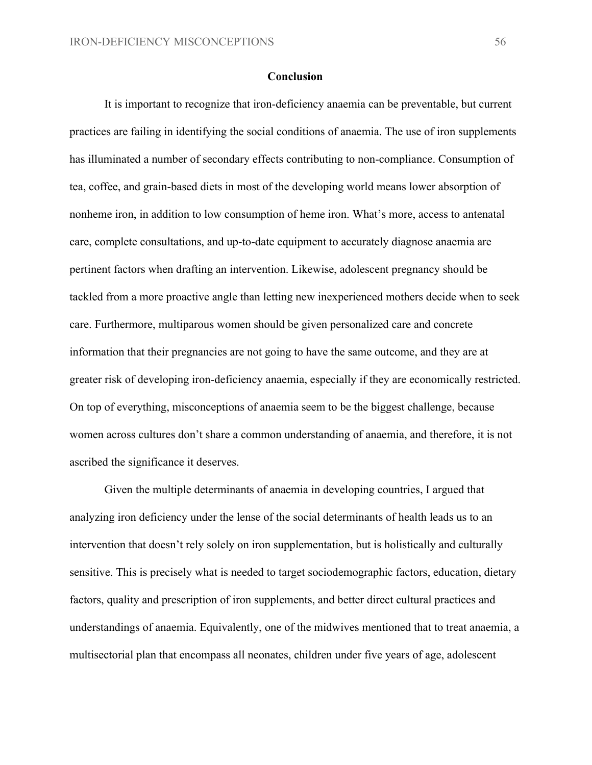## Conclusion

It is important to recognize that iron-deficiency anaemia can be preventable, but current practices are failing in identifying the social conditions of anaemia. The use of iron supplements has illuminated a number of secondary effects contributing to non-compliance. Consumption of tea, coffee, and grain-based diets in most of the developing world means lower absorption of nonheme iron, in addition to low consumption of heme iron. What's more, access to antenatal care, complete consultations, and up-to-date equipment to accurately diagnose anaemia are pertinent factors when drafting an intervention. Likewise, adolescent pregnancy should be tackled from a more proactive angle than letting new inexperienced mothers decide when to seek care. Furthermore, multiparous women should be given personalized care and concrete information that their pregnancies are not going to have the same outcome, and they are at greater risk of developing iron-deficiency anaemia, especially if they are economically restricted. On top of everything, misconceptions of anaemia seem to be the biggest challenge, because women across cultures don't share a common understanding of anaemia, and therefore, it is not ascribed the significance it deserves.

Given the multiple determinants of anaemia in developing countries, I argued that analyzing iron deficiency under the lense of the social determinants of health leads us to an intervention that doesn't rely solely on iron supplementation, but is holistically and culturally sensitive. This is precisely what is needed to target sociodemographic factors, education, dietary factors, quality and prescription of iron supplements, and better direct cultural practices and understandings of anaemia. Equivalently, one of the midwives mentioned that to treat anaemia, a multisectorial plan that encompass all neonates, children under five years of age, adolescent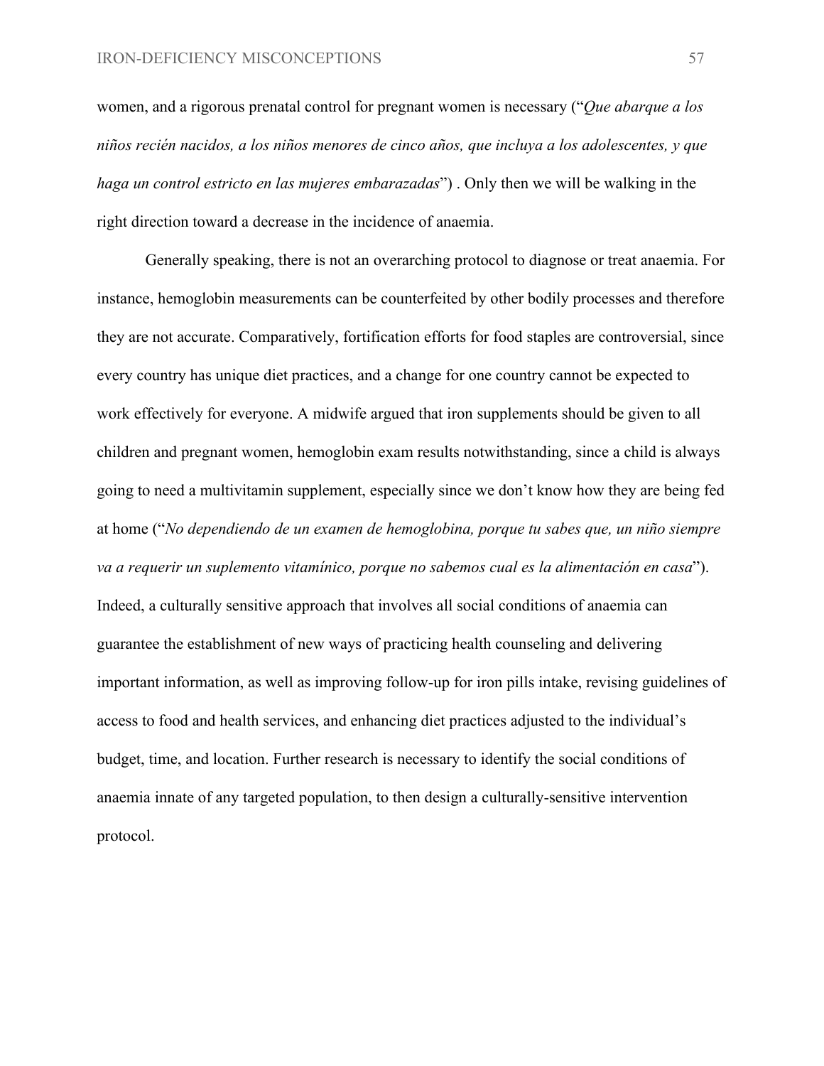women, and a rigorous prenatal control for pregnant women is necessary ("*Que abarque a los niños recién nacidos, a los niños menores de cinco años, que incluya a los adolescentes, y que haga un control estricto en las mujeres embarazadas*") . Only then we will be walking in the right direction toward a decrease in the incidence of anaemia.

Generally speaking, there is not an overarching protocol to diagnose or treat anaemia. For instance, hemoglobin measurements can be counterfeited by other bodily processes and therefore they are not accurate. Comparatively, fortification efforts for food staples are controversial, since every country has unique diet practices, and a change for one country cannot be expected to work effectively for everyone. A midwife argued that iron supplements should be given to all children and pregnant women, hemoglobin exam results notwithstanding, since a child is always going to need a multivitamin supplement, especially since we don't know how they are being fed at home ("*No dependiendo de un examen de hemoglobina, porque tu sabes que, un niño siempre va a requerir un suplemento vitamínico, porque no sabemos cual es la alimentación en casa*"). Indeed, a culturally sensitive approach that involves all social conditions of anaemia can guarantee the establishment of new ways of practicing health counseling and delivering important information, as well as improving follow-up for iron pills intake, revising guidelines of access to food and health services, and enhancing diet practices adjusted to the individual's budget, time, and location. Further research is necessary to identify the social conditions of anaemia innate of any targeted population, to then design a culturally-sensitive intervention protocol.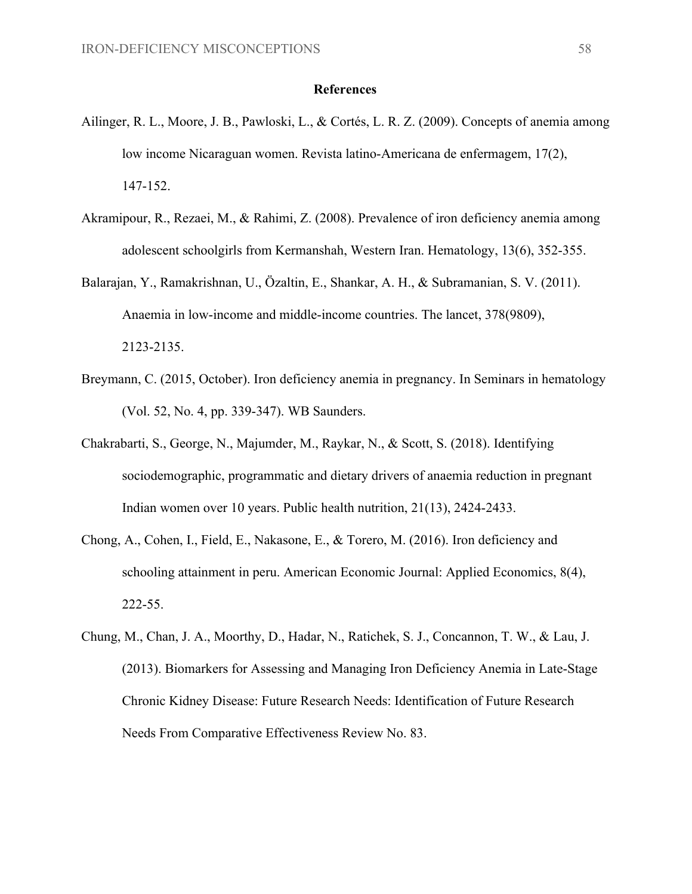# References

Ailinger, R. L., Moore, J. B., Pawloski, L., & Cortés, L. R. Z. (2009). Concepts of anemia among low income Nicaraguan women. Revista latino-Americana de enfermagem, 17(2), 147-152.

Akramipour, R., Rezaei, M., & Rahimi, Z. (2008). Prevalence of iron deficiency anemia among adolescent schoolgirls from Kermanshah, Western Iran. Hematology, 13(6), 352-355.

Balarajan, Y., Ramakrishnan, U., Özaltin, E., Shankar, A. H., & Subramanian, S. V. (2011). Anaemia in low-income and middle-income countries. The lancet, 378(9809), 2123-2135.

Breymann, C. (2015, October). Iron deficiency anemia in pregnancy. In Seminars in hematology (Vol. 52, No. 4, pp. 339-347). WB Saunders.

Chakrabarti, S., George, N., Majumder, M., Raykar, N., & Scott, S. (2018). Identifying sociodemographic, programmatic and dietary drivers of anaemia reduction in pregnant Indian women over 10 years. Public health nutrition, 21(13), 2424-2433.

Chong, A., Cohen, I., Field, E., Nakasone, E., & Torero, M. (2016). Iron deficiency and schooling attainment in peru. American Economic Journal: Applied Economics, 8(4), 222-55.

Chung, M., Chan, J. A., Moorthy, D., Hadar, N., Ratichek, S. J., Concannon, T. W., & Lau, J. (2013). Biomarkers for Assessing and Managing Iron Deficiency Anemia in Late-Stage Chronic Kidney Disease: Future Research Needs: Identification of Future Research Needs From Comparative Effectiveness Review No. 83.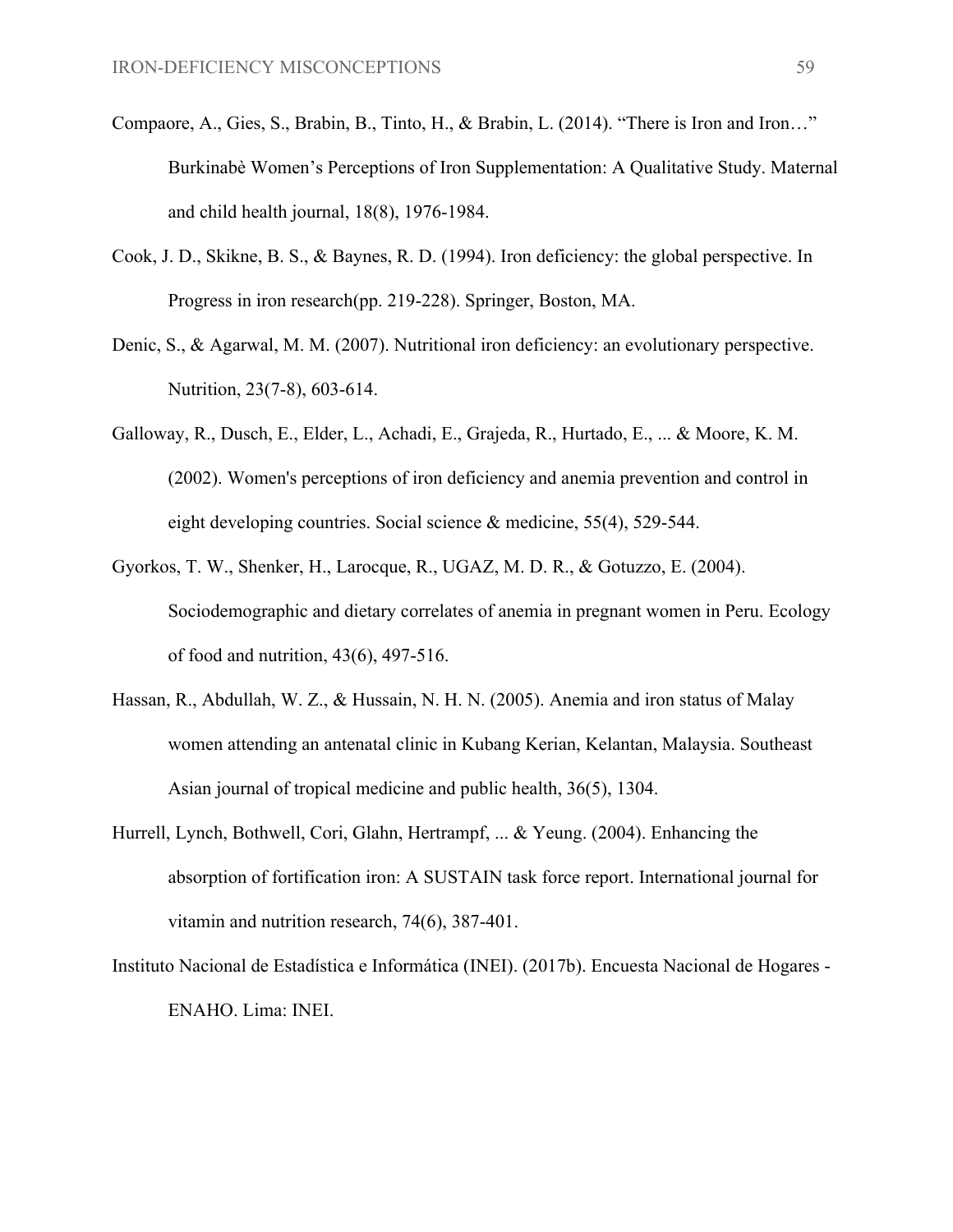Compaore, A., Gies, S., Brabin, B., Tinto, H., & Brabin, L. (2014). "There is Iron and Iron…" Burkinabè Women's Perceptions of Iron Supplementation: A Qualitative Study. Maternal and child health journal, 18(8), 1976-1984.

Cook, J. D., Skikne, B. S., & Baynes, R. D. (1994). Iron deficiency: the global perspective. In Progress in iron research(pp. 219-228). Springer, Boston, MA.

Denic, S., & Agarwal, M. M. (2007). Nutritional iron deficiency: an evolutionary perspective. Nutrition, 23(7-8), 603-614.

Galloway, R., Dusch, E., Elder, L., Achadi, E., Grajeda, R., Hurtado, E., ... & Moore, K. M. (2002). Women's perceptions of iron deficiency and anemia prevention and control in eight developing countries. Social science & medicine, 55(4), 529-544.

Gyorkos, T. W., Shenker, H., Larocque, R., UGAZ, M. D. R., & Gotuzzo, E. (2004). Sociodemographic and dietary correlates of anemia in pregnant women in Peru. Ecology of food and nutrition, 43(6), 497-516.

Hassan, R., Abdullah, W. Z., & Hussain, N. H. N. (2005). Anemia and iron status of Malay women attending an antenatal clinic in Kubang Kerian, Kelantan, Malaysia. Southeast Asian journal of tropical medicine and public health, 36(5), 1304.

Hurrell, Lynch, Bothwell, Cori, Glahn, Hertrampf, ... & Yeung. (2004). Enhancing the absorption of fortification iron: A SUSTAIN task force report. International journal for vitamin and nutrition research, 74(6), 387-401.

Instituto Nacional de Estadística e Informática (INEI). (2017b). Encuesta Nacional de Hogares - ENAHO. Lima: INEI.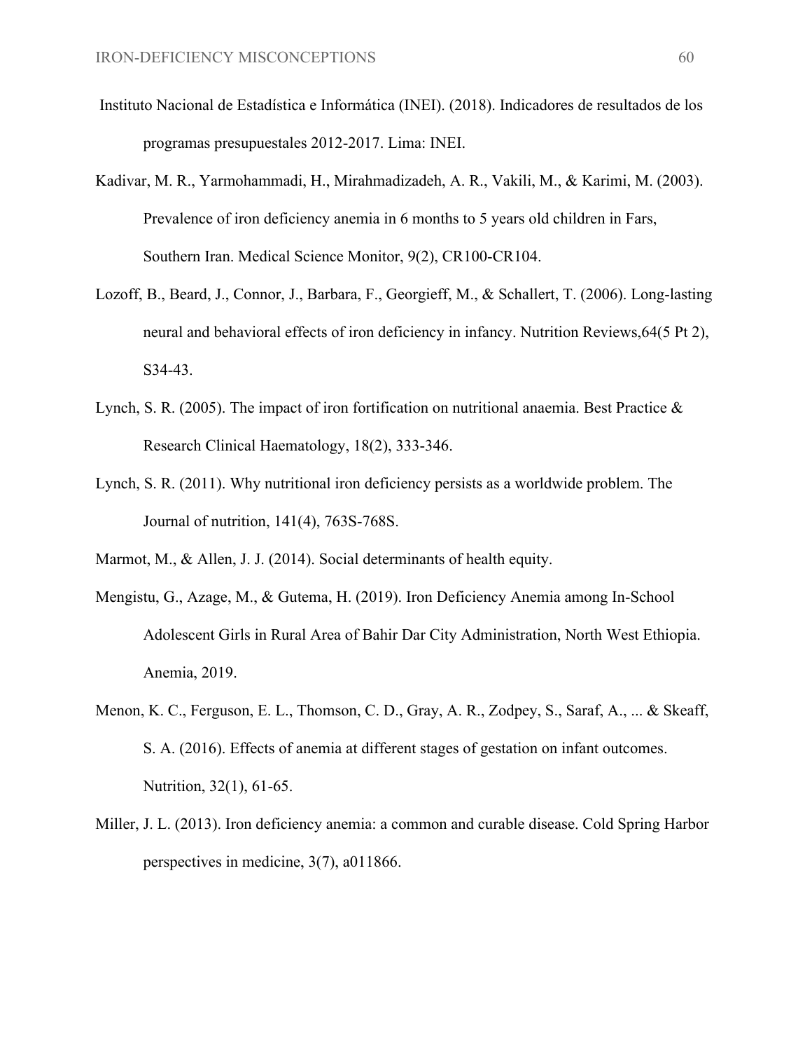Instituto Nacional de Estadística e Informática (INEI). (2018). Indicadores de resultados de los programas presupuestales 2012-2017. Lima: INEI.

Kadivar, M. R., Yarmohammadi, H., Mirahmadizadeh, A. R., Vakili, M., & Karimi, M. (2003). Prevalence of iron deficiency anemia in 6 months to 5 years old children in Fars, Southern Iran. Medical Science Monitor, 9(2), CR100-CR104.

Lozoff, B., Beard, J., Connor, J., Barbara, F., Georgieff, M., & Schallert, T. (2006). Long-lasting neural and behavioral effects of iron deficiency in infancy. Nutrition Reviews,64(5 Pt 2), S34-43.

Lynch, S. R. (2005). The impact of iron fortification on nutritional anaemia. Best Practice & Research Clinical Haematology, 18(2), 333-346.

Lynch, S. R. (2011). Why nutritional iron deficiency persists as a worldwide problem. The Journal of nutrition, 141(4), 763S-768S.

Marmot, M., & Allen, J. J. (2014). Social determinants of health equity.

Mengistu, G., Azage, M., & Gutema, H. (2019). Iron Deficiency Anemia among In-School Adolescent Girls in Rural Area of Bahir Dar City Administration, North West Ethiopia. Anemia, 2019.

Menon, K. C., Ferguson, E. L., Thomson, C. D., Gray, A. R., Zodpey, S., Saraf, A., ... & Skeaff, S. A. (2016). Effects of anemia at different stages of gestation on infant outcomes. Nutrition, 32(1), 61-65.

Miller, J. L. (2013). Iron deficiency anemia: a common and curable disease. Cold Spring Harbor perspectives in medicine, 3(7), a011866.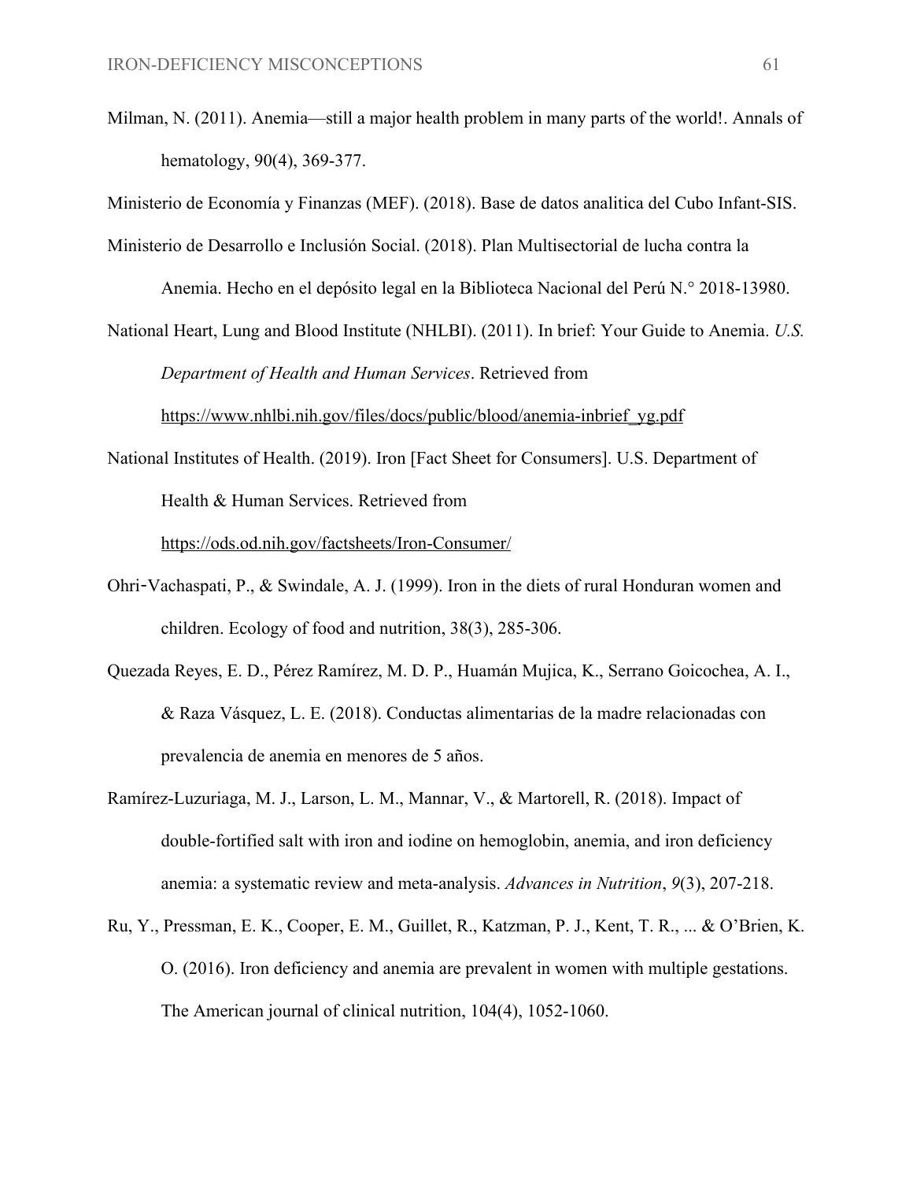Milman, N. (2011). Anemia—still a major health problem in many parts of the world!. Annals of hematology, 90(4), 369-377.

Ministerio de Economía y Finanzas (MEF). (2018). Base de datos analitica del Cubo Infant-SIS.

Ministerio de Desarrollo e Inclusión Social. (2018). Plan Multisectorial de lucha contra la Anemia. Hecho en el depósito legal en la Biblioteca Nacional del Perú N.° 2018-13980.

National Heart, Lung and Blood Institute (NHLBI). (2011). In brief: Your Guide to Anemia. *U.S. Department of Health and Human Services*. Retrieved from https://www.nhlbi.nih.gov/files/docs/public/blood/anemia-inbrief_yg.pdf

National Institutes of Health. (2019). Iron [Fact Sheet for Consumers]. U.S. Department of Health & Human Services. Retrieved from https://ods.od.nih.gov/factsheets/Iron-Consumer/

Ohri‐Vachaspati, P., & Swindale, A. J. (1999). Iron in the diets of rural Honduran women and children. Ecology of food and nutrition, 38(3), 285-306.

Quezada Reyes, E. D., Pérez Ramírez, M. D. P., Huamán Mujica, K., Serrano Goicochea, A. I., & Raza Vásquez, L. E. (2018). Conductas alimentarias de la madre relacionadas con prevalencia de anemia en menores de 5 años.

Ramírez-Luzuriaga, M. J., Larson, L. M., Mannar, V., & Martorell, R. (2018). Impact of double-fortified salt with iron and iodine on hemoglobin, anemia, and iron deficiency anemia: a systematic review and meta-analysis. *Advances in Nutrition*, *9*(3), 207-218.

Ru, Y., Pressman, E. K., Cooper, E. M., Guillet, R., Katzman, P. J., Kent, T. R., ... & O'Brien, K. O. (2016). Iron deficiency and anemia are prevalent in women with multiple gestations. The American journal of clinical nutrition, 104(4), 1052-1060.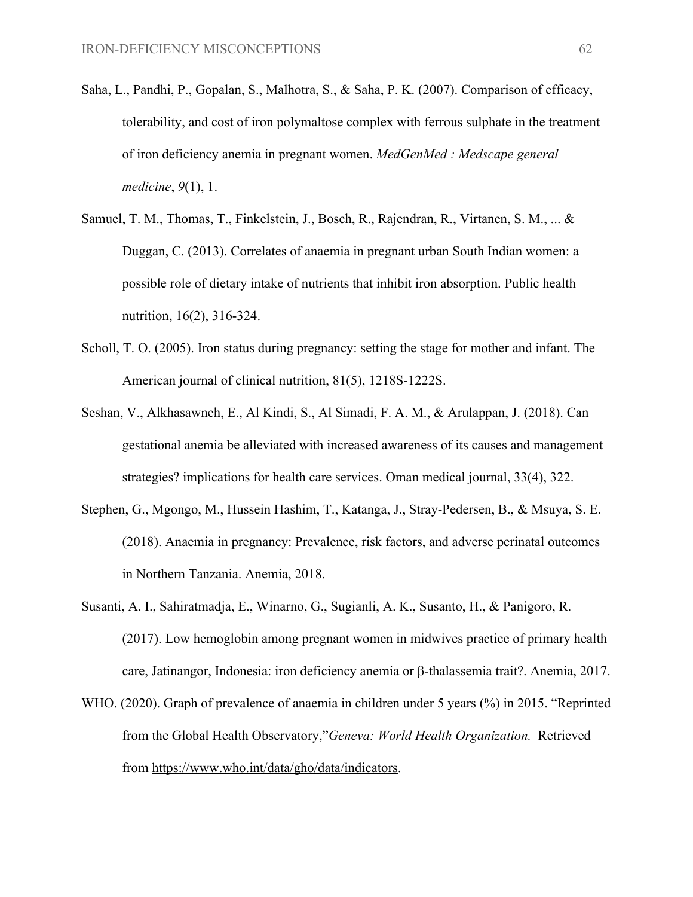Saha, L., Pandhi, P., Gopalan, S., Malhotra, S., & Saha, P. K. (2007). Comparison of efficacy, tolerability, and cost of iron polymaltose complex with ferrous sulphate in the treatment of iron deficiency anemia in pregnant women. *MedGenMed : Medscape general medicine*, *9*(1), 1.

Samuel, T. M., Thomas, T., Finkelstein, J., Bosch, R., Rajendran, R., Virtanen, S. M., ... & Duggan, C. (2013). Correlates of anaemia in pregnant urban South Indian women: a possible role of dietary intake of nutrients that inhibit iron absorption. Public health nutrition, 16(2), 316-324.

Scholl, T. O. (2005). Iron status during pregnancy: setting the stage for mother and infant. The American journal of clinical nutrition, 81(5), 1218S-1222S.

Seshan, V., Alkhasawneh, E., Al Kindi, S., Al Simadi, F. A. M., & Arulappan, J. (2018). Can gestational anemia be alleviated with increased awareness of its causes and management strategies? implications for health care services. Oman medical journal, 33(4), 322.

Stephen, G., Mgongo, M., Hussein Hashim, T., Katanga, J., Stray-Pedersen, B., & Msuya, S. E. (2018). Anaemia in pregnancy: Prevalence, risk factors, and adverse perinatal outcomes in Northern Tanzania. Anemia, 2018.

Susanti, A. I., Sahiratmadja, E., Winarno, G., Sugianli, A. K., Susanto, H., & Panigoro, R. (2017). Low hemoglobin among pregnant women in midwives practice of primary health care, Jatinangor, Indonesia: iron deficiency anemia or β-thalassemia trait?. Anemia, 2017.

WHO. (2020). Graph of prevalence of anaemia in children under 5 years (%) in 2015. "Reprinted from the Global Health Observatory,"*Geneva: World Health Organization.* Retrieved from https://www.who.int/data/gho/data/indicators.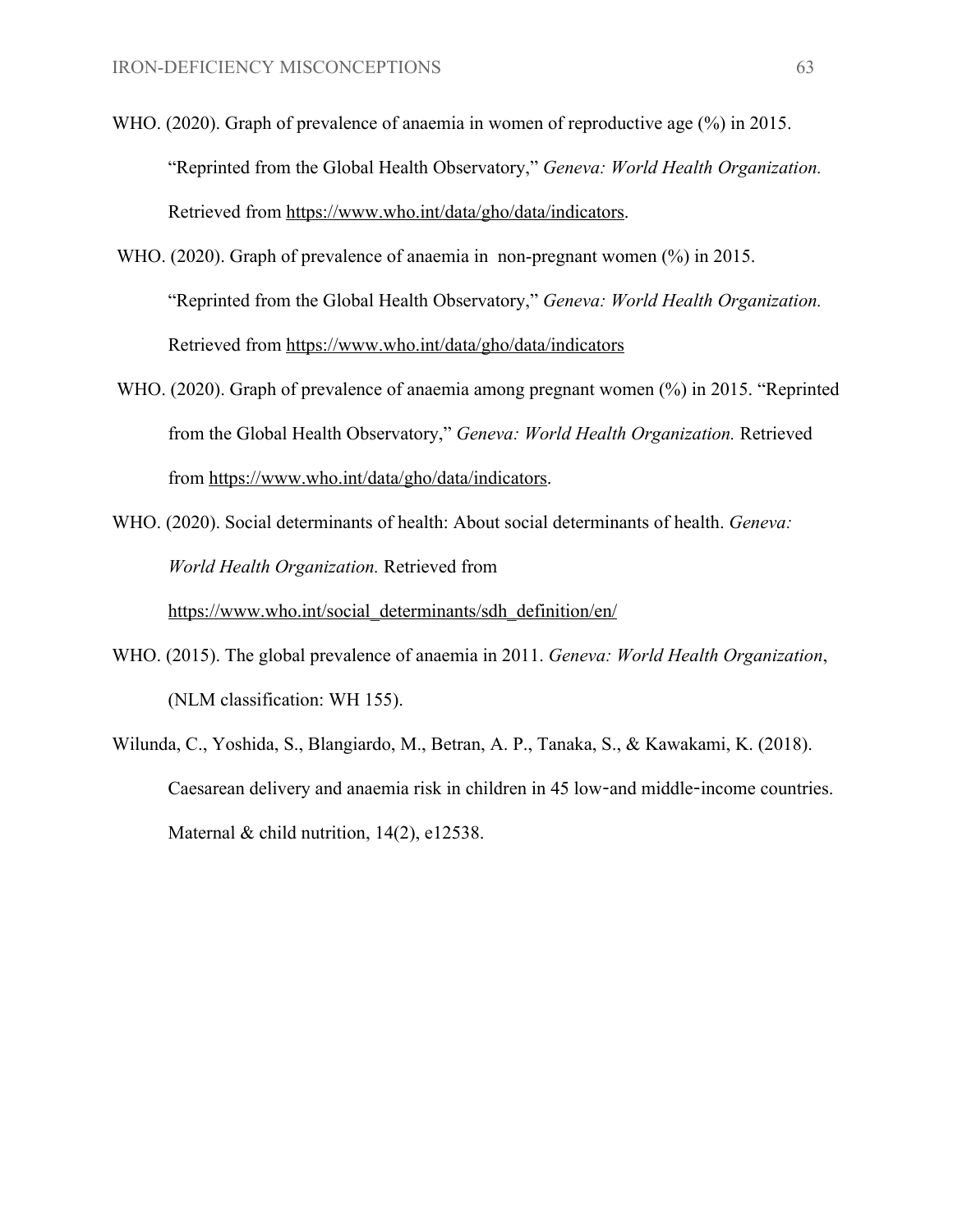WHO. (2020). Graph of prevalence of anaemia in women of reproductive age (%) in 2015. “Reprinted from the Global Health Observatory,” *Geneva: World Health Organization.* Retrieved from https://www.who.int/data/gho/data/indicators.

WHO. (2020). Graph of prevalence of anaemia in non-pregnant women (%) in 2015. “Reprinted from the Global Health Observatory,” *Geneva: World Health Organization.* Retrieved from https://www.who.int/data/gho/data/indicators

WHO. (2020). Graph of prevalence of anaemia among pregnant women (%) in 2015. “Reprinted from the Global Health Observatory,” *Geneva: World Health Organization.* Retrieved from https://www.who.int/data/gho/data/indicators.

WHO. (2020). Social determinants of health: About social determinants of health. *Geneva: World Health Organization.* Retrieved from https://www.who.int/social_determinants/sdh_definition/en/

WHO. (2015). The global prevalence of anaemia in 2011. *Geneva: World Health Organization*, (NLM classification: WH 155).

Wilunda, C., Yoshida, S., Blangiardo, M., Betran, A. P., Tanaka, S., & Kawakami, K. (2018). Caesarean delivery and anaemia risk in children in 45 low‐and middle‐income countries. Maternal & child nutrition, 14(2), e12538.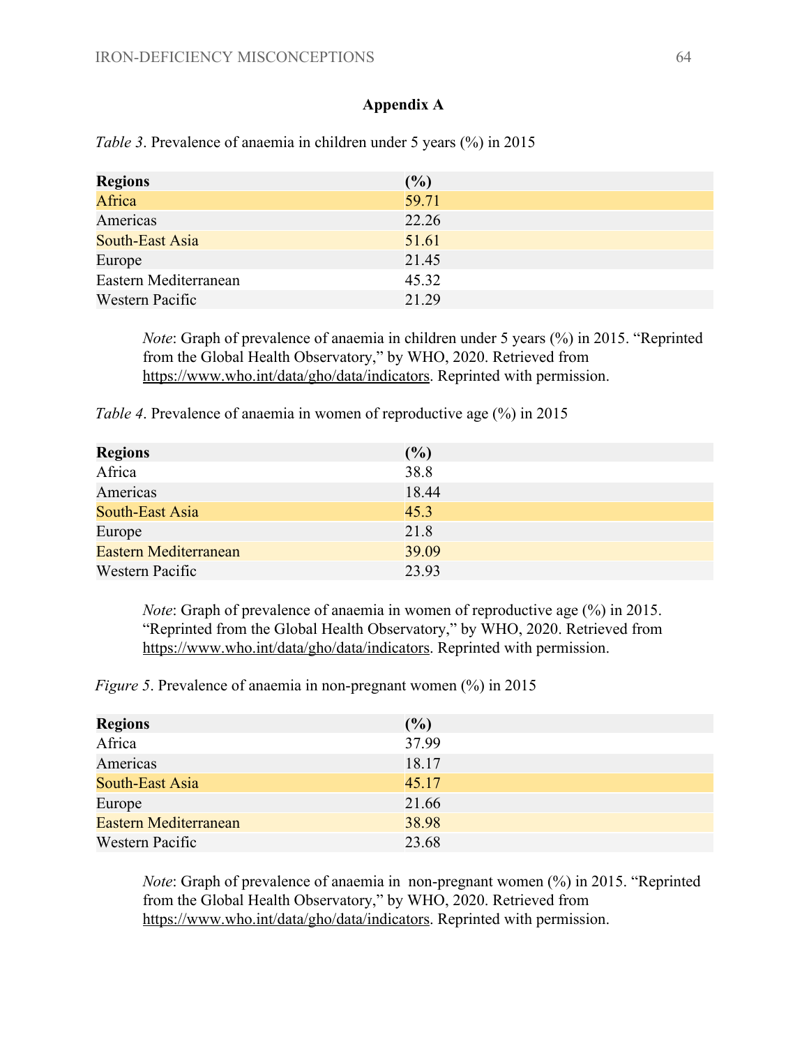## Appendix A

*Table 3*. Prevalence of anaemia in children under 5 years (%) in 2015

| Regions | (%) |
| --- | --- |
| Africa | 59.71 |
| Americas | 22.26 |
| South-East Asia | 51.61 |
| Europe | 21.45 |
| Eastern Mediterranean | 45.32 |
| Western Pacific | 21.29 |

> *Note*: Graph of prevalence of anaemia in children under 5 years (%) in 2015. "Reprinted from the Global Health Observatory," by WHO, 2020. Retrieved from https://www.who.int/data/gho/data/indicators. Reprinted with permission.

*Table 4*. Prevalence of anaemia in women of reproductive age (%) in 2015

| Regions | (%) |
| --- | --- |
| Africa | 38.8 |
| Americas | 18.44 |
| South-East Asia | 45.3 |
| Europe | 21.8 |
| Eastern Mediterranean | 39.09 |
| Western Pacific | 23.93 |

> *Note*: Graph of prevalence of anaemia in women of reproductive age (%) in 2015. "Reprinted from the Global Health Observatory," by WHO, 2020. Retrieved from https://www.who.int/data/gho/data/indicators. Reprinted with permission.

*Figure 5*. Prevalence of anaemia in non-pregnant women (%) in 2015

| Regions | (%) |
| --- | --- |
| Africa | 37.99 |
| Americas | 18.17 |
| South-East Asia | 45.17 |
| Europe | 21.66 |
| Eastern Mediterranean | 38.98 |
| Western Pacific | 23.68 |

> *Note*: Graph of prevalence of anaemia in non-pregnant women (%) in 2015. "Reprinted from the Global Health Observatory," by WHO, 2020. Retrieved from https://www.who.int/data/gho/data/indicators. Reprinted with permission.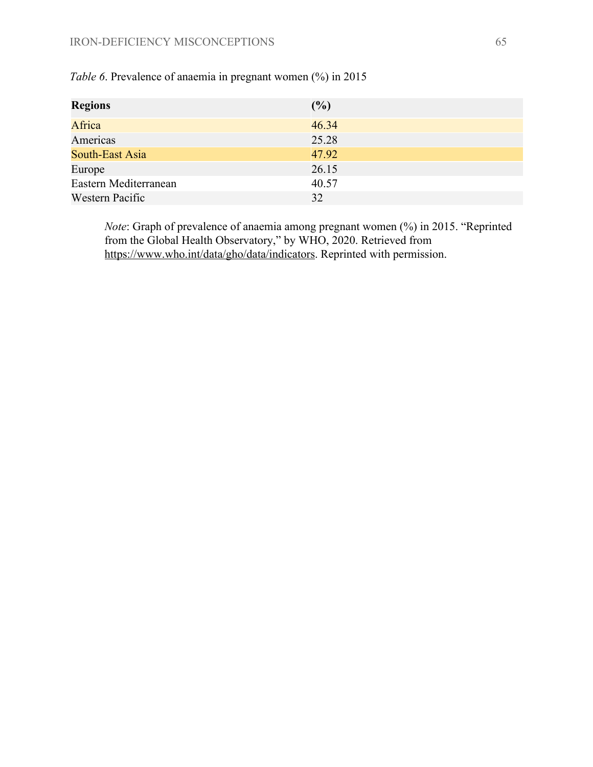*Table 6*. Prevalence of anaemia in pregnant women (%) in 2015

| **Regions** | **(%)** |
| --- | --- |
| Africa | 46.34 |
| Americas | 25.28 |
| South-East Asia | 47.92 |
| Europe | 26.15 |
| Eastern Mediterranean | 40.57 |
| Western Pacific | 32 |

*Note*: Graph of prevalence of anaemia among pregnant women (%) in 2015. "Reprinted from the Global Health Observatory," by WHO, 2020. Retrieved from https://www.who.int/data/gho/data/indicators. Reprinted with permission.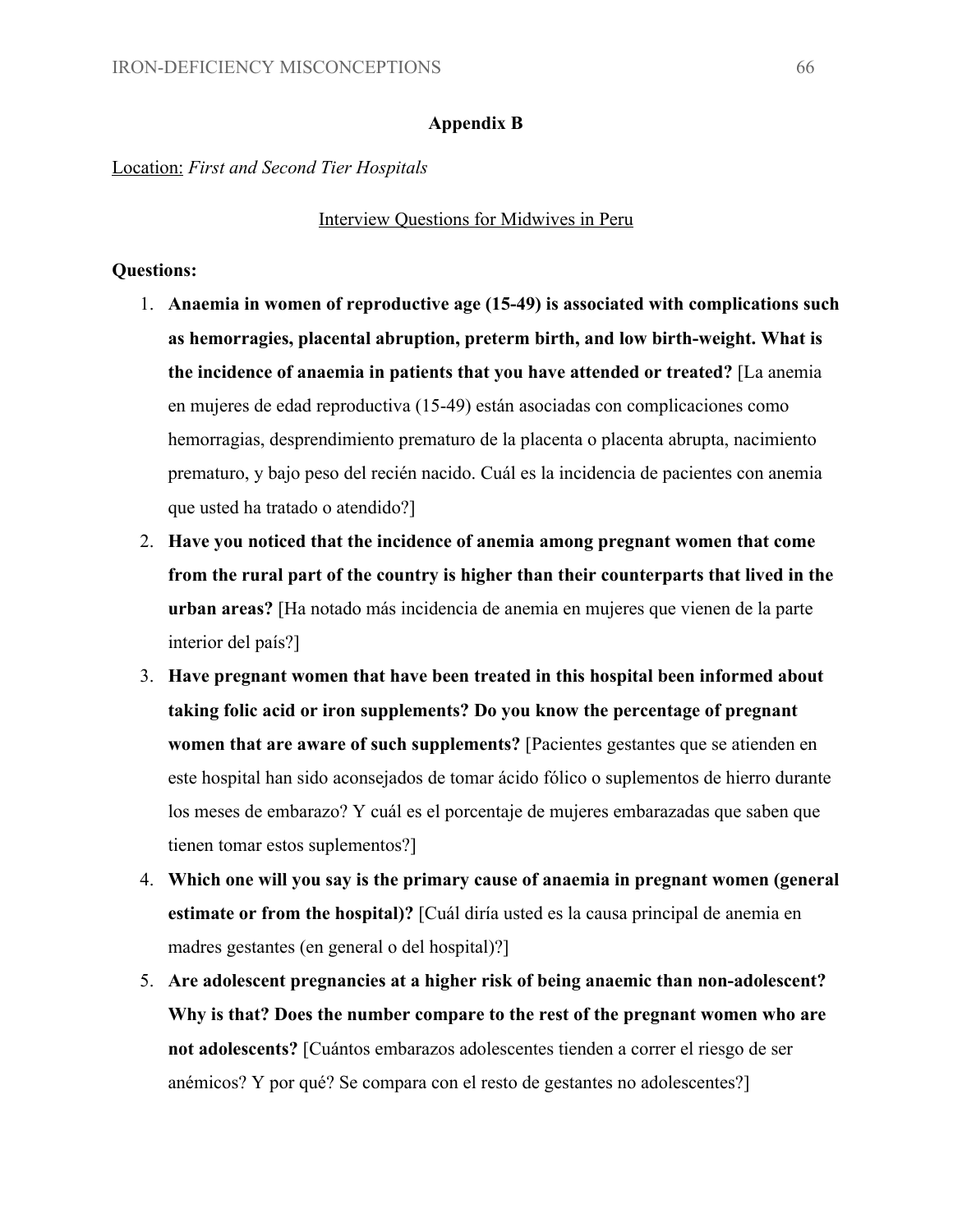## Appendix B

<u>Location:</u> *First and Second Tier Hospitals*

<u>Interview Questions for Midwives in Peru</u>

**Questions:**

1. **Anaemia in women of reproductive age (15-49) is associated with complications such as hemorragies, placental abruption, preterm birth, and low birth-weight. What is the incidence of anaemia in patients that you have attended or treated?** [La anemia en mujeres de edad reproductiva (15-49) están asociadas con complicaciones como hemorragias, desprendimiento prematuro de la placenta o placenta abrupta, nacimiento prematuro, y bajo peso del recién nacido. Cuál es la incidencia de pacientes con anemia que usted ha tratado o atendido?]
2. **Have you noticed that the incidence of anemia among pregnant women that come from the rural part of the country is higher than their counterparts that lived in the urban areas?** [Ha notado más incidencia de anemia en mujeres que vienen de la parte interior del país?]
3. **Have pregnant women that have been treated in this hospital been informed about taking folic acid or iron supplements? Do you know the percentage of pregnant women that are aware of such supplements?** [Pacientes gestantes que se atienden en este hospital han sido aconsejados de tomar ácido fólico o suplementos de hierro durante los meses de embarazo? Y cuál es el porcentaje de mujeres embarazadas que saben que tienen tomar estos suplementos?]
4. **Which one will you say is the primary cause of anaemia in pregnant women (general estimate or from the hospital)?** [Cuál diría usted es la causa principal de anemia en madres gestantes (en general o del hospital)?]
5. **Are adolescent pregnancies at a higher risk of being anaemic than non-adolescent? Why is that? Does the number compare to the rest of the pregnant women who are not adolescents?** [Cuántos embarazos adolescentes tienden a correr el riesgo de ser anémicos? Y por qué? Se compara con el resto de gestantes no adolescentes?]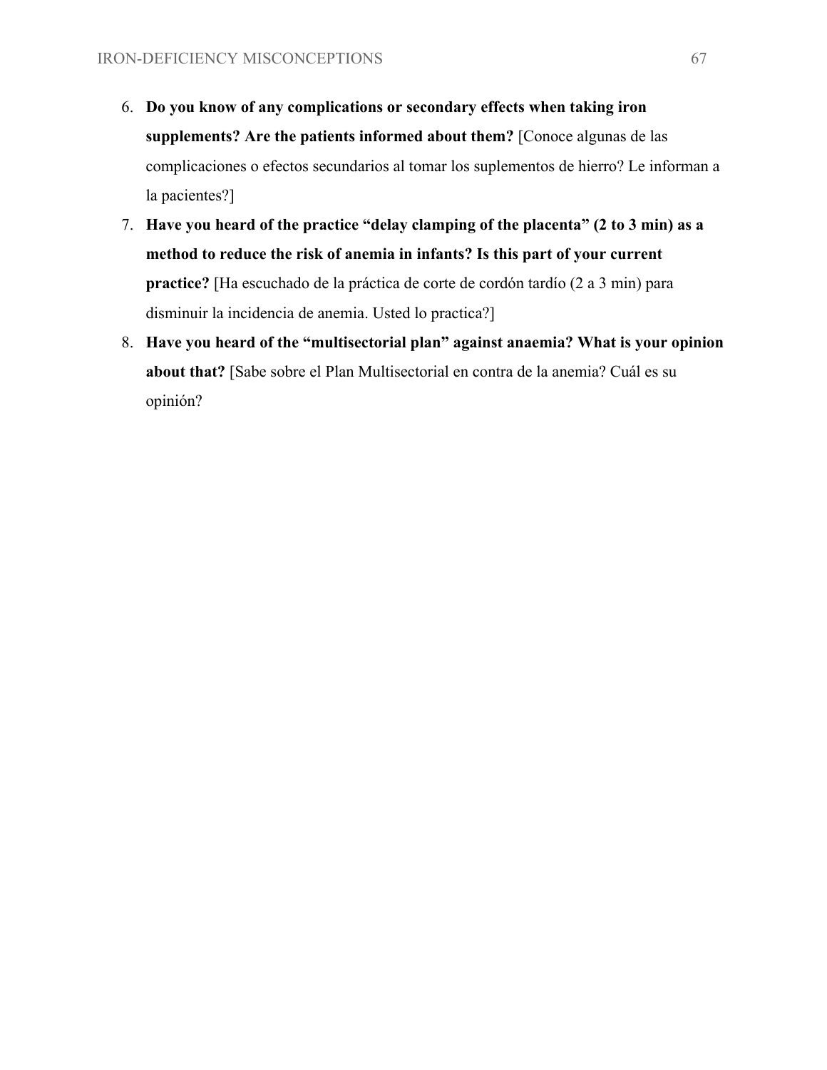6. **Do you know of any complications or secondary effects when taking iron supplements? Are the patients informed about them?** [Conoce algunas de las complicaciones o efectos secundarios al tomar los suplementos de hierro? Le informan a la pacientes?]
7. **Have you heard of the practice "delay clamping of the placenta" (2 to 3 min) as a method to reduce the risk of anemia in infants? Is this part of your current practice?** [Ha escuchado de la práctica de corte de cordón tardío (2 a 3 min) para disminuir la incidencia de anemia. Usted lo practica?]
8. **Have you heard of the "multisectorial plan" against anaemia? What is your opinion about that?** [Sabe sobre el Plan Multisectorial en contra de la anemia? Cuál es su opinión?